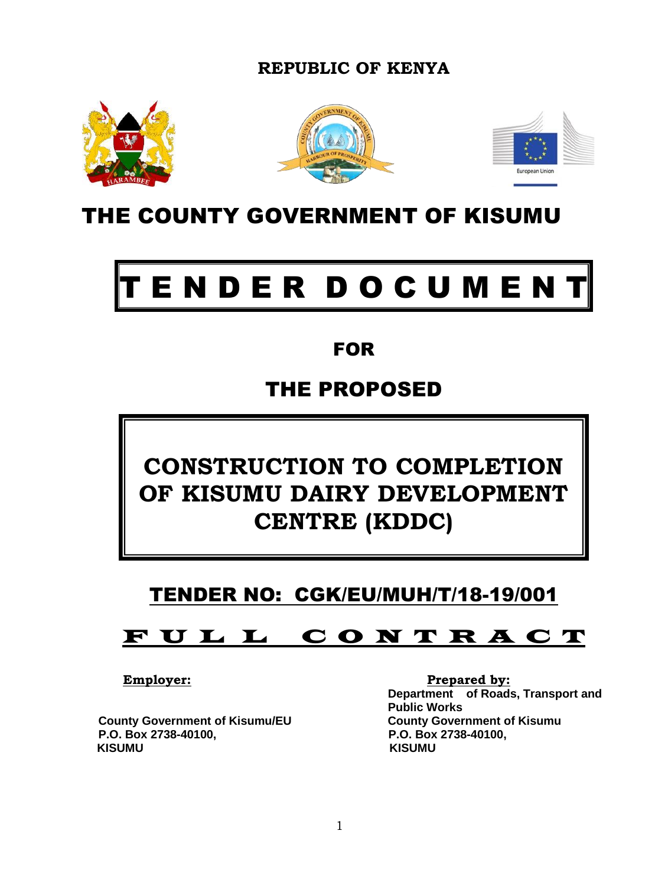**REPUBLIC OF KENYA**

# THE COUNTY GOVERNMENT OF KISUMU

# T E N D E R  D O C U M E N T

## FOR

## THE PROPOSED

# CONSTRUCTION TO COMPLETION OF KISUMU DAIRY DEVELOPMENT CENTRE (KDDC)

## TENDER NO: CGK/EU/MUH/T/18-19/001

## F U L L   C O N T R A C T

**Employer:**

**County Government of Kisumu/EU**
**P.O. Box 2738-40100,**
**KISUMU**

**Prepared by:**

**Department of Roads, Transport and Public Works**
**County Government of Kisumu**
**P.O. Box 2738-40100,**
**KISUMU**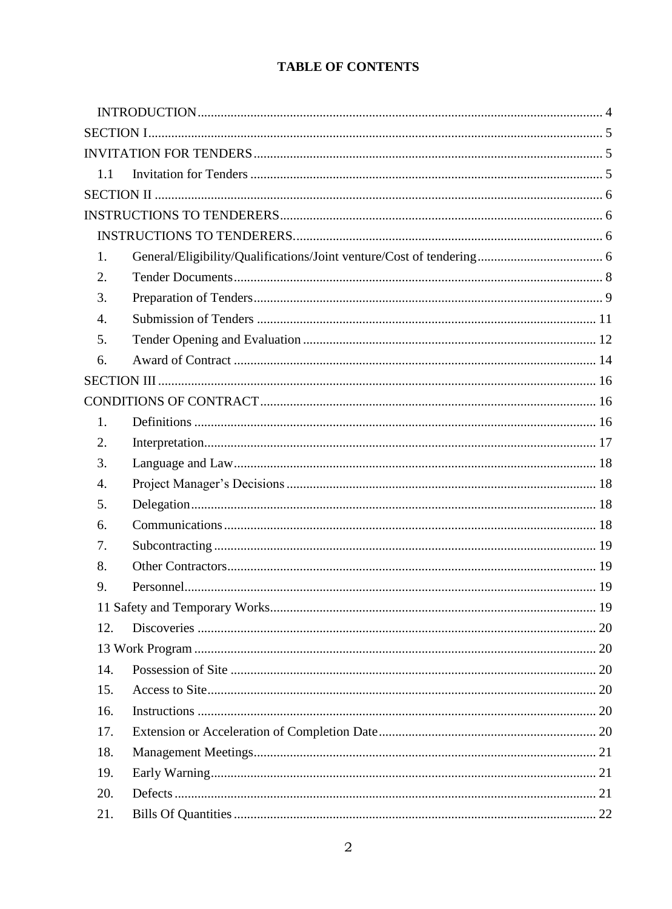# TABLE OF CONTENTS

INTRODUCTION ..... 4

SECTION I ..... 5

INVITATION FOR TENDERS ..... 5

1.1 Invitation for Tenders ..... 5

SECTION II ..... 6

INSTRUCTIONS TO TENDERERS ..... 6

INSTRUCTIONS TO TENDERERS ..... 6

1. General/Eligibility/Qualifications/Joint venture/Cost of tendering ..... 6
2. Tender Documents ..... 8
3. Preparation of Tenders ..... 9
4. Submission of Tenders ..... 11
5. Tender Opening and Evaluation ..... 12
6. Award of Contract ..... 14

SECTION III ..... 16

CONDITIONS OF CONTRACT ..... 16

1. Definitions ..... 16
2. Interpretation ..... 17
3. Language and Law ..... 18
4. Project Manager's Decisions ..... 18
5. Delegation ..... 18
6. Communications ..... 18
7. Subcontracting ..... 19
8. Other Contractors ..... 19
9. Personnel ..... 19

11 Safety and Temporary Works ..... 19

12. Discoveries ..... 20

13 Work Program ..... 20

14. Possession of Site ..... 20
15. Access to Site ..... 20
16. Instructions ..... 20
17. Extension or Acceleration of Completion Date ..... 20
18. Management Meetings ..... 21
19. Early Warning ..... 21
20. Defects ..... 21
21. Bills Of Quantities ..... 22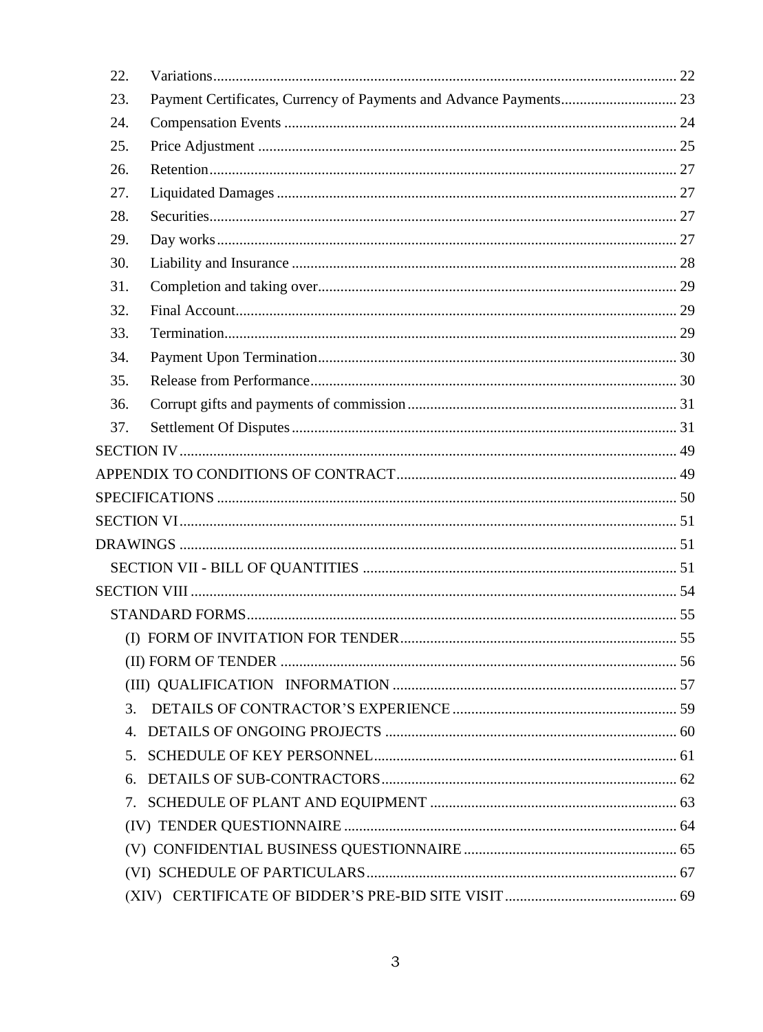22. Variations ........................................................................................................................ 22
23. Payment Certificates, Currency of Payments and Advance Payments.............................. 23
24. Compensation Events ...................................................................................................... 24
25. Price Adjustment ............................................................................................................. 25
26. Retention .......................................................................................................................... 27
27. Liquidated Damages ........................................................................................................ 27
28. Securities .......................................................................................................................... 27
29. Day works ........................................................................................................................ 27
30. Liability and Insurance .................................................................................................... 28
31. Completion and taking over ............................................................................................. 29
32. Final Account ................................................................................................................... 29
33. Termination ...................................................................................................................... 29
34. Payment Upon Termination ............................................................................................. 30
35. Release from Performance ............................................................................................... 30
36. Corrupt gifts and payments of commission ..................................................................... 31
37. Settlement Of Disputes .................................................................................................... 31

SECTION IV ................................................................................................................................ 49

APPENDIX TO CONDITIONS OF CONTRACT ........................................................................ 49

SPECIFICATIONS ....................................................................................................................... 50

SECTION VI ................................................................................................................................ 51

DRAWINGS ................................................................................................................................. 51

SECTION VII - BILL OF QUANTITIES ................................................................................ 51

SECTION VIII .............................................................................................................................. 54

STANDARD FORMS ............................................................................................................... 55

(I) FORM OF INVITATION FOR TENDER ....................................................................... 55

(II) FORM OF TENDER ....................................................................................................... 56

(III) QUALIFICATION INFORMATION .......................................................................... 57

3. DETAILS OF CONTRACTOR'S EXPERIENCE .......................................................... 59

4. DETAILS OF ONGOING PROJECTS ............................................................................ 60

5. SCHEDULE OF KEY PERSONNEL ............................................................................... 61

6. DETAILS OF SUB-CONTRACTORS ............................................................................. 62

7. SCHEDULE OF PLANT AND EQUIPMENT ................................................................ 63

(IV) TENDER QUESTIONNAIRE ........................................................................................ 64

(V) CONFIDENTIAL BUSINESS QUESTIONNAIRE ........................................................ 65

(VI) SCHEDULE OF PARTICULARS .................................................................................. 67

(XIV) CERTIFICATE OF BIDDER'S PRE-BID SITE VISIT .............................................. 69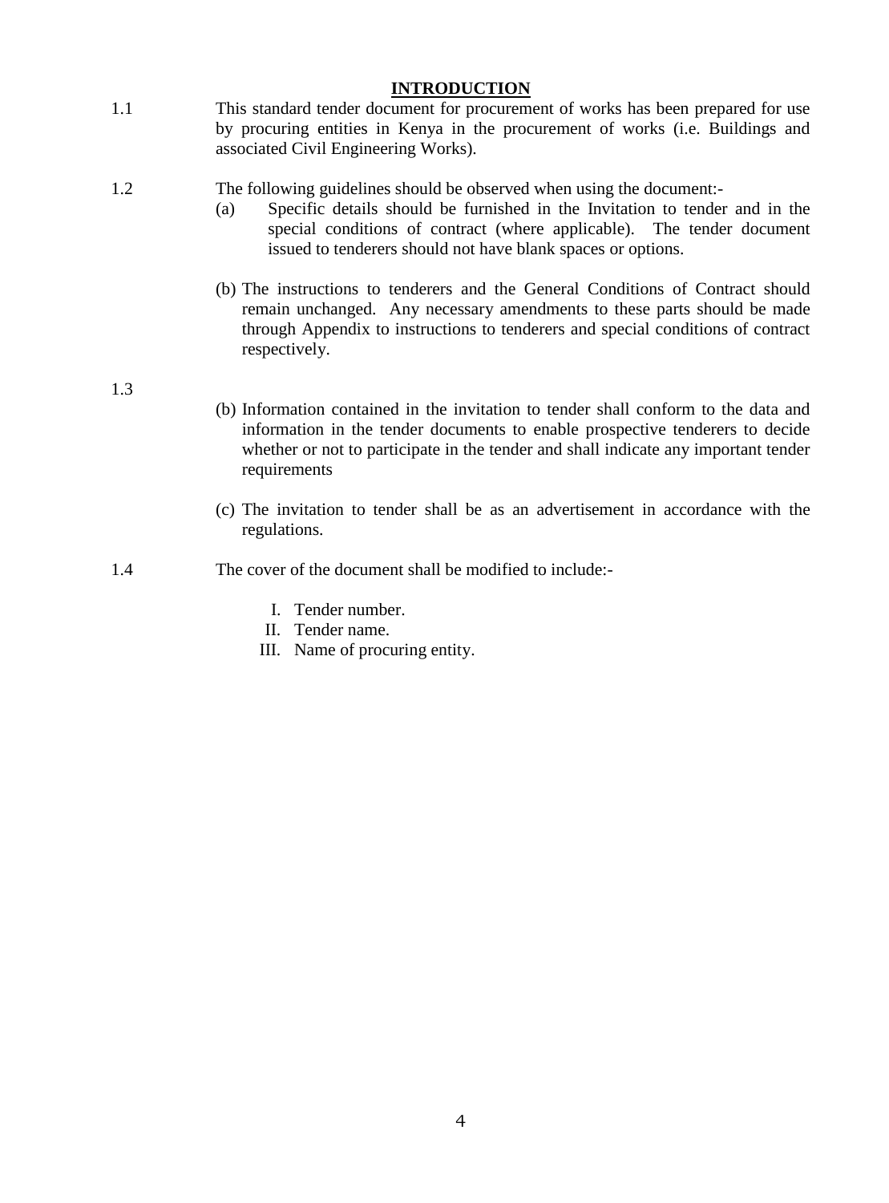# INTRODUCTION

1.1 This standard tender document for procurement of works has been prepared for use by procuring entities in Kenya in the procurement of works (i.e. Buildings and associated Civil Engineering Works).

1.2 The following guidelines should be observed when using the document:-

(a) Specific details should be furnished in the Invitation to tender and in the special conditions of contract (where applicable). The tender document issued to tenderers should not have blank spaces or options.

(b) The instructions to tenderers and the General Conditions of Contract should remain unchanged. Any necessary amendments to these parts should be made through Appendix to instructions to tenderers and special conditions of contract respectively.

1.3

(b) Information contained in the invitation to tender shall conform to the data and information in the tender documents to enable prospective tenderers to decide whether or not to participate in the tender and shall indicate any important tender requirements

(c) The invitation to tender shall be as an advertisement in accordance with the regulations.

1.4 The cover of the document shall be modified to include:-

I. Tender number.
II. Tender name.
III. Name of procuring entity.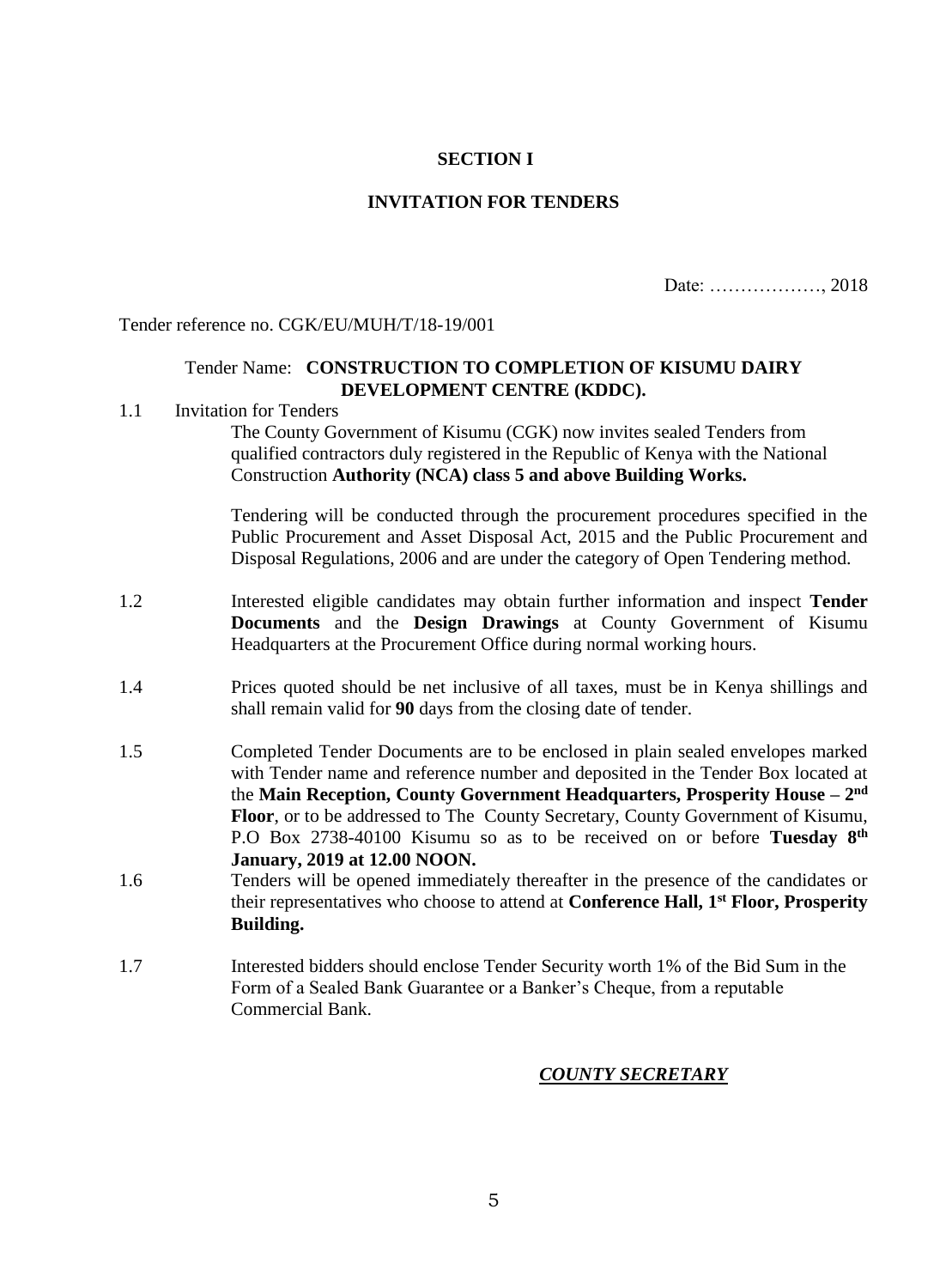# SECTION I

## INVITATION FOR TENDERS

Date: ………………, 2018

Tender reference no. CGK/EU/MUH/T/18-19/001

Tender Name: **CONSTRUCTION TO COMPLETION OF KISUMU DAIRY DEVELOPMENT CENTRE (KDDC).**

1.1 Invitation for Tenders

The County Government of Kisumu (CGK) now invites sealed Tenders from qualified contractors duly registered in the Republic of Kenya with the National Construction **Authority (NCA) class 5 and above Building Works.**

Tendering will be conducted through the procurement procedures specified in the Public Procurement and Asset Disposal Act, 2015 and the Public Procurement and Disposal Regulations, 2006 and are under the category of Open Tendering method.

1.2 Interested eligible candidates may obtain further information and inspect **Tender Documents** and the **Design Drawings** at County Government of Kisumu Headquarters at the Procurement Office during normal working hours.

1.4 Prices quoted should be net inclusive of all taxes, must be in Kenya shillings and shall remain valid for **90** days from the closing date of tender.

1.5 Completed Tender Documents are to be enclosed in plain sealed envelopes marked with Tender name and reference number and deposited in the Tender Box located at the **Main Reception, County Government Headquarters, Prosperity House – 2nd Floor**, or to be addressed to The County Secretary, County Government of Kisumu, P.O Box 2738-40100 Kisumu so as to be received on or before **Tuesday 8th January, 2019 at 12.00 NOON.**

1.6 Tenders will be opened immediately thereafter in the presence of the candidates or their representatives who choose to attend at **Conference Hall, 1st Floor, Prosperity Building.**

1.7 Interested bidders should enclose Tender Security worth 1% of the Bid Sum in the Form of a Sealed Bank Guarantee or a Banker's Cheque, from a reputable Commercial Bank.

***COUNTY SECRETARY***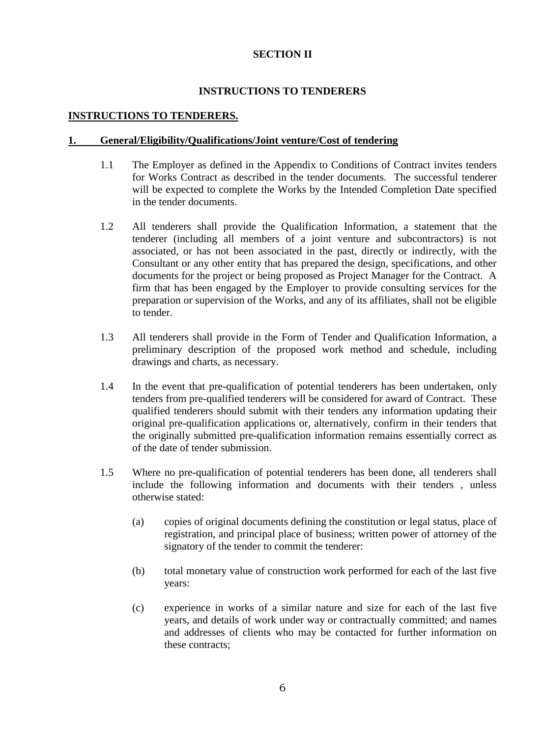**SECTION II**

**INSTRUCTIONS TO TENDERERS**

**INSTRUCTIONS TO TENDERERS.**

**1. General/Eligibility/Qualifications/Joint venture/Cost of tendering**

1.1 The Employer as defined in the Appendix to Conditions of Contract invites tenders for Works Contract as described in the tender documents. The successful tenderer will be expected to complete the Works by the Intended Completion Date specified in the tender documents.

1.2 All tenderers shall provide the Qualification Information, a statement that the tenderer (including all members of a joint venture and subcontractors) is not associated, or has not been associated in the past, directly or indirectly, with the Consultant or any other entity that has prepared the design, specifications, and other documents for the project or being proposed as Project Manager for the Contract. A firm that has been engaged by the Employer to provide consulting services for the preparation or supervision of the Works, and any of its affiliates, shall not be eligible to tender.

1.3 All tenderers shall provide in the Form of Tender and Qualification Information, a preliminary description of the proposed work method and schedule, including drawings and charts, as necessary.

1.4 In the event that pre-qualification of potential tenderers has been undertaken, only tenders from pre-qualified tenderers will be considered for award of Contract. These qualified tenderers should submit with their tenders any information updating their original pre-qualification applications or, alternatively, confirm in their tenders that the originally submitted pre-qualification information remains essentially correct as of the date of tender submission.

1.5 Where no pre-qualification of potential tenderers has been done, all tenderers shall include the following information and documents with their tenders , unless otherwise stated:

(a) copies of original documents defining the constitution or legal status, place of registration, and principal place of business; written power of attorney of the signatory of the tender to commit the tenderer:

(b) total monetary value of construction work performed for each of the last five years:

(c) experience in works of a similar nature and size for each of the last five years, and details of work under way or contractually committed; and names and addresses of clients who may be contacted for further information on these contracts;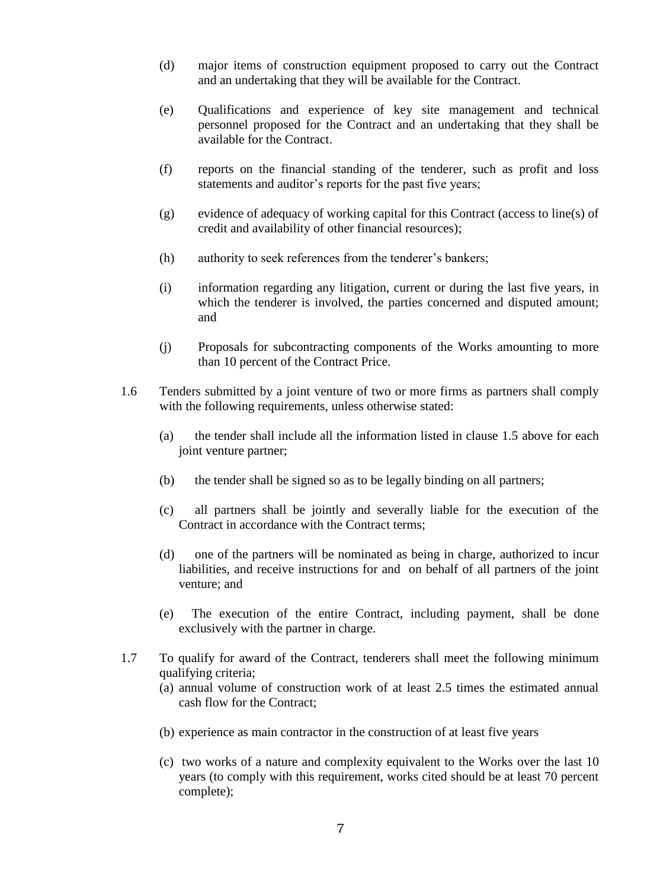(d) major items of construction equipment proposed to carry out the Contract and an undertaking that they will be available for the Contract.

(e) Qualifications and experience of key site management and technical personnel proposed for the Contract and an undertaking that they shall be available for the Contract.

(f) reports on the financial standing of the tenderer, such as profit and loss statements and auditor's reports for the past five years;

(g) evidence of adequacy of working capital for this Contract (access to line(s) of credit and availability of other financial resources);

(h) authority to seek references from the tenderer's bankers;

(i) information regarding any litigation, current or during the last five years, in which the tenderer is involved, the parties concerned and disputed amount; and

(j) Proposals for subcontracting components of the Works amounting to more than 10 percent of the Contract Price.

1.6 Tenders submitted by a joint venture of two or more firms as partners shall comply with the following requirements, unless otherwise stated:

(a) the tender shall include all the information listed in clause 1.5 above for each joint venture partner;

(b) the tender shall be signed so as to be legally binding on all partners;

(c) all partners shall be jointly and severally liable for the execution of the Contract in accordance with the Contract terms;

(d) one of the partners will be nominated as being in charge, authorized to incur liabilities, and receive instructions for and on behalf of all partners of the joint venture; and

(e) The execution of the entire Contract, including payment, shall be done exclusively with the partner in charge.

1.7 To qualify for award of the Contract, tenderers shall meet the following minimum qualifying criteria;

(a) annual volume of construction work of at least 2.5 times the estimated annual cash flow for the Contract;

(b) experience as main contractor in the construction of at least five years

(c) two works of a nature and complexity equivalent to the Works over the last 10 years (to comply with this requirement, works cited should be at least 70 percent complete);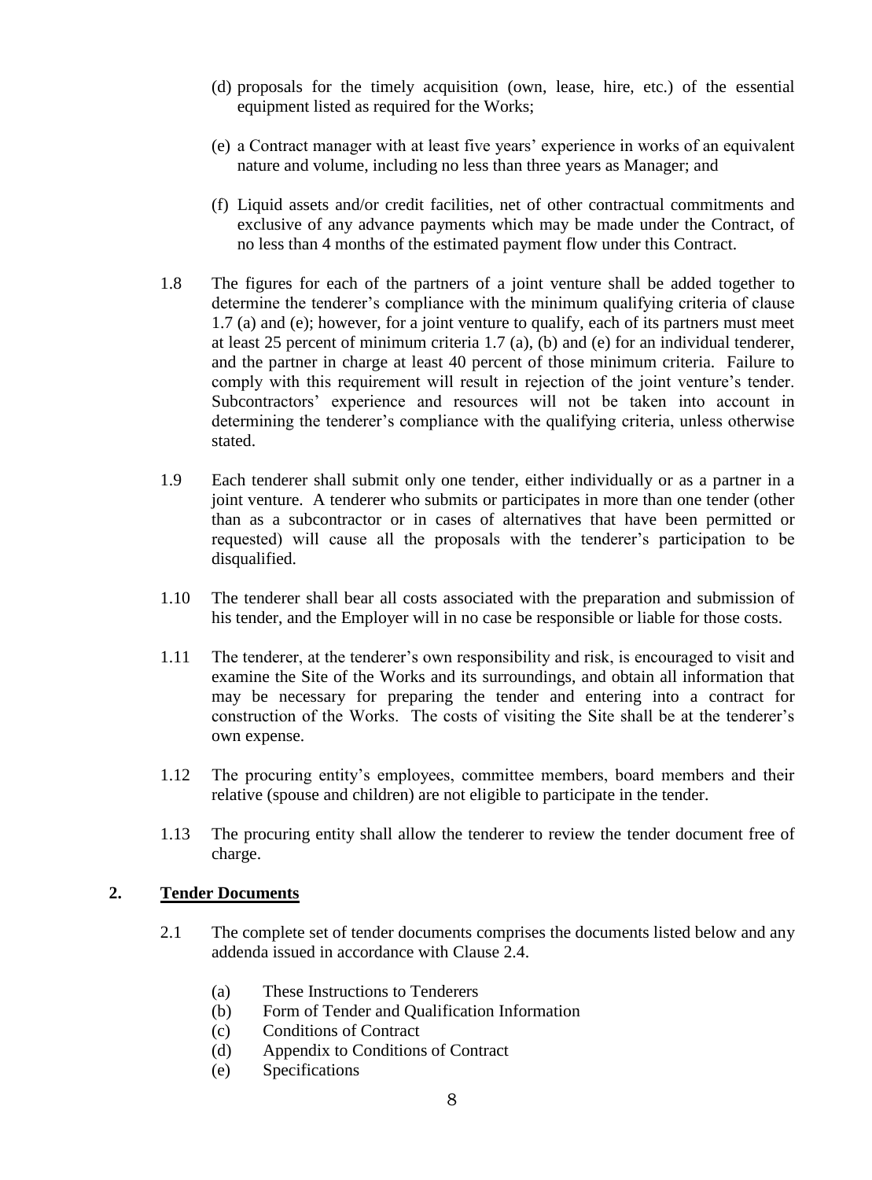(d) proposals for the timely acquisition (own, lease, hire, etc.) of the essential equipment listed as required for the Works;

(e) a Contract manager with at least five years' experience in works of an equivalent nature and volume, including no less than three years as Manager; and

(f) Liquid assets and/or credit facilities, net of other contractual commitments and exclusive of any advance payments which may be made under the Contract, of no less than 4 months of the estimated payment flow under this Contract.

1.8 The figures for each of the partners of a joint venture shall be added together to determine the tenderer's compliance with the minimum qualifying criteria of clause 1.7 (a) and (e); however, for a joint venture to qualify, each of its partners must meet at least 25 percent of minimum criteria 1.7 (a), (b) and (e) for an individual tenderer, and the partner in charge at least 40 percent of those minimum criteria. Failure to comply with this requirement will result in rejection of the joint venture's tender. Subcontractors' experience and resources will not be taken into account in determining the tenderer's compliance with the qualifying criteria, unless otherwise stated.

1.9 Each tenderer shall submit only one tender, either individually or as a partner in a joint venture. A tenderer who submits or participates in more than one tender (other than as a subcontractor or in cases of alternatives that have been permitted or requested) will cause all the proposals with the tenderer's participation to be disqualified.

1.10 The tenderer shall bear all costs associated with the preparation and submission of his tender, and the Employer will in no case be responsible or liable for those costs.

1.11 The tenderer, at the tenderer's own responsibility and risk, is encouraged to visit and examine the Site of the Works and its surroundings, and obtain all information that may be necessary for preparing the tender and entering into a contract for construction of the Works. The costs of visiting the Site shall be at the tenderer's own expense.

1.12 The procuring entity's employees, committee members, board members and their relative (spouse and children) are not eligible to participate in the tender.

1.13 The procuring entity shall allow the tenderer to review the tender document free of charge.

## 2. <u>Tender Documents</u>

2.1 The complete set of tender documents comprises the documents listed below and any addenda issued in accordance with Clause 2.4.

(a) These Instructions to Tenderers
(b) Form of Tender and Qualification Information
(c) Conditions of Contract
(d) Appendix to Conditions of Contract
(e) Specifications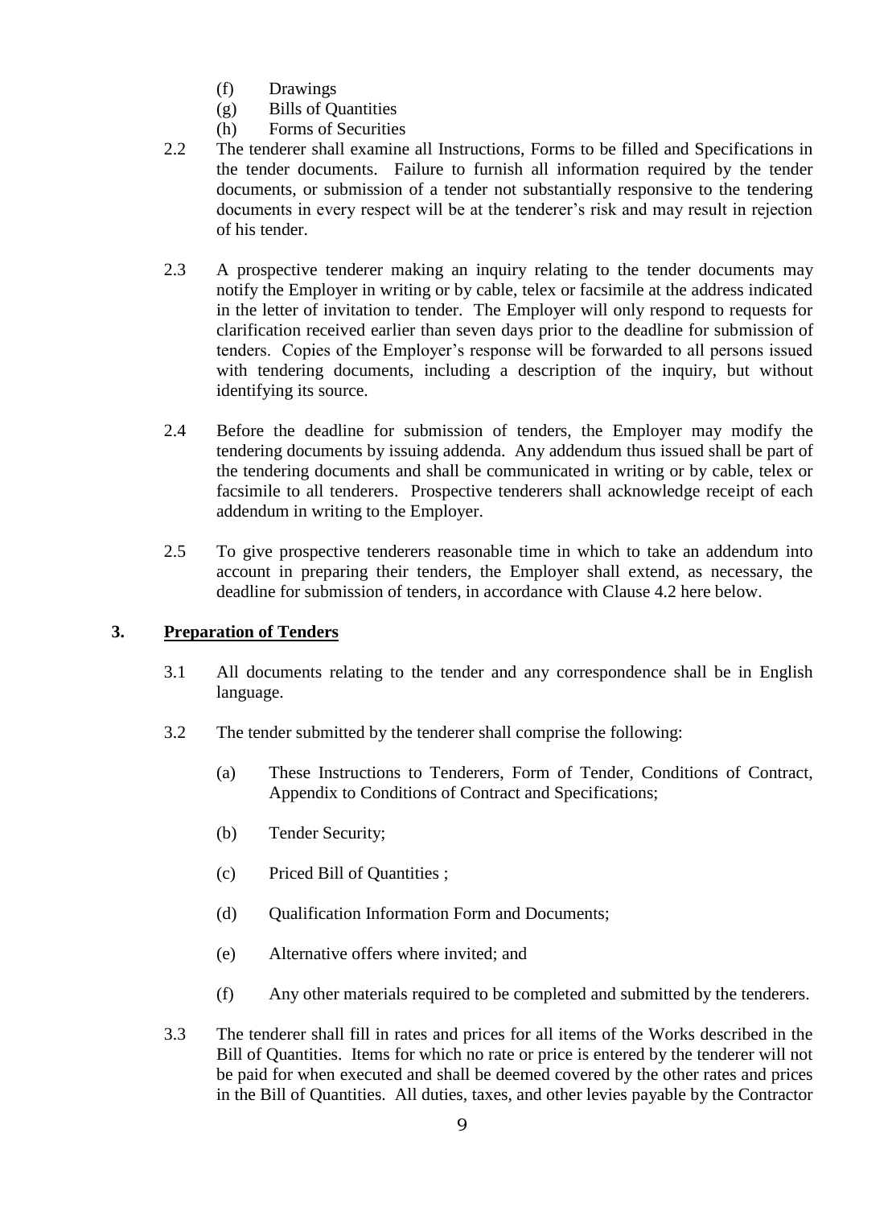(f) Drawings
(g) Bills of Quantities
(h) Forms of Securities

2.2 The tenderer shall examine all Instructions, Forms to be filled and Specifications in the tender documents. Failure to furnish all information required by the tender documents, or submission of a tender not substantially responsive to the tendering documents in every respect will be at the tenderer's risk and may result in rejection of his tender.

2.3 A prospective tenderer making an inquiry relating to the tender documents may notify the Employer in writing or by cable, telex or facsimile at the address indicated in the letter of invitation to tender. The Employer will only respond to requests for clarification received earlier than seven days prior to the deadline for submission of tenders. Copies of the Employer's response will be forwarded to all persons issued with tendering documents, including a description of the inquiry, but without identifying its source.

2.4 Before the deadline for submission of tenders, the Employer may modify the tendering documents by issuing addenda. Any addendum thus issued shall be part of the tendering documents and shall be communicated in writing or by cable, telex or facsimile to all tenderers. Prospective tenderers shall acknowledge receipt of each addendum in writing to the Employer.

2.5 To give prospective tenderers reasonable time in which to take an addendum into account in preparing their tenders, the Employer shall extend, as necessary, the deadline for submission of tenders, in accordance with Clause 4.2 here below.

## 3. Preparation of Tenders

3.1 All documents relating to the tender and any correspondence shall be in English language.

3.2 The tender submitted by the tenderer shall comprise the following:

(a) These Instructions to Tenderers, Form of Tender, Conditions of Contract, Appendix to Conditions of Contract and Specifications;

(b) Tender Security;

(c) Priced Bill of Quantities ;

(d) Qualification Information Form and Documents;

(e) Alternative offers where invited; and

(f) Any other materials required to be completed and submitted by the tenderers.

3.3 The tenderer shall fill in rates and prices for all items of the Works described in the Bill of Quantities. Items for which no rate or price is entered by the tenderer will not be paid for when executed and shall be deemed covered by the other rates and prices in the Bill of Quantities. All duties, taxes, and other levies payable by the Contractor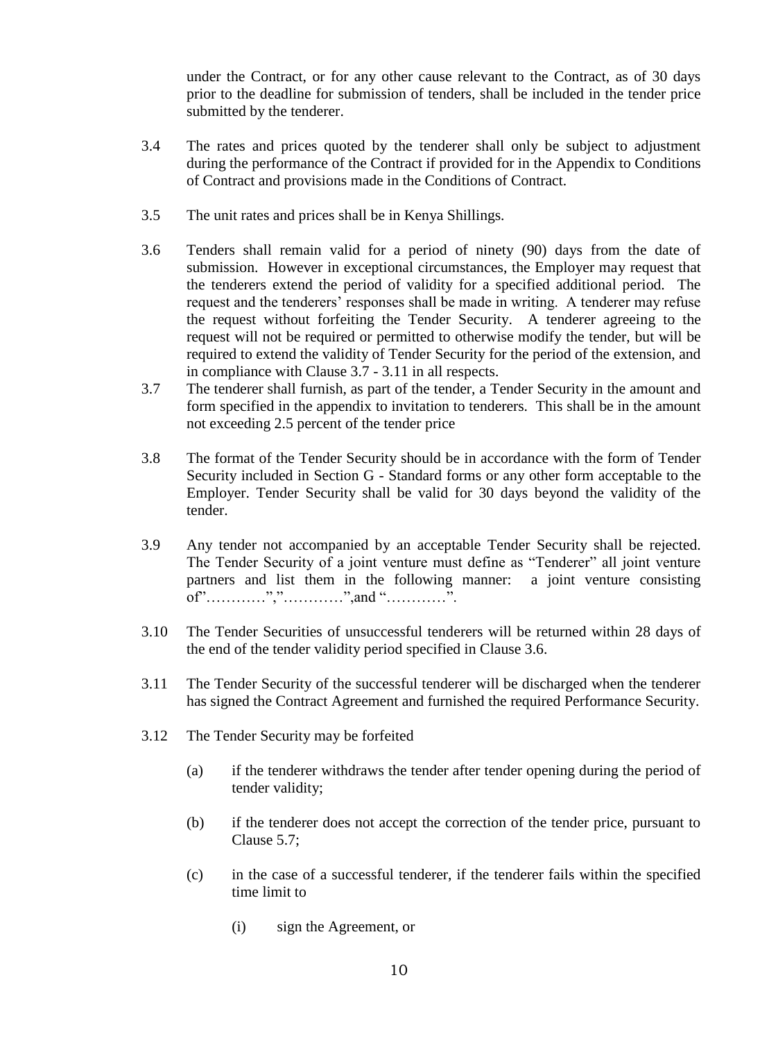under the Contract, or for any other cause relevant to the Contract, as of 30 days prior to the deadline for submission of tenders, shall be included in the tender price submitted by the tenderer.

3.4 The rates and prices quoted by the tenderer shall only be subject to adjustment during the performance of the Contract if provided for in the Appendix to Conditions of Contract and provisions made in the Conditions of Contract.

3.5 The unit rates and prices shall be in Kenya Shillings.

3.6 Tenders shall remain valid for a period of ninety (90) days from the date of submission. However in exceptional circumstances, the Employer may request that the tenderers extend the period of validity for a specified additional period. The request and the tenderers' responses shall be made in writing. A tenderer may refuse the request without forfeiting the Tender Security. A tenderer agreeing to the request will not be required or permitted to otherwise modify the tender, but will be required to extend the validity of Tender Security for the period of the extension, and in compliance with Clause 3.7 - 3.11 in all respects.

3.7 The tenderer shall furnish, as part of the tender, a Tender Security in the amount and form specified in the appendix to invitation to tenderers. This shall be in the amount not exceeding 2.5 percent of the tender price

3.8 The format of the Tender Security should be in accordance with the form of Tender Security included in Section G - Standard forms or any other form acceptable to the Employer. Tender Security shall be valid for 30 days beyond the validity of the tender.

3.9 Any tender not accompanied by an acceptable Tender Security shall be rejected. The Tender Security of a joint venture must define as "Tenderer" all joint venture partners and list them in the following manner: a joint venture consisting of"…………","…………",and "…………".

3.10 The Tender Securities of unsuccessful tenderers will be returned within 28 days of the end of the tender validity period specified in Clause 3.6.

3.11 The Tender Security of the successful tenderer will be discharged when the tenderer has signed the Contract Agreement and furnished the required Performance Security.

3.12 The Tender Security may be forfeited

(a) if the tenderer withdraws the tender after tender opening during the period of tender validity;

(b) if the tenderer does not accept the correction of the tender price, pursuant to Clause 5.7;

(c) in the case of a successful tenderer, if the tenderer fails within the specified time limit to

(i) sign the Agreement, or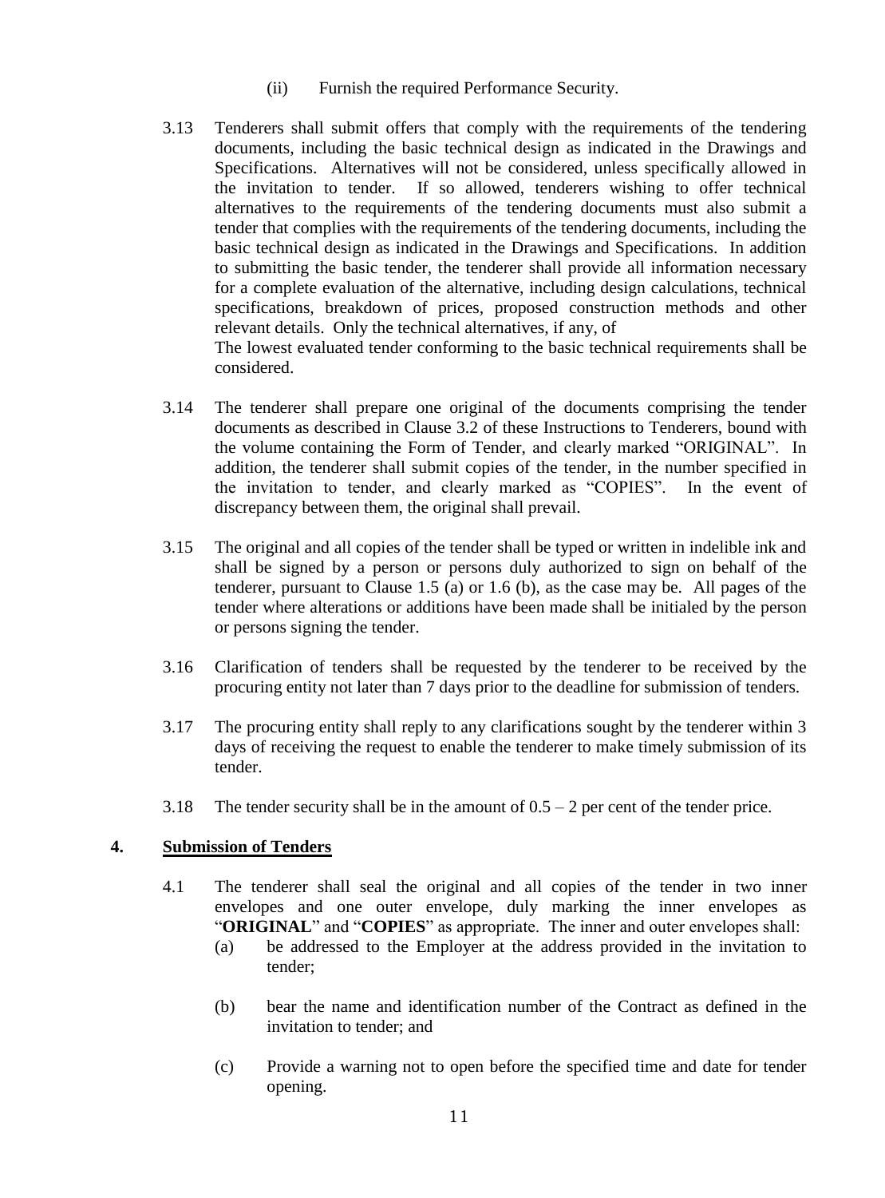(ii) Furnish the required Performance Security.

3.13 Tenderers shall submit offers that comply with the requirements of the tendering documents, including the basic technical design as indicated in the Drawings and Specifications. Alternatives will not be considered, unless specifically allowed in the invitation to tender. If so allowed, tenderers wishing to offer technical alternatives to the requirements of the tendering documents must also submit a tender that complies with the requirements of the tendering documents, including the basic technical design as indicated in the Drawings and Specifications. In addition to submitting the basic tender, the tenderer shall provide all information necessary for a complete evaluation of the alternative, including design calculations, technical specifications, breakdown of prices, proposed construction methods and other relevant details. Only the technical alternatives, if any, of
The lowest evaluated tender conforming to the basic technical requirements shall be considered.

3.14 The tenderer shall prepare one original of the documents comprising the tender documents as described in Clause 3.2 of these Instructions to Tenderers, bound with the volume containing the Form of Tender, and clearly marked "ORIGINAL". In addition, the tenderer shall submit copies of the tender, in the number specified in the invitation to tender, and clearly marked as "COPIES". In the event of discrepancy between them, the original shall prevail.

3.15 The original and all copies of the tender shall be typed or written in indelible ink and shall be signed by a person or persons duly authorized to sign on behalf of the tenderer, pursuant to Clause 1.5 (a) or 1.6 (b), as the case may be. All pages of the tender where alterations or additions have been made shall be initialed by the person or persons signing the tender.

3.16 Clarification of tenders shall be requested by the tenderer to be received by the procuring entity not later than 7 days prior to the deadline for submission of tenders.

3.17 The procuring entity shall reply to any clarifications sought by the tenderer within 3 days of receiving the request to enable the tenderer to make timely submission of its tender.

3.18 The tender security shall be in the amount of 0.5 – 2 per cent of the tender price.

## 4. Submission of Tenders

4.1 The tenderer shall seal the original and all copies of the tender in two inner envelopes and one outer envelope, duly marking the inner envelopes as "**ORIGINAL**" and "**COPIES**" as appropriate. The inner and outer envelopes shall:

(a) be addressed to the Employer at the address provided in the invitation to tender;

(b) bear the name and identification number of the Contract as defined in the invitation to tender; and

(c) Provide a warning not to open before the specified time and date for tender opening.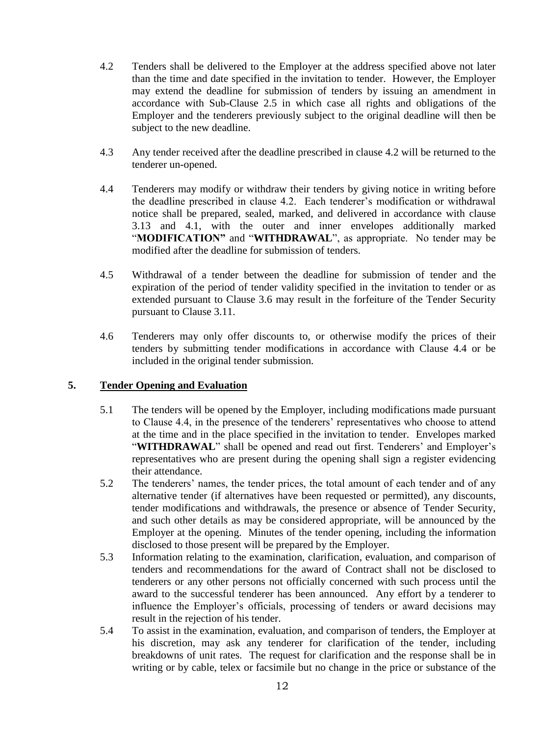4.2 Tenders shall be delivered to the Employer at the address specified above not later than the time and date specified in the invitation to tender. However, the Employer may extend the deadline for submission of tenders by issuing an amendment in accordance with Sub-Clause 2.5 in which case all rights and obligations of the Employer and the tenderers previously subject to the original deadline will then be subject to the new deadline.

4.3 Any tender received after the deadline prescribed in clause 4.2 will be returned to the tenderer un-opened.

4.4 Tenderers may modify or withdraw their tenders by giving notice in writing before the deadline prescribed in clause 4.2. Each tenderer's modification or withdrawal notice shall be prepared, sealed, marked, and delivered in accordance with clause 3.13 and 4.1, with the outer and inner envelopes additionally marked "**MODIFICATION"** and "**WITHDRAWAL**", as appropriate. No tender may be modified after the deadline for submission of tenders.

4.5 Withdrawal of a tender between the deadline for submission of tender and the expiration of the period of tender validity specified in the invitation to tender or as extended pursuant to Clause 3.6 may result in the forfeiture of the Tender Security pursuant to Clause 3.11.

4.6 Tenderers may only offer discounts to, or otherwise modify the prices of their tenders by submitting tender modifications in accordance with Clause 4.4 or be included in the original tender submission.

## 5. Tender Opening and Evaluation

5.1 The tenders will be opened by the Employer, including modifications made pursuant to Clause 4.4, in the presence of the tenderers' representatives who choose to attend at the time and in the place specified in the invitation to tender. Envelopes marked "**WITHDRAWAL**" shall be opened and read out first. Tenderers' and Employer's representatives who are present during the opening shall sign a register evidencing their attendance.

5.2 The tenderers' names, the tender prices, the total amount of each tender and of any alternative tender (if alternatives have been requested or permitted), any discounts, tender modifications and withdrawals, the presence or absence of Tender Security, and such other details as may be considered appropriate, will be announced by the Employer at the opening. Minutes of the tender opening, including the information disclosed to those present will be prepared by the Employer.

5.3 Information relating to the examination, clarification, evaluation, and comparison of tenders and recommendations for the award of Contract shall not be disclosed to tenderers or any other persons not officially concerned with such process until the award to the successful tenderer has been announced. Any effort by a tenderer to influence the Employer's officials, processing of tenders or award decisions may result in the rejection of his tender.

5.4 To assist in the examination, evaluation, and comparison of tenders, the Employer at his discretion, may ask any tenderer for clarification of the tender, including breakdowns of unit rates. The request for clarification and the response shall be in writing or by cable, telex or facsimile but no change in the price or substance of the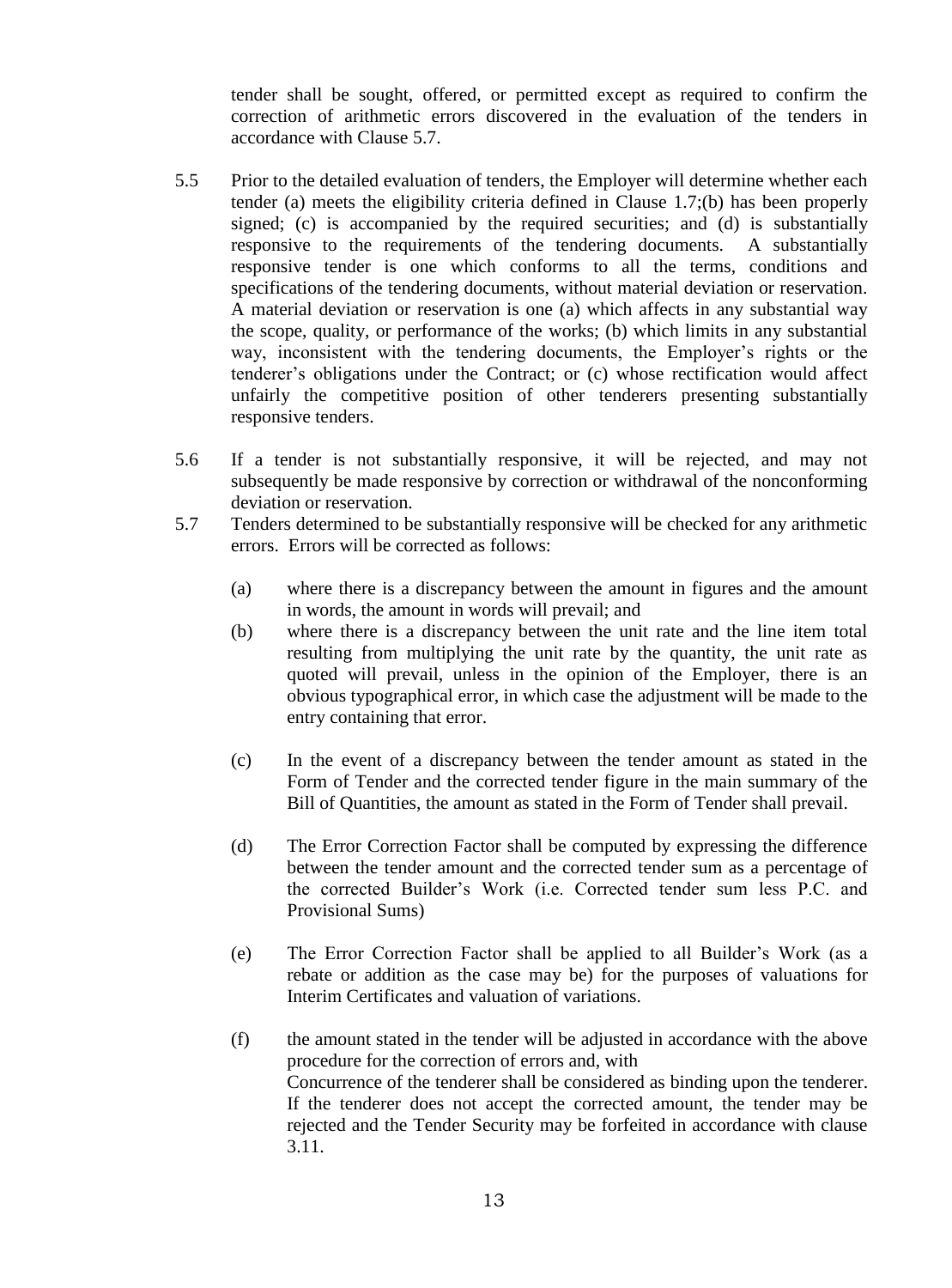tender shall be sought, offered, or permitted except as required to confirm the correction of arithmetic errors discovered in the evaluation of the tenders in accordance with Clause 5.7.

5.5 Prior to the detailed evaluation of tenders, the Employer will determine whether each tender (a) meets the eligibility criteria defined in Clause 1.7;(b) has been properly signed; (c) is accompanied by the required securities; and (d) is substantially responsive to the requirements of the tendering documents. A substantially responsive tender is one which conforms to all the terms, conditions and specifications of the tendering documents, without material deviation or reservation. A material deviation or reservation is one (a) which affects in any substantial way the scope, quality, or performance of the works; (b) which limits in any substantial way, inconsistent with the tendering documents, the Employer's rights or the tenderer's obligations under the Contract; or (c) whose rectification would affect unfairly the competitive position of other tenderers presenting substantially responsive tenders.

5.6 If a tender is not substantially responsive, it will be rejected, and may not subsequently be made responsive by correction or withdrawal of the nonconforming deviation or reservation.

5.7 Tenders determined to be substantially responsive will be checked for any arithmetic errors. Errors will be corrected as follows:

(a) where there is a discrepancy between the amount in figures and the amount in words, the amount in words will prevail; and

(b) where there is a discrepancy between the unit rate and the line item total resulting from multiplying the unit rate by the quantity, the unit rate as quoted will prevail, unless in the opinion of the Employer, there is an obvious typographical error, in which case the adjustment will be made to the entry containing that error.

(c) In the event of a discrepancy between the tender amount as stated in the Form of Tender and the corrected tender figure in the main summary of the Bill of Quantities, the amount as stated in the Form of Tender shall prevail.

(d) The Error Correction Factor shall be computed by expressing the difference between the tender amount and the corrected tender sum as a percentage of the corrected Builder's Work (i.e. Corrected tender sum less P.C. and Provisional Sums)

(e) The Error Correction Factor shall be applied to all Builder's Work (as a rebate or addition as the case may be) for the purposes of valuations for Interim Certificates and valuation of variations.

(f) the amount stated in the tender will be adjusted in accordance with the above procedure for the correction of errors and, with Concurrence of the tenderer shall be considered as binding upon the tenderer. If the tenderer does not accept the corrected amount, the tender may be rejected and the Tender Security may be forfeited in accordance with clause 3.11.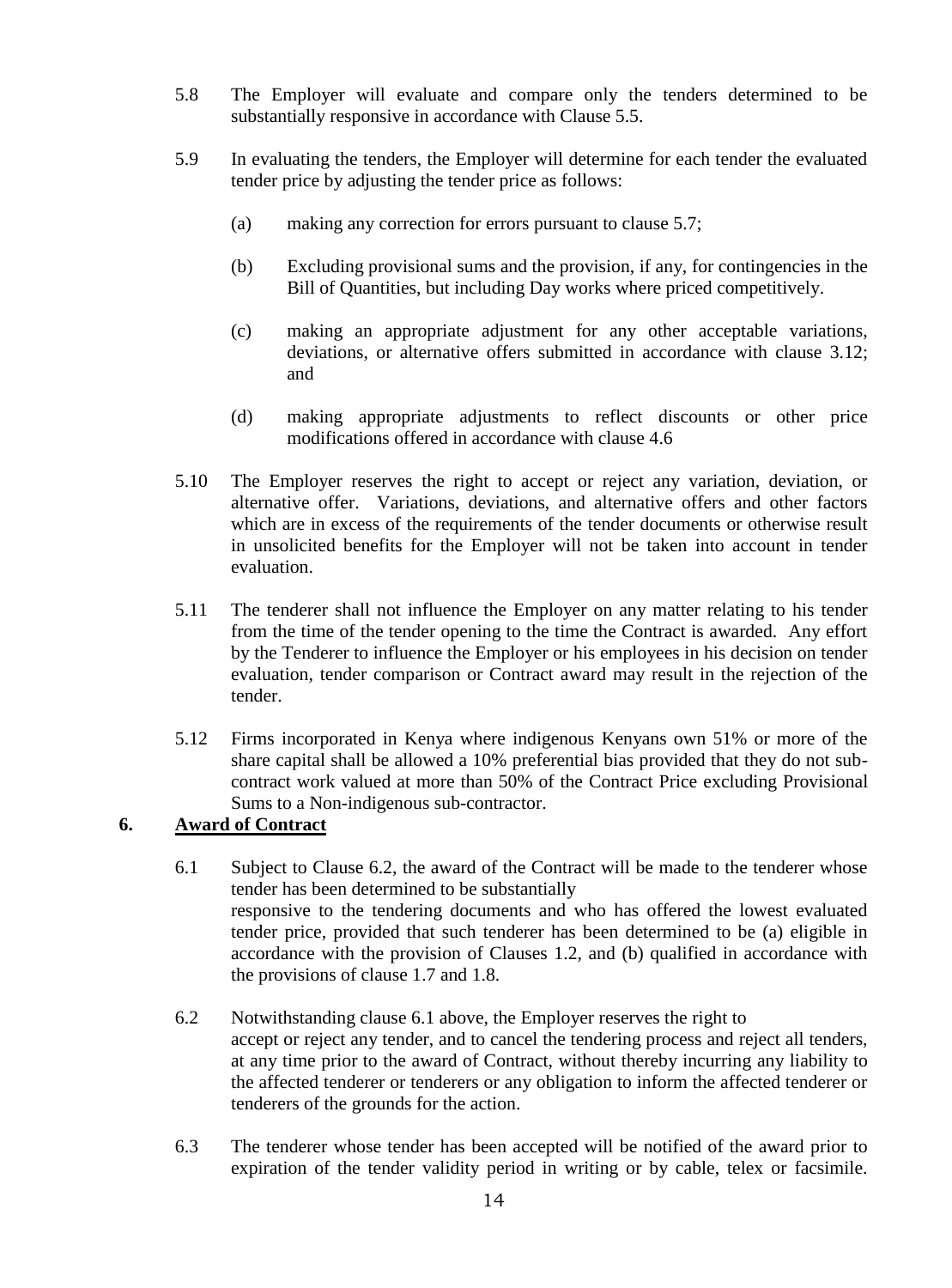5.8 The Employer will evaluate and compare only the tenders determined to be substantially responsive in accordance with Clause 5.5.

5.9 In evaluating the tenders, the Employer will determine for each tender the evaluated tender price by adjusting the tender price as follows:

(a) making any correction for errors pursuant to clause 5.7;

(b) Excluding provisional sums and the provision, if any, for contingencies in the Bill of Quantities, but including Day works where priced competitively.

(c) making an appropriate adjustment for any other acceptable variations, deviations, or alternative offers submitted in accordance with clause 3.12; and

(d) making appropriate adjustments to reflect discounts or other price modifications offered in accordance with clause 4.6

5.10 The Employer reserves the right to accept or reject any variation, deviation, or alternative offer. Variations, deviations, and alternative offers and other factors which are in excess of the requirements of the tender documents or otherwise result in unsolicited benefits for the Employer will not be taken into account in tender evaluation.

5.11 The tenderer shall not influence the Employer on any matter relating to his tender from the time of the tender opening to the time the Contract is awarded. Any effort by the Tenderer to influence the Employer or his employees in his decision on tender evaluation, tender comparison or Contract award may result in the rejection of the tender.

5.12 Firms incorporated in Kenya where indigenous Kenyans own 51% or more of the share capital shall be allowed a 10% preferential bias provided that they do not sub-contract work valued at more than 50% of the Contract Price excluding Provisional Sums to a Non-indigenous sub-contractor.

## 6. Award of Contract

6.1 Subject to Clause 6.2, the award of the Contract will be made to the tenderer whose tender has been determined to be substantially responsive to the tendering documents and who has offered the lowest evaluated tender price, provided that such tenderer has been determined to be (a) eligible in accordance with the provision of Clauses 1.2, and (b) qualified in accordance with the provisions of clause 1.7 and 1.8.

6.2 Notwithstanding clause 6.1 above, the Employer reserves the right to accept or reject any tender, and to cancel the tendering process and reject all tenders, at any time prior to the award of Contract, without thereby incurring any liability to the affected tenderer or tenderers or any obligation to inform the affected tenderer or tenderers of the grounds for the action.

6.3 The tenderer whose tender has been accepted will be notified of the award prior to expiration of the tender validity period in writing or by cable, telex or facsimile.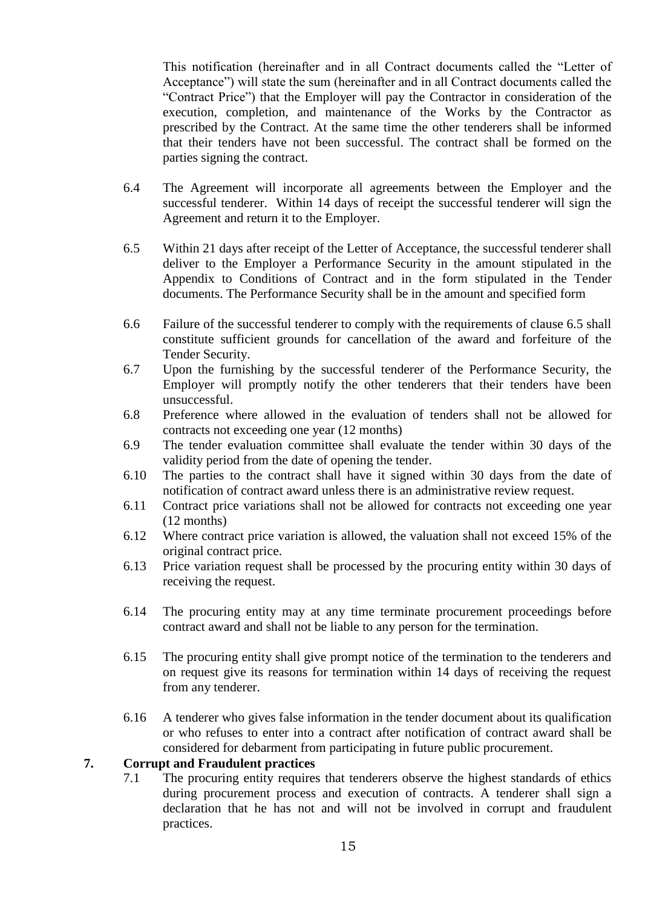This notification (hereinafter and in all Contract documents called the "Letter of Acceptance") will state the sum (hereinafter and in all Contract documents called the "Contract Price") that the Employer will pay the Contractor in consideration of the execution, completion, and maintenance of the Works by the Contractor as prescribed by the Contract. At the same time the other tenderers shall be informed that their tenders have not been successful. The contract shall be formed on the parties signing the contract.

6.4 The Agreement will incorporate all agreements between the Employer and the successful tenderer. Within 14 days of receipt the successful tenderer will sign the Agreement and return it to the Employer.

6.5 Within 21 days after receipt of the Letter of Acceptance, the successful tenderer shall deliver to the Employer a Performance Security in the amount stipulated in the Appendix to Conditions of Contract and in the form stipulated in the Tender documents. The Performance Security shall be in the amount and specified form

6.6 Failure of the successful tenderer to comply with the requirements of clause 6.5 shall constitute sufficient grounds for cancellation of the award and forfeiture of the Tender Security.

6.7 Upon the furnishing by the successful tenderer of the Performance Security, the Employer will promptly notify the other tenderers that their tenders have been unsuccessful.

6.8 Preference where allowed in the evaluation of tenders shall not be allowed for contracts not exceeding one year (12 months)

6.9 The tender evaluation committee shall evaluate the tender within 30 days of the validity period from the date of opening the tender.

6.10 The parties to the contract shall have it signed within 30 days from the date of notification of contract award unless there is an administrative review request.

6.11 Contract price variations shall not be allowed for contracts not exceeding one year (12 months)

6.12 Where contract price variation is allowed, the valuation shall not exceed 15% of the original contract price.

6.13 Price variation request shall be processed by the procuring entity within 30 days of receiving the request.

6.14 The procuring entity may at any time terminate procurement proceedings before contract award and shall not be liable to any person for the termination.

6.15 The procuring entity shall give prompt notice of the termination to the tenderers and on request give its reasons for termination within 14 days of receiving the request from any tenderer.

6.16 A tenderer who gives false information in the tender document about its qualification or who refuses to enter into a contract after notification of contract award shall be considered for debarment from participating in future public procurement.

## 7. Corrupt and Fraudulent practices

7.1 The procuring entity requires that tenderers observe the highest standards of ethics during procurement process and execution of contracts. A tenderer shall sign a declaration that he has not and will not be involved in corrupt and fraudulent practices.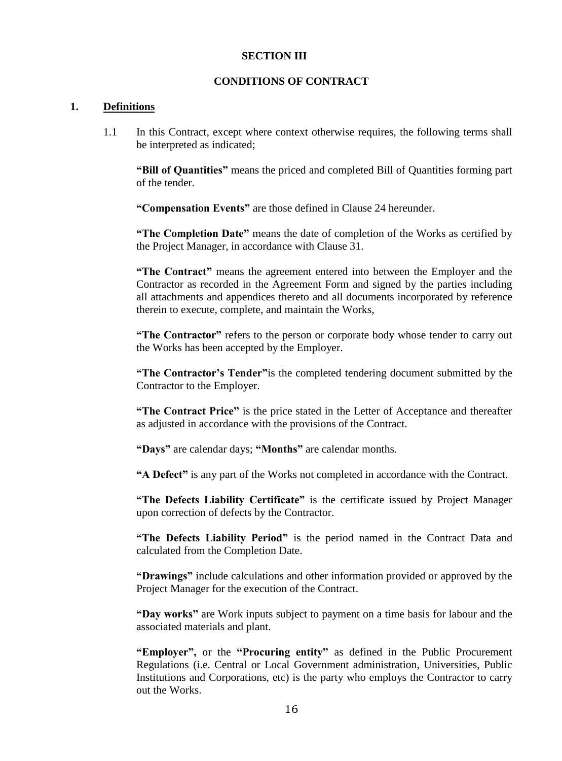# SECTION III

## CONDITIONS OF CONTRACT

### 1. Definitions

1.1 In this Contract, except where context otherwise requires, the following terms shall be interpreted as indicated;

**"Bill of Quantities"** means the priced and completed Bill of Quantities forming part of the tender.

**"Compensation Events"** are those defined in Clause 24 hereunder.

**"The Completion Date"** means the date of completion of the Works as certified by the Project Manager, in accordance with Clause 31.

**"The Contract"** means the agreement entered into between the Employer and the Contractor as recorded in the Agreement Form and signed by the parties including all attachments and appendices thereto and all documents incorporated by reference therein to execute, complete, and maintain the Works,

**"The Contractor"** refers to the person or corporate body whose tender to carry out the Works has been accepted by the Employer.

**"The Contractor's Tender"**is the completed tendering document submitted by the Contractor to the Employer.

**"The Contract Price"** is the price stated in the Letter of Acceptance and thereafter as adjusted in accordance with the provisions of the Contract.

**"Days"** are calendar days; **"Months"** are calendar months.

**"A Defect"** is any part of the Works not completed in accordance with the Contract.

**"The Defects Liability Certificate"** is the certificate issued by Project Manager upon correction of defects by the Contractor.

**"The Defects Liability Period"** is the period named in the Contract Data and calculated from the Completion Date.

**"Drawings"** include calculations and other information provided or approved by the Project Manager for the execution of the Contract.

**"Day works"** are Work inputs subject to payment on a time basis for labour and the associated materials and plant.

**"Employer",** or the **"Procuring entity"** as defined in the Public Procurement Regulations (i.e. Central or Local Government administration, Universities, Public Institutions and Corporations, etc) is the party who employs the Contractor to carry out the Works.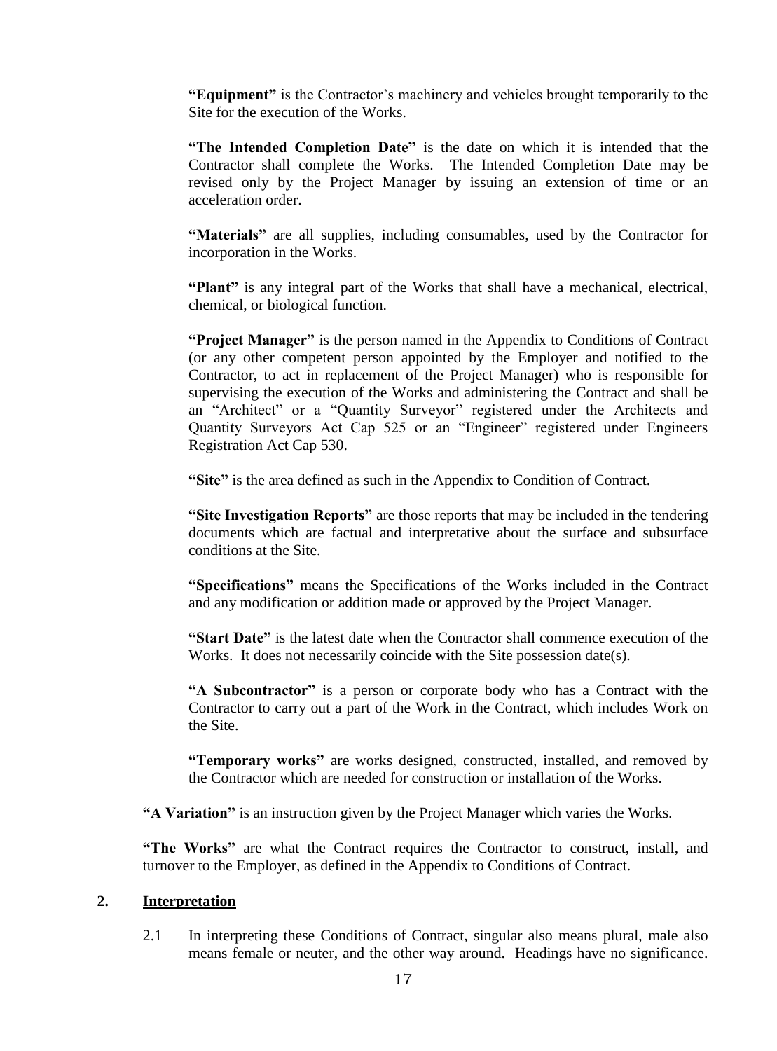**"Equipment"** is the Contractor's machinery and vehicles brought temporarily to the Site for the execution of the Works.

**"The Intended Completion Date"** is the date on which it is intended that the Contractor shall complete the Works. The Intended Completion Date may be revised only by the Project Manager by issuing an extension of time or an acceleration order.

**"Materials"** are all supplies, including consumables, used by the Contractor for incorporation in the Works.

**"Plant"** is any integral part of the Works that shall have a mechanical, electrical, chemical, or biological function.

**"Project Manager"** is the person named in the Appendix to Conditions of Contract (or any other competent person appointed by the Employer and notified to the Contractor, to act in replacement of the Project Manager) who is responsible for supervising the execution of the Works and administering the Contract and shall be an "Architect" or a "Quantity Surveyor" registered under the Architects and Quantity Surveyors Act Cap 525 or an "Engineer" registered under Engineers Registration Act Cap 530.

**"Site"** is the area defined as such in the Appendix to Condition of Contract.

**"Site Investigation Reports"** are those reports that may be included in the tendering documents which are factual and interpretative about the surface and subsurface conditions at the Site.

**"Specifications"** means the Specifications of the Works included in the Contract and any modification or addition made or approved by the Project Manager.

**"Start Date"** is the latest date when the Contractor shall commence execution of the Works. It does not necessarily coincide with the Site possession date(s).

**"A Subcontractor"** is a person or corporate body who has a Contract with the Contractor to carry out a part of the Work in the Contract, which includes Work on the Site.

**"Temporary works"** are works designed, constructed, installed, and removed by the Contractor which are needed for construction or installation of the Works.

**"A Variation"** is an instruction given by the Project Manager which varies the Works.

**"The Works"** are what the Contract requires the Contractor to construct, install, and turnover to the Employer, as defined in the Appendix to Conditions of Contract.

## 2. Interpretation

2.1 In interpreting these Conditions of Contract, singular also means plural, male also means female or neuter, and the other way around. Headings have no significance.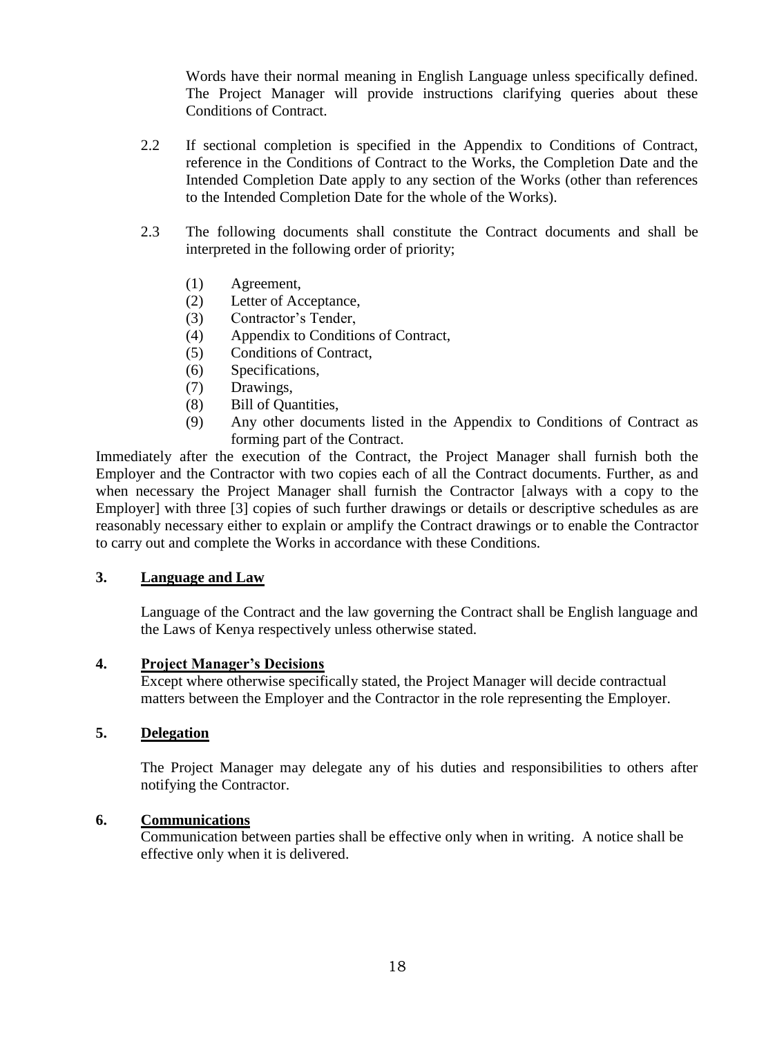Words have their normal meaning in English Language unless specifically defined. The Project Manager will provide instructions clarifying queries about these Conditions of Contract.

2.2 If sectional completion is specified in the Appendix to Conditions of Contract, reference in the Conditions of Contract to the Works, the Completion Date and the Intended Completion Date apply to any section of the Works (other than references to the Intended Completion Date for the whole of the Works).

2.3 The following documents shall constitute the Contract documents and shall be interpreted in the following order of priority;

(1) Agreement,
(2) Letter of Acceptance,
(3) Contractor's Tender,
(4) Appendix to Conditions of Contract,
(5) Conditions of Contract,
(6) Specifications,
(7) Drawings,
(8) Bill of Quantities,
(9) Any other documents listed in the Appendix to Conditions of Contract as forming part of the Contract.

Immediately after the execution of the Contract, the Project Manager shall furnish both the Employer and the Contractor with two copies each of all the Contract documents. Further, as and when necessary the Project Manager shall furnish the Contractor [always with a copy to the Employer] with three [3] copies of such further drawings or details or descriptive schedules as are reasonably necessary either to explain or amplify the Contract drawings or to enable the Contractor to carry out and complete the Works in accordance with these Conditions.

## 3. Language and Law

Language of the Contract and the law governing the Contract shall be English language and the Laws of Kenya respectively unless otherwise stated.

## 4. Project Manager's Decisions

Except where otherwise specifically stated, the Project Manager will decide contractual matters between the Employer and the Contractor in the role representing the Employer.

## 5. Delegation

The Project Manager may delegate any of his duties and responsibilities to others after notifying the Contractor.

## 6. Communications

Communication between parties shall be effective only when in writing. A notice shall be effective only when it is delivered.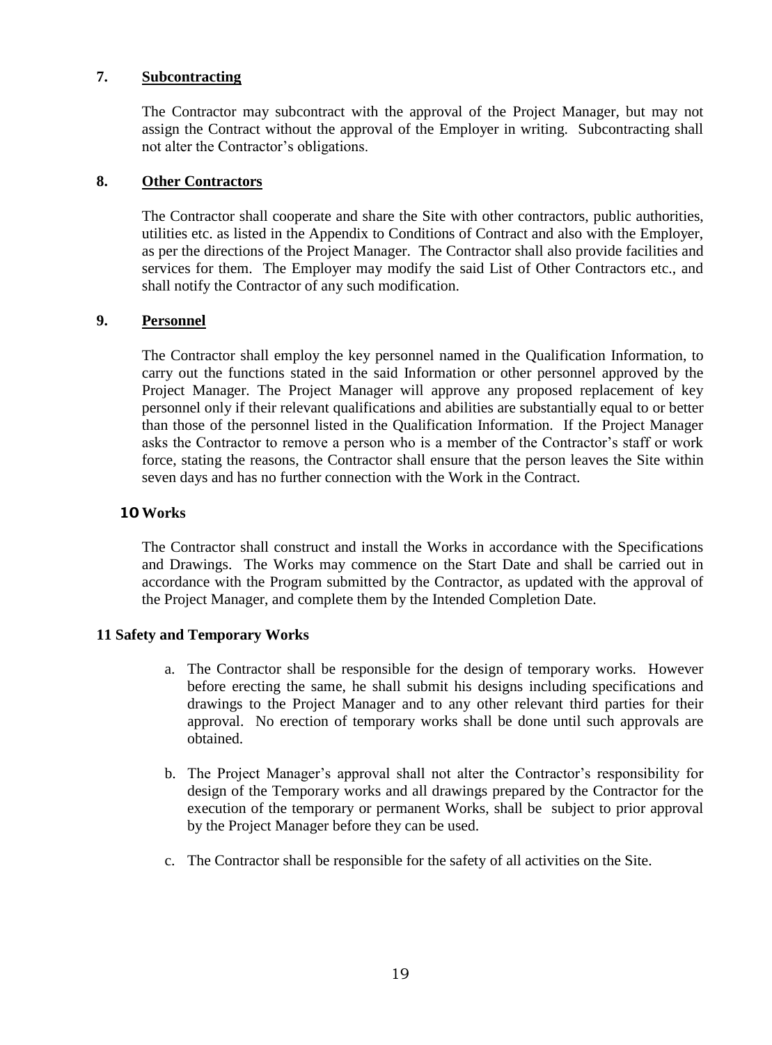## 7. Subcontracting

The Contractor may subcontract with the approval of the Project Manager, but may not assign the Contract without the approval of the Employer in writing. Subcontracting shall not alter the Contractor's obligations.

## 8. Other Contractors

The Contractor shall cooperate and share the Site with other contractors, public authorities, utilities etc. as listed in the Appendix to Conditions of Contract and also with the Employer, as per the directions of the Project Manager. The Contractor shall also provide facilities and services for them. The Employer may modify the said List of Other Contractors etc., and shall notify the Contractor of any such modification.

## 9. Personnel

The Contractor shall employ the key personnel named in the Qualification Information, to carry out the functions stated in the said Information or other personnel approved by the Project Manager. The Project Manager will approve any proposed replacement of key personnel only if their relevant qualifications and abilities are substantially equal to or better than those of the personnel listed in the Qualification Information. If the Project Manager asks the Contractor to remove a person who is a member of the Contractor's staff or work force, stating the reasons, the Contractor shall ensure that the person leaves the Site within seven days and has no further connection with the Work in the Contract.

## 10 Works

The Contractor shall construct and install the Works in accordance with the Specifications and Drawings. The Works may commence on the Start Date and shall be carried out in accordance with the Program submitted by the Contractor, as updated with the approval of the Project Manager, and complete them by the Intended Completion Date.

## 11 Safety and Temporary Works

a. The Contractor shall be responsible for the design of temporary works. However before erecting the same, he shall submit his designs including specifications and drawings to the Project Manager and to any other relevant third parties for their approval. No erection of temporary works shall be done until such approvals are obtained.

b. The Project Manager's approval shall not alter the Contractor's responsibility for design of the Temporary works and all drawings prepared by the Contractor for the execution of the temporary or permanent Works, shall be subject to prior approval by the Project Manager before they can be used.

c. The Contractor shall be responsible for the safety of all activities on the Site.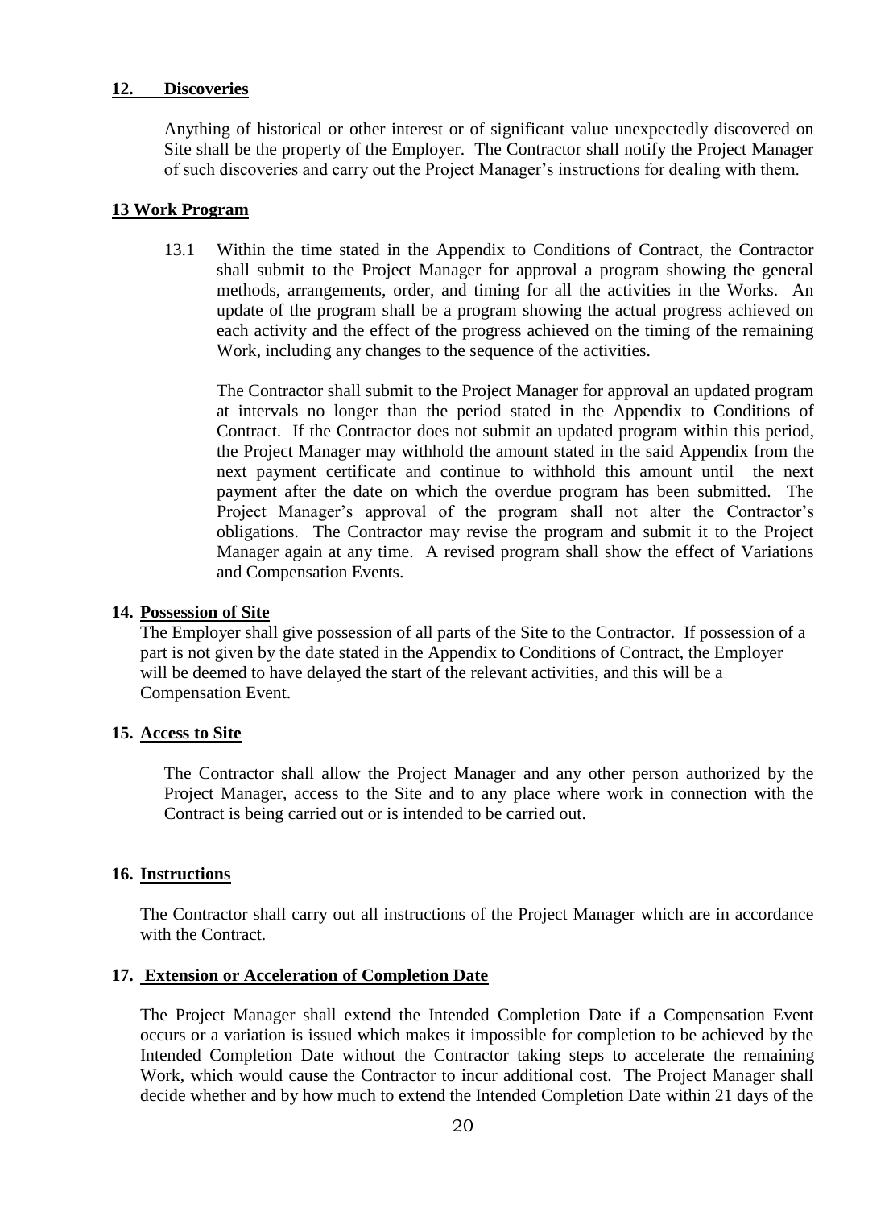## 12. Discoveries

Anything of historical or other interest or of significant value unexpectedly discovered on Site shall be the property of the Employer. The Contractor shall notify the Project Manager of such discoveries and carry out the Project Manager's instructions for dealing with them.

## 13 Work Program

13.1 Within the time stated in the Appendix to Conditions of Contract, the Contractor shall submit to the Project Manager for approval a program showing the general methods, arrangements, order, and timing for all the activities in the Works. An update of the program shall be a program showing the actual progress achieved on each activity and the effect of the progress achieved on the timing of the remaining Work, including any changes to the sequence of the activities.

The Contractor shall submit to the Project Manager for approval an updated program at intervals no longer than the period stated in the Appendix to Conditions of Contract. If the Contractor does not submit an updated program within this period, the Project Manager may withhold the amount stated in the said Appendix from the next payment certificate and continue to withhold this amount until the next payment after the date on which the overdue program has been submitted. The Project Manager's approval of the program shall not alter the Contractor's obligations. The Contractor may revise the program and submit it to the Project Manager again at any time. A revised program shall show the effect of Variations and Compensation Events.

## 14. Possession of Site

The Employer shall give possession of all parts of the Site to the Contractor. If possession of a part is not given by the date stated in the Appendix to Conditions of Contract, the Employer will be deemed to have delayed the start of the relevant activities, and this will be a Compensation Event.

## 15. Access to Site

The Contractor shall allow the Project Manager and any other person authorized by the Project Manager, access to the Site and to any place where work in connection with the Contract is being carried out or is intended to be carried out.

## 16. Instructions

The Contractor shall carry out all instructions of the Project Manager which are in accordance with the Contract.

## 17. Extension or Acceleration of Completion Date

The Project Manager shall extend the Intended Completion Date if a Compensation Event occurs or a variation is issued which makes it impossible for completion to be achieved by the Intended Completion Date without the Contractor taking steps to accelerate the remaining Work, which would cause the Contractor to incur additional cost. The Project Manager shall decide whether and by how much to extend the Intended Completion Date within 21 days of the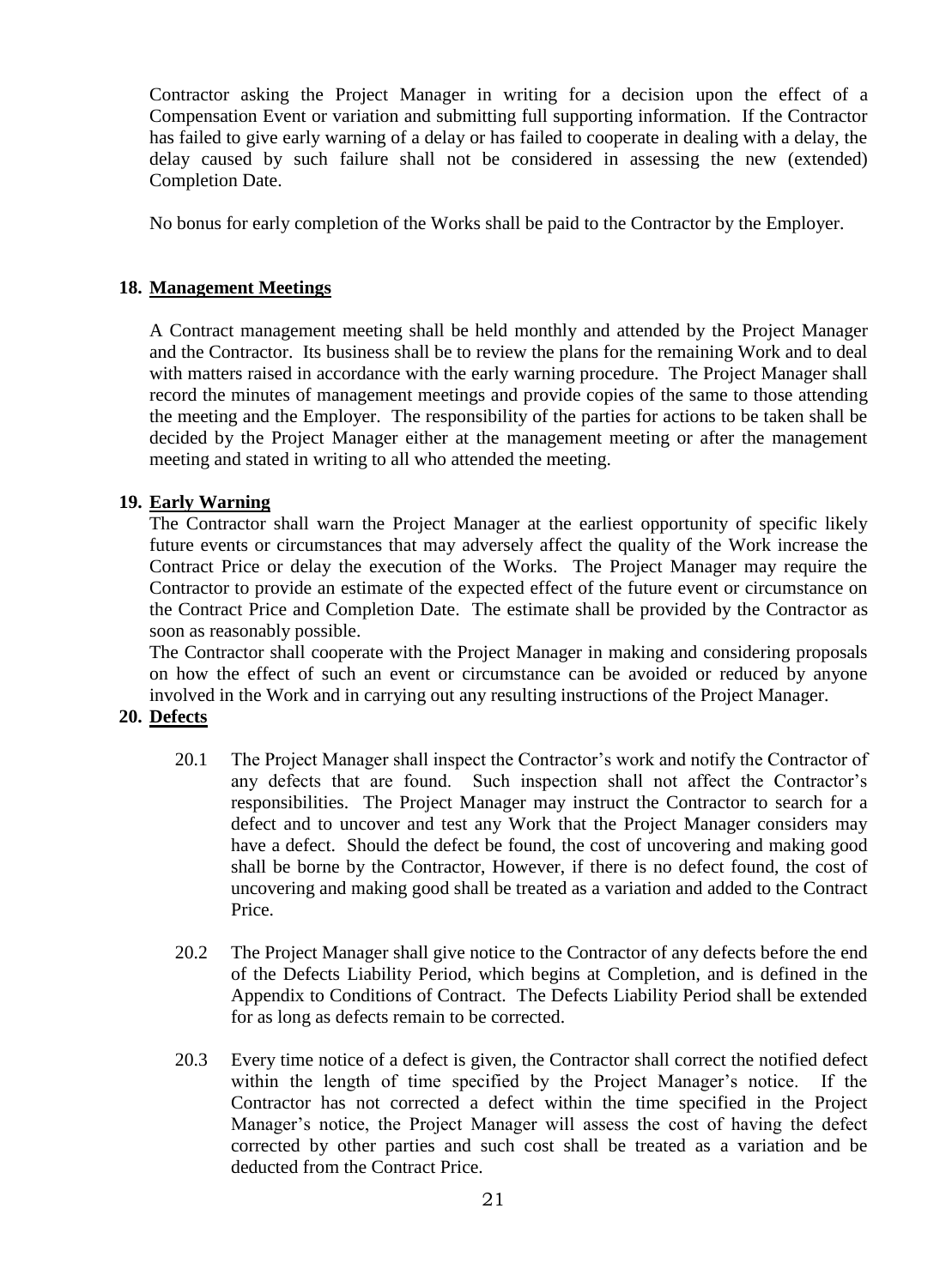Contractor asking the Project Manager in writing for a decision upon the effect of a Compensation Event or variation and submitting full supporting information. If the Contractor has failed to give early warning of a delay or has failed to cooperate in dealing with a delay, the delay caused by such failure shall not be considered in assessing the new (extended) Completion Date.

No bonus for early completion of the Works shall be paid to the Contractor by the Employer.

## 18. Management Meetings

A Contract management meeting shall be held monthly and attended by the Project Manager and the Contractor. Its business shall be to review the plans for the remaining Work and to deal with matters raised in accordance with the early warning procedure. The Project Manager shall record the minutes of management meetings and provide copies of the same to those attending the meeting and the Employer. The responsibility of the parties for actions to be taken shall be decided by the Project Manager either at the management meeting or after the management meeting and stated in writing to all who attended the meeting.

## 19. Early Warning

The Contractor shall warn the Project Manager at the earliest opportunity of specific likely future events or circumstances that may adversely affect the quality of the Work increase the Contract Price or delay the execution of the Works. The Project Manager may require the Contractor to provide an estimate of the expected effect of the future event or circumstance on the Contract Price and Completion Date. The estimate shall be provided by the Contractor as soon as reasonably possible.

The Contractor shall cooperate with the Project Manager in making and considering proposals on how the effect of such an event or circumstance can be avoided or reduced by anyone involved in the Work and in carrying out any resulting instructions of the Project Manager.

## 20. Defects

20.1 The Project Manager shall inspect the Contractor's work and notify the Contractor of any defects that are found. Such inspection shall not affect the Contractor's responsibilities. The Project Manager may instruct the Contractor to search for a defect and to uncover and test any Work that the Project Manager considers may have a defect. Should the defect be found, the cost of uncovering and making good shall be borne by the Contractor, However, if there is no defect found, the cost of uncovering and making good shall be treated as a variation and added to the Contract Price.

20.2 The Project Manager shall give notice to the Contractor of any defects before the end of the Defects Liability Period, which begins at Completion, and is defined in the Appendix to Conditions of Contract. The Defects Liability Period shall be extended for as long as defects remain to be corrected.

20.3 Every time notice of a defect is given, the Contractor shall correct the notified defect within the length of time specified by the Project Manager's notice. If the Contractor has not corrected a defect within the time specified in the Project Manager's notice, the Project Manager will assess the cost of having the defect corrected by other parties and such cost shall be treated as a variation and be deducted from the Contract Price.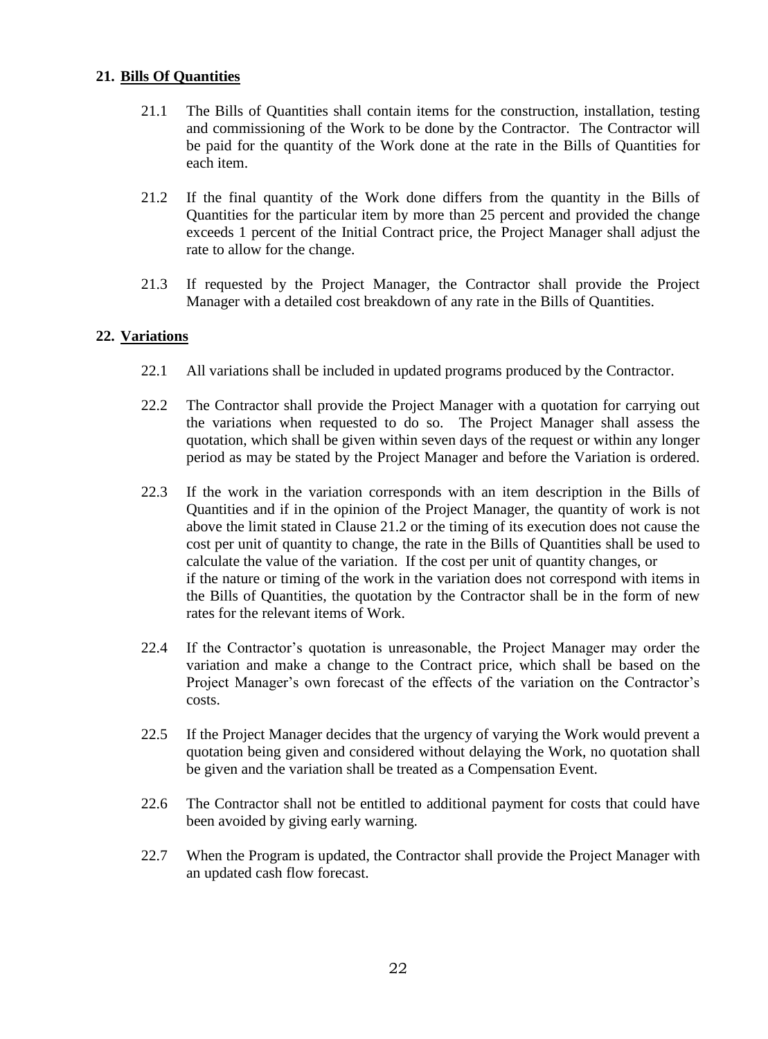## 21. Bills Of Quantities

21.1 The Bills of Quantities shall contain items for the construction, installation, testing and commissioning of the Work to be done by the Contractor. The Contractor will be paid for the quantity of the Work done at the rate in the Bills of Quantities for each item.

21.2 If the final quantity of the Work done differs from the quantity in the Bills of Quantities for the particular item by more than 25 percent and provided the change exceeds 1 percent of the Initial Contract price, the Project Manager shall adjust the rate to allow for the change.

21.3 If requested by the Project Manager, the Contractor shall provide the Project Manager with a detailed cost breakdown of any rate in the Bills of Quantities.

## 22. Variations

22.1 All variations shall be included in updated programs produced by the Contractor.

22.2 The Contractor shall provide the Project Manager with a quotation for carrying out the variations when requested to do so. The Project Manager shall assess the quotation, which shall be given within seven days of the request or within any longer period as may be stated by the Project Manager and before the Variation is ordered.

22.3 If the work in the variation corresponds with an item description in the Bills of Quantities and if in the opinion of the Project Manager, the quantity of work is not above the limit stated in Clause 21.2 or the timing of its execution does not cause the cost per unit of quantity to change, the rate in the Bills of Quantities shall be used to calculate the value of the variation. If the cost per unit of quantity changes, or if the nature or timing of the work in the variation does not correspond with items in the Bills of Quantities, the quotation by the Contractor shall be in the form of new rates for the relevant items of Work.

22.4 If the Contractor's quotation is unreasonable, the Project Manager may order the variation and make a change to the Contract price, which shall be based on the Project Manager's own forecast of the effects of the variation on the Contractor's costs.

22.5 If the Project Manager decides that the urgency of varying the Work would prevent a quotation being given and considered without delaying the Work, no quotation shall be given and the variation shall be treated as a Compensation Event.

22.6 The Contractor shall not be entitled to additional payment for costs that could have been avoided by giving early warning.

22.7 When the Program is updated, the Contractor shall provide the Project Manager with an updated cash flow forecast.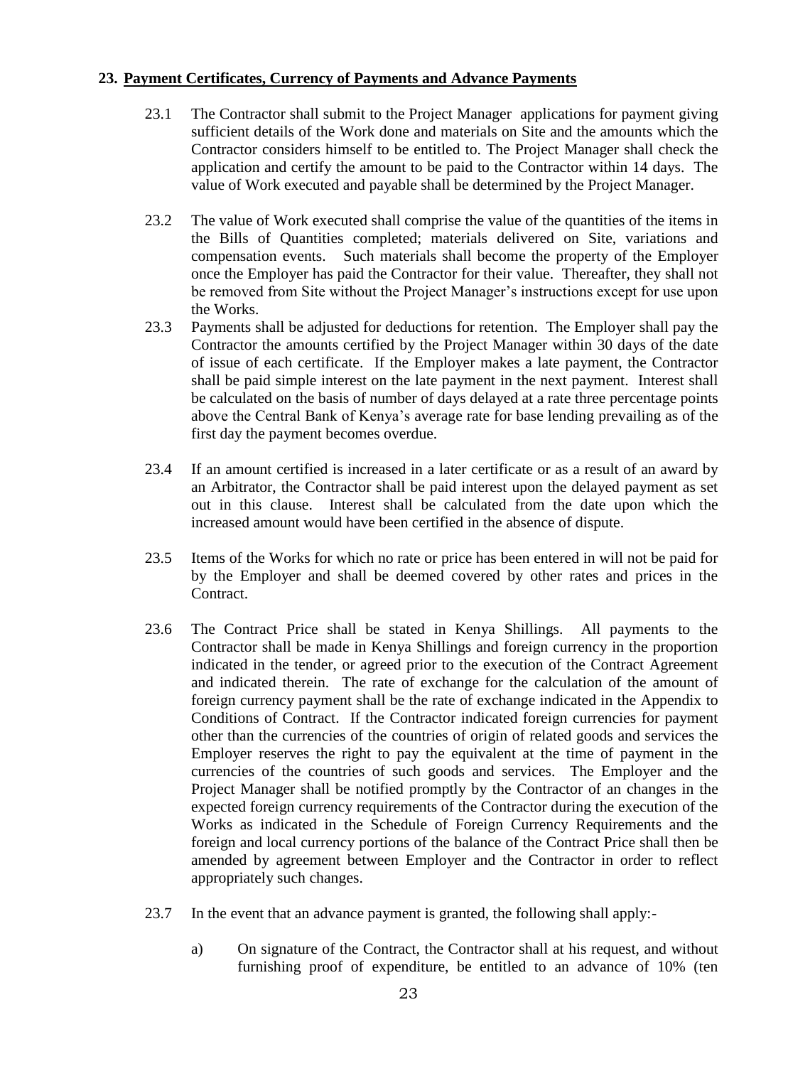## 23. Payment Certificates, Currency of Payments and Advance Payments

23.1 The Contractor shall submit to the Project Manager applications for payment giving sufficient details of the Work done and materials on Site and the amounts which the Contractor considers himself to be entitled to. The Project Manager shall check the application and certify the amount to be paid to the Contractor within 14 days. The value of Work executed and payable shall be determined by the Project Manager.

23.2 The value of Work executed shall comprise the value of the quantities of the items in the Bills of Quantities completed; materials delivered on Site, variations and compensation events. Such materials shall become the property of the Employer once the Employer has paid the Contractor for their value. Thereafter, they shall not be removed from Site without the Project Manager's instructions except for use upon the Works.

23.3 Payments shall be adjusted for deductions for retention. The Employer shall pay the Contractor the amounts certified by the Project Manager within 30 days of the date of issue of each certificate. If the Employer makes a late payment, the Contractor shall be paid simple interest on the late payment in the next payment. Interest shall be calculated on the basis of number of days delayed at a rate three percentage points above the Central Bank of Kenya's average rate for base lending prevailing as of the first day the payment becomes overdue.

23.4 If an amount certified is increased in a later certificate or as a result of an award by an Arbitrator, the Contractor shall be paid interest upon the delayed payment as set out in this clause. Interest shall be calculated from the date upon which the increased amount would have been certified in the absence of dispute.

23.5 Items of the Works for which no rate or price has been entered in will not be paid for by the Employer and shall be deemed covered by other rates and prices in the Contract.

23.6 The Contract Price shall be stated in Kenya Shillings. All payments to the Contractor shall be made in Kenya Shillings and foreign currency in the proportion indicated in the tender, or agreed prior to the execution of the Contract Agreement and indicated therein. The rate of exchange for the calculation of the amount of foreign currency payment shall be the rate of exchange indicated in the Appendix to Conditions of Contract. If the Contractor indicated foreign currencies for payment other than the currencies of the countries of origin of related goods and services the Employer reserves the right to pay the equivalent at the time of payment in the currencies of the countries of such goods and services. The Employer and the Project Manager shall be notified promptly by the Contractor of an changes in the expected foreign currency requirements of the Contractor during the execution of the Works as indicated in the Schedule of Foreign Currency Requirements and the foreign and local currency portions of the balance of the Contract Price shall then be amended by agreement between Employer and the Contractor in order to reflect appropriately such changes.

23.7 In the event that an advance payment is granted, the following shall apply:-

a) On signature of the Contract, the Contractor shall at his request, and without furnishing proof of expenditure, be entitled to an advance of 10% (ten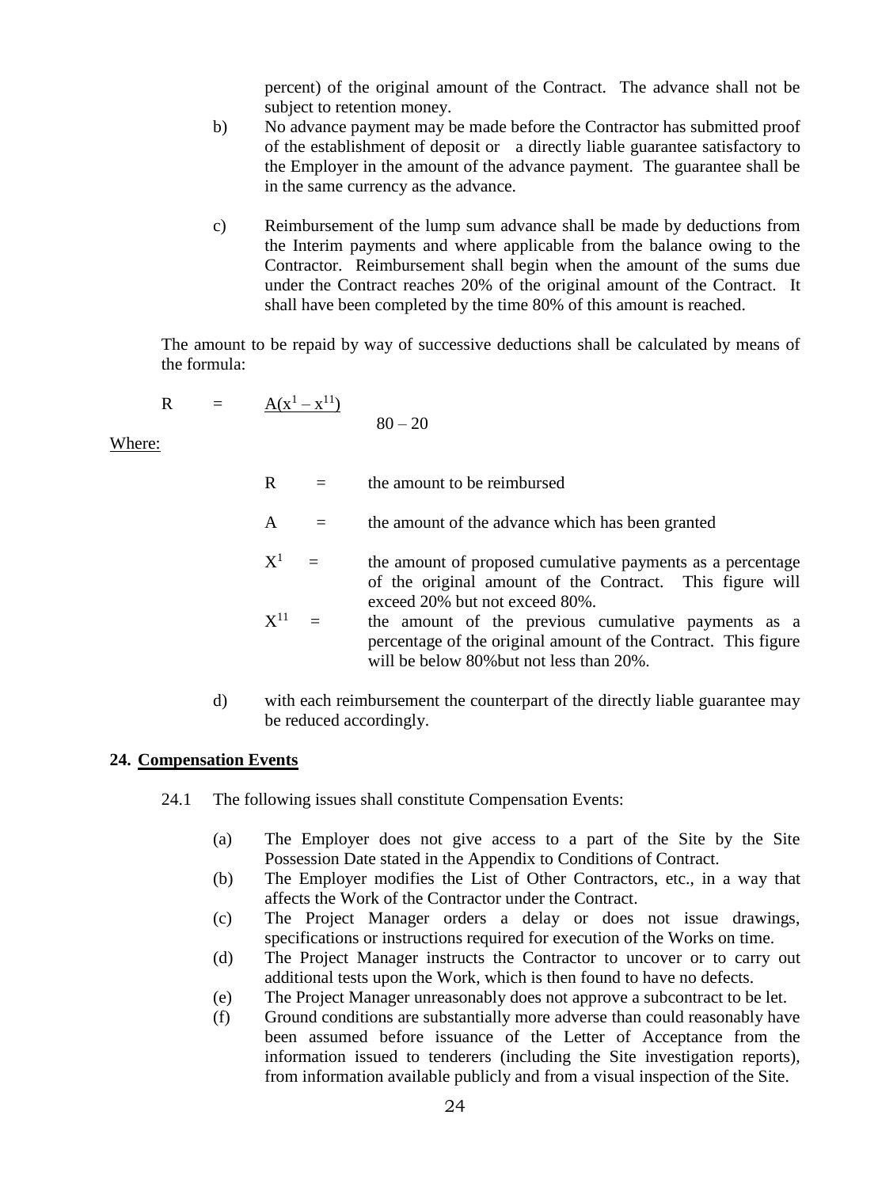percent) of the original amount of the Contract. The advance shall not be subject to retention money.

b) No advance payment may be made before the Contractor has submitted proof of the establishment of deposit or a directly liable guarantee satisfactory to the Employer in the amount of the advance payment. The guarantee shall be in the same currency as the advance.

c) Reimbursement of the lump sum advance shall be made by deductions from the Interim payments and where applicable from the balance owing to the Contractor. Reimbursement shall begin when the amount of the sums due under the Contract reaches 20% of the original amount of the Contract. It shall have been completed by the time 80% of this amount is reached.

The amount to be repaid by way of successive deductions shall be calculated by means of the formula:

$$R = \frac{A(x^{1} - x^{11})}{80 - 20}$$

Where:

- $R$ = the amount to be reimbursed
- $A$ = the amount of the advance which has been granted
- $X^{1}$ = the amount of proposed cumulative payments as a percentage of the original amount of the Contract. This figure will exceed 20% but not exceed 80%.
- $X^{11}$ = the amount of the previous cumulative payments as a percentage of the original amount of the Contract. This figure will be below 80%but not less than 20%.

d) with each reimbursement the counterpart of the directly liable guarantee may be reduced accordingly.

## 24. Compensation Events

24.1 The following issues shall constitute Compensation Events:

(a) The Employer does not give access to a part of the Site by the Site Possession Date stated in the Appendix to Conditions of Contract.

(b) The Employer modifies the List of Other Contractors, etc., in a way that affects the Work of the Contractor under the Contract.

(c) The Project Manager orders a delay or does not issue drawings, specifications or instructions required for execution of the Works on time.

(d) The Project Manager instructs the Contractor to uncover or to carry out additional tests upon the Work, which is then found to have no defects.

(e) The Project Manager unreasonably does not approve a subcontract to be let.

(f) Ground conditions are substantially more adverse than could reasonably have been assumed before issuance of the Letter of Acceptance from the information issued to tenderers (including the Site investigation reports), from information available publicly and from a visual inspection of the Site.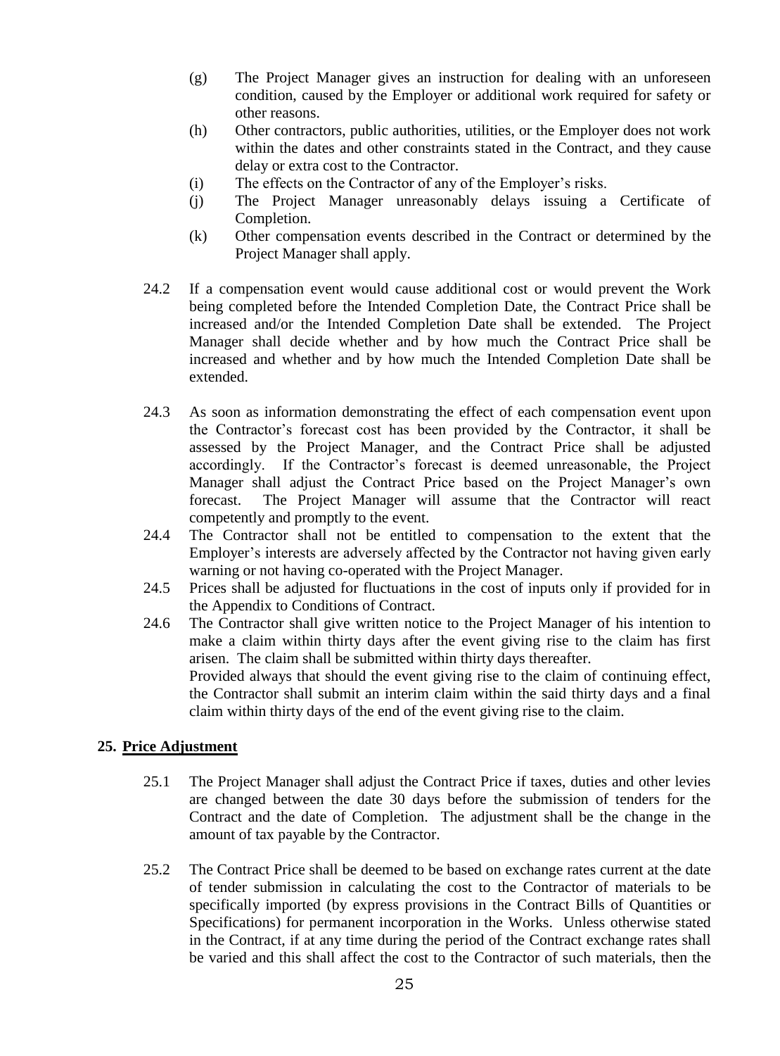(g) The Project Manager gives an instruction for dealing with an unforeseen condition, caused by the Employer or additional work required for safety or other reasons.

(h) Other contractors, public authorities, utilities, or the Employer does not work within the dates and other constraints stated in the Contract, and they cause delay or extra cost to the Contractor.

(i) The effects on the Contractor of any of the Employer's risks.

(j) The Project Manager unreasonably delays issuing a Certificate of Completion.

(k) Other compensation events described in the Contract or determined by the Project Manager shall apply.

24.2 If a compensation event would cause additional cost or would prevent the Work being completed before the Intended Completion Date, the Contract Price shall be increased and/or the Intended Completion Date shall be extended. The Project Manager shall decide whether and by how much the Contract Price shall be increased and whether and by how much the Intended Completion Date shall be extended.

24.3 As soon as information demonstrating the effect of each compensation event upon the Contractor's forecast cost has been provided by the Contractor, it shall be assessed by the Project Manager, and the Contract Price shall be adjusted accordingly. If the Contractor's forecast is deemed unreasonable, the Project Manager shall adjust the Contract Price based on the Project Manager's own forecast. The Project Manager will assume that the Contractor will react competently and promptly to the event.

24.4 The Contractor shall not be entitled to compensation to the extent that the Employer's interests are adversely affected by the Contractor not having given early warning or not having co-operated with the Project Manager.

24.5 Prices shall be adjusted for fluctuations in the cost of inputs only if provided for in the Appendix to Conditions of Contract.

24.6 The Contractor shall give written notice to the Project Manager of his intention to make a claim within thirty days after the event giving rise to the claim has first arisen. The claim shall be submitted within thirty days thereafter.
Provided always that should the event giving rise to the claim of continuing effect, the Contractor shall submit an interim claim within the said thirty days and a final claim within thirty days of the end of the event giving rise to the claim.

## 25. Price Adjustment

25.1 The Project Manager shall adjust the Contract Price if taxes, duties and other levies are changed between the date 30 days before the submission of tenders for the Contract and the date of Completion. The adjustment shall be the change in the amount of tax payable by the Contractor.

25.2 The Contract Price shall be deemed to be based on exchange rates current at the date of tender submission in calculating the cost to the Contractor of materials to be specifically imported (by express provisions in the Contract Bills of Quantities or Specifications) for permanent incorporation in the Works. Unless otherwise stated in the Contract, if at any time during the period of the Contract exchange rates shall be varied and this shall affect the cost to the Contractor of such materials, then the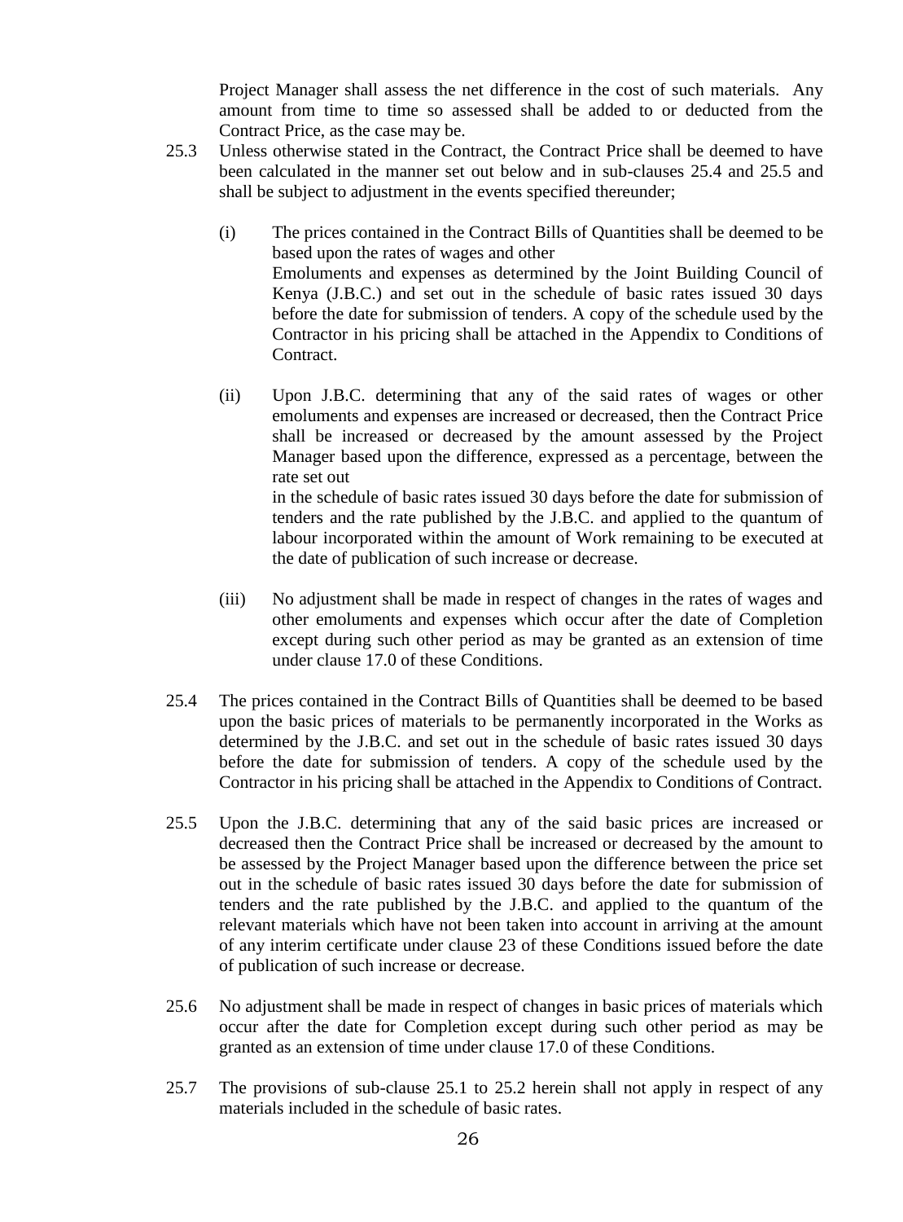Project Manager shall assess the net difference in the cost of such materials. Any amount from time to time so assessed shall be added to or deducted from the Contract Price, as the case may be.

25.3 Unless otherwise stated in the Contract, the Contract Price shall be deemed to have been calculated in the manner set out below and in sub-clauses 25.4 and 25.5 and shall be subject to adjustment in the events specified thereunder;

(i) The prices contained in the Contract Bills of Quantities shall be deemed to be based upon the rates of wages and other Emoluments and expenses as determined by the Joint Building Council of Kenya (J.B.C.) and set out in the schedule of basic rates issued 30 days before the date for submission of tenders. A copy of the schedule used by the Contractor in his pricing shall be attached in the Appendix to Conditions of Contract.

(ii) Upon J.B.C. determining that any of the said rates of wages or other emoluments and expenses are increased or decreased, then the Contract Price shall be increased or decreased by the amount assessed by the Project Manager based upon the difference, expressed as a percentage, between the rate set out in the schedule of basic rates issued 30 days before the date for submission of tenders and the rate published by the J.B.C. and applied to the quantum of labour incorporated within the amount of Work remaining to be executed at the date of publication of such increase or decrease.

(iii) No adjustment shall be made in respect of changes in the rates of wages and other emoluments and expenses which occur after the date of Completion except during such other period as may be granted as an extension of time under clause 17.0 of these Conditions.

25.4 The prices contained in the Contract Bills of Quantities shall be deemed to be based upon the basic prices of materials to be permanently incorporated in the Works as determined by the J.B.C. and set out in the schedule of basic rates issued 30 days before the date for submission of tenders. A copy of the schedule used by the Contractor in his pricing shall be attached in the Appendix to Conditions of Contract.

25.5 Upon the J.B.C. determining that any of the said basic prices are increased or decreased then the Contract Price shall be increased or decreased by the amount to be assessed by the Project Manager based upon the difference between the price set out in the schedule of basic rates issued 30 days before the date for submission of tenders and the rate published by the J.B.C. and applied to the quantum of the relevant materials which have not been taken into account in arriving at the amount of any interim certificate under clause 23 of these Conditions issued before the date of publication of such increase or decrease.

25.6 No adjustment shall be made in respect of changes in basic prices of materials which occur after the date for Completion except during such other period as may be granted as an extension of time under clause 17.0 of these Conditions.

25.7 The provisions of sub-clause 25.1 to 25.2 herein shall not apply in respect of any materials included in the schedule of basic rates.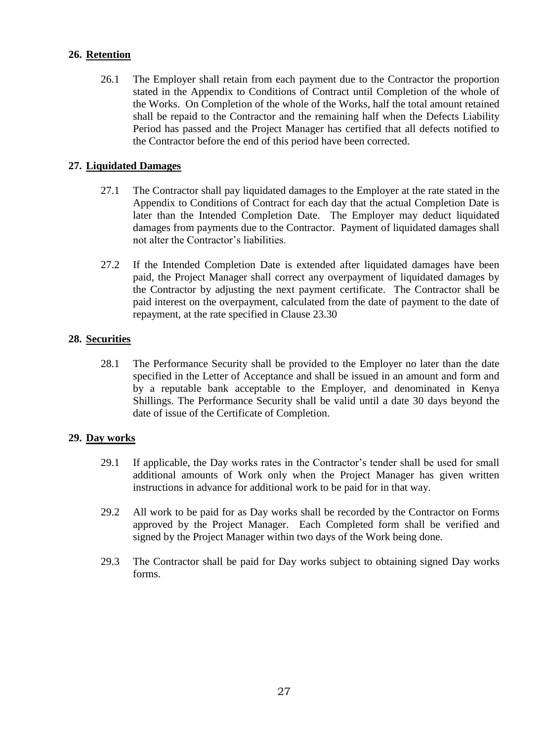## 26. Retention

26.1 The Employer shall retain from each payment due to the Contractor the proportion stated in the Appendix to Conditions of Contract until Completion of the whole of the Works. On Completion of the whole of the Works, half the total amount retained shall be repaid to the Contractor and the remaining half when the Defects Liability Period has passed and the Project Manager has certified that all defects notified to the Contractor before the end of this period have been corrected.

## 27. Liquidated Damages

27.1 The Contractor shall pay liquidated damages to the Employer at the rate stated in the Appendix to Conditions of Contract for each day that the actual Completion Date is later than the Intended Completion Date. The Employer may deduct liquidated damages from payments due to the Contractor. Payment of liquidated damages shall not alter the Contractor's liabilities.

27.2 If the Intended Completion Date is extended after liquidated damages have been paid, the Project Manager shall correct any overpayment of liquidated damages by the Contractor by adjusting the next payment certificate. The Contractor shall be paid interest on the overpayment, calculated from the date of payment to the date of repayment, at the rate specified in Clause 23.30

## 28. Securities

28.1 The Performance Security shall be provided to the Employer no later than the date specified in the Letter of Acceptance and shall be issued in an amount and form and by a reputable bank acceptable to the Employer, and denominated in Kenya Shillings. The Performance Security shall be valid until a date 30 days beyond the date of issue of the Certificate of Completion.

## 29. Day works

29.1 If applicable, the Day works rates in the Contractor's tender shall be used for small additional amounts of Work only when the Project Manager has given written instructions in advance for additional work to be paid for in that way.

29.2 All work to be paid for as Day works shall be recorded by the Contractor on Forms approved by the Project Manager. Each Completed form shall be verified and signed by the Project Manager within two days of the Work being done.

29.3 The Contractor shall be paid for Day works subject to obtaining signed Day works forms.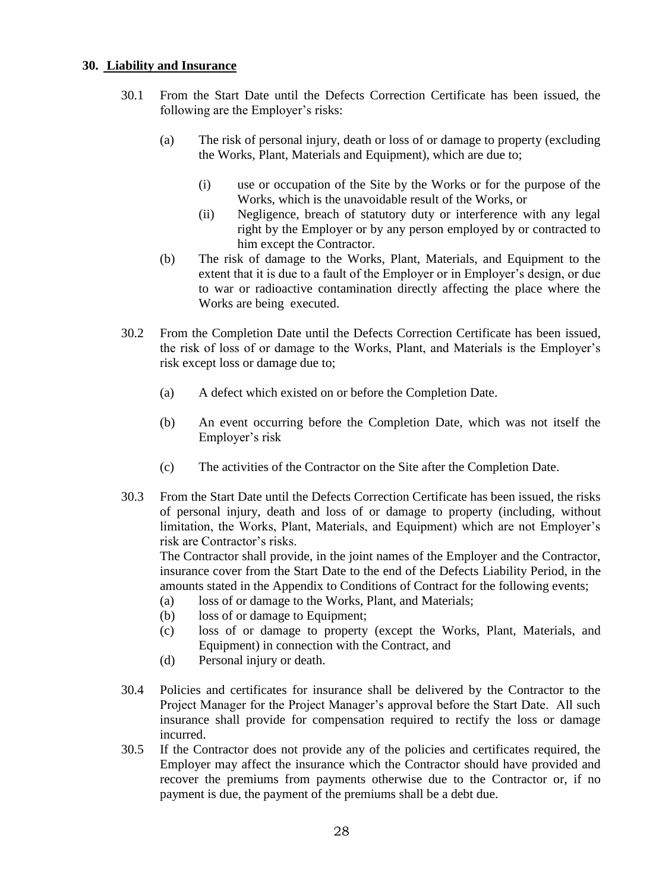## 30. Liability and Insurance

30.1 From the Start Date until the Defects Correction Certificate has been issued, the following are the Employer's risks:

(a) The risk of personal injury, death or loss of or damage to property (excluding the Works, Plant, Materials and Equipment), which are due to;

(i) use or occupation of the Site by the Works or for the purpose of the Works, which is the unavoidable result of the Works, or

(ii) Negligence, breach of statutory duty or interference with any legal right by the Employer or by any person employed by or contracted to him except the Contractor.

(b) The risk of damage to the Works, Plant, Materials, and Equipment to the extent that it is due to a fault of the Employer or in Employer's design, or due to war or radioactive contamination directly affecting the place where the Works are being executed.

30.2 From the Completion Date until the Defects Correction Certificate has been issued, the risk of loss of or damage to the Works, Plant, and Materials is the Employer's risk except loss or damage due to;

(a) A defect which existed on or before the Completion Date.

(b) An event occurring before the Completion Date, which was not itself the Employer's risk

(c) The activities of the Contractor on the Site after the Completion Date.

30.3 From the Start Date until the Defects Correction Certificate has been issued, the risks of personal injury, death and loss of or damage to property (including, without limitation, the Works, Plant, Materials, and Equipment) which are not Employer's risk are Contractor's risks.

The Contractor shall provide, in the joint names of the Employer and the Contractor, insurance cover from the Start Date to the end of the Defects Liability Period, in the amounts stated in the Appendix to Conditions of Contract for the following events;

(a) loss of or damage to the Works, Plant, and Materials;

(b) loss of or damage to Equipment;

(c) loss of or damage to property (except the Works, Plant, Materials, and Equipment) in connection with the Contract, and

(d) Personal injury or death.

30.4 Policies and certificates for insurance shall be delivered by the Contractor to the Project Manager for the Project Manager's approval before the Start Date. All such insurance shall provide for compensation required to rectify the loss or damage incurred.

30.5 If the Contractor does not provide any of the policies and certificates required, the Employer may affect the insurance which the Contractor should have provided and recover the premiums from payments otherwise due to the Contractor or, if no payment is due, the payment of the premiums shall be a debt due.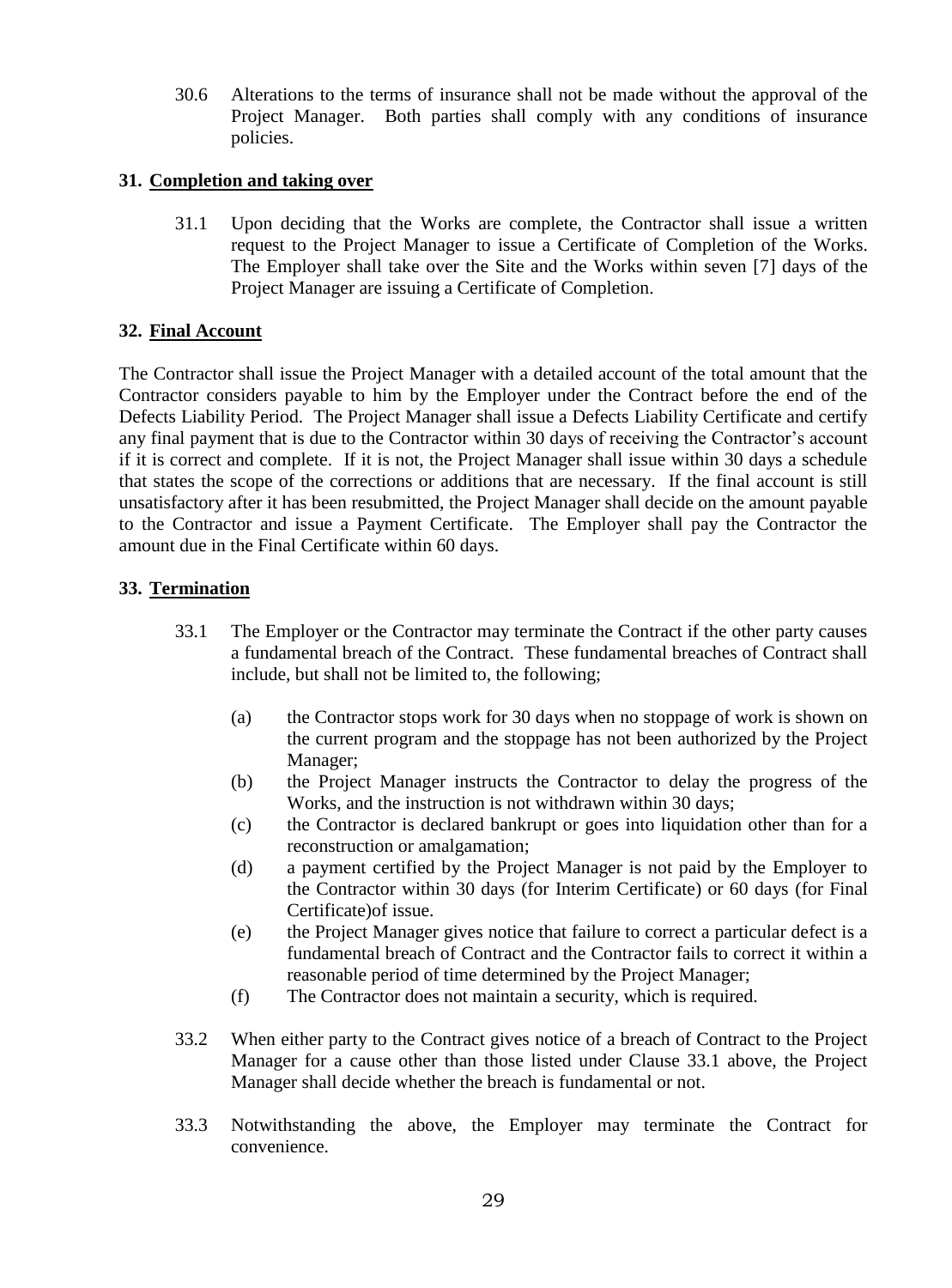30.6 Alterations to the terms of insurance shall not be made without the approval of the Project Manager. Both parties shall comply with any conditions of insurance policies.

## 31. Completion and taking over

31.1 Upon deciding that the Works are complete, the Contractor shall issue a written request to the Project Manager to issue a Certificate of Completion of the Works. The Employer shall take over the Site and the Works within seven [7] days of the Project Manager are issuing a Certificate of Completion.

## 32. Final Account

The Contractor shall issue the Project Manager with a detailed account of the total amount that the Contractor considers payable to him by the Employer under the Contract before the end of the Defects Liability Period. The Project Manager shall issue a Defects Liability Certificate and certify any final payment that is due to the Contractor within 30 days of receiving the Contractor's account if it is correct and complete. If it is not, the Project Manager shall issue within 30 days a schedule that states the scope of the corrections or additions that are necessary. If the final account is still unsatisfactory after it has been resubmitted, the Project Manager shall decide on the amount payable to the Contractor and issue a Payment Certificate. The Employer shall pay the Contractor the amount due in the Final Certificate within 60 days.

## 33. Termination

33.1 The Employer or the Contractor may terminate the Contract if the other party causes a fundamental breach of the Contract. These fundamental breaches of Contract shall include, but shall not be limited to, the following;

- (a) the Contractor stops work for 30 days when no stoppage of work is shown on the current program and the stoppage has not been authorized by the Project Manager;
- (b) the Project Manager instructs the Contractor to delay the progress of the Works, and the instruction is not withdrawn within 30 days;
- (c) the Contractor is declared bankrupt or goes into liquidation other than for a reconstruction or amalgamation;
- (d) a payment certified by the Project Manager is not paid by the Employer to the Contractor within 30 days (for Interim Certificate) or 60 days (for Final Certificate)of issue.
- (e) the Project Manager gives notice that failure to correct a particular defect is a fundamental breach of Contract and the Contractor fails to correct it within a reasonable period of time determined by the Project Manager;
- (f) The Contractor does not maintain a security, which is required.

33.2 When either party to the Contract gives notice of a breach of Contract to the Project Manager for a cause other than those listed under Clause 33.1 above, the Project Manager shall decide whether the breach is fundamental or not.

33.3 Notwithstanding the above, the Employer may terminate the Contract for convenience.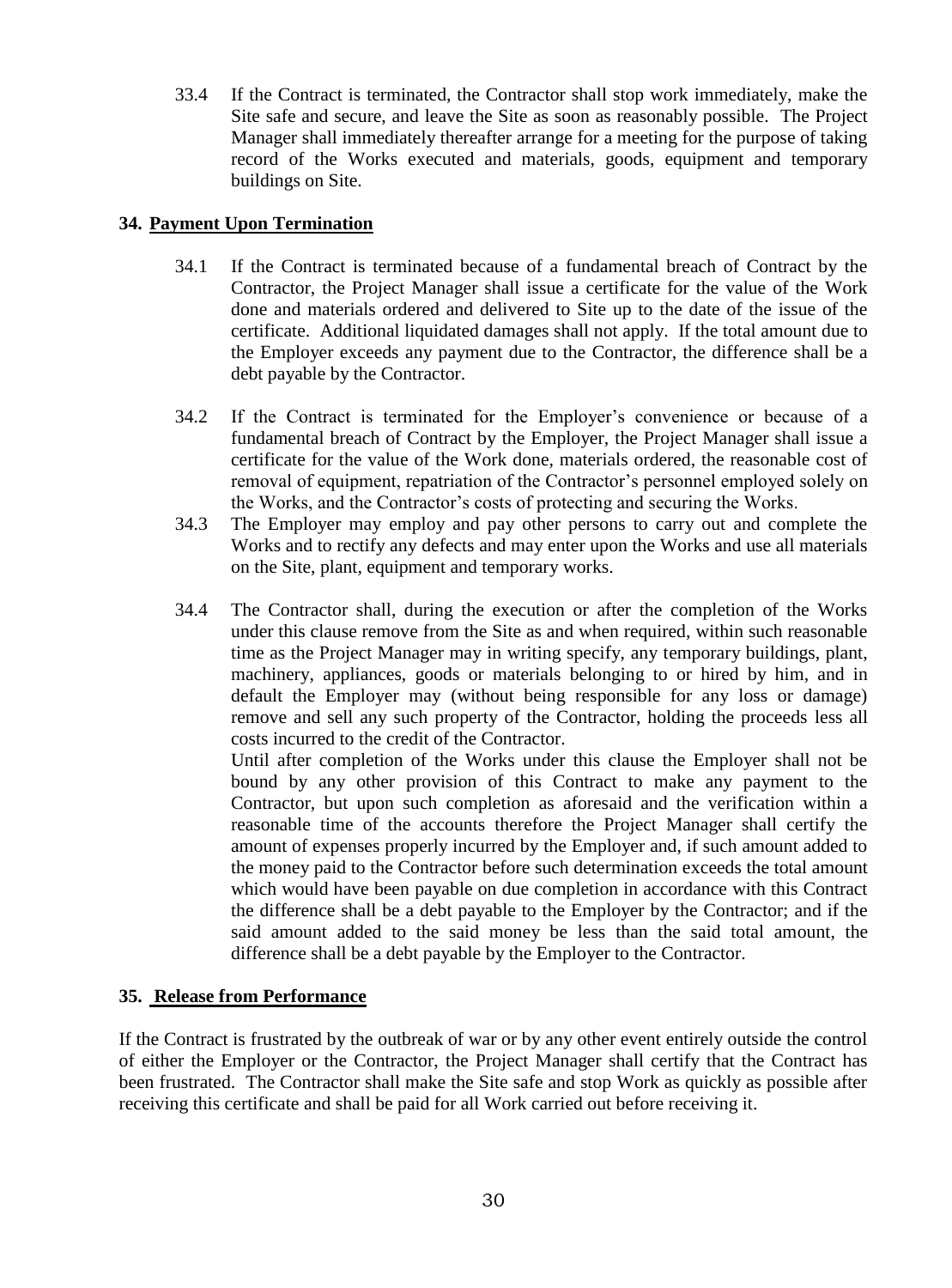33.4 If the Contract is terminated, the Contractor shall stop work immediately, make the Site safe and secure, and leave the Site as soon as reasonably possible. The Project Manager shall immediately thereafter arrange for a meeting for the purpose of taking record of the Works executed and materials, goods, equipment and temporary buildings on Site.

### 34. Payment Upon Termination

34.1 If the Contract is terminated because of a fundamental breach of Contract by the Contractor, the Project Manager shall issue a certificate for the value of the Work done and materials ordered and delivered to Site up to the date of the issue of the certificate. Additional liquidated damages shall not apply. If the total amount due to the Employer exceeds any payment due to the Contractor, the difference shall be a debt payable by the Contractor.

34.2 If the Contract is terminated for the Employer's convenience or because of a fundamental breach of Contract by the Employer, the Project Manager shall issue a certificate for the value of the Work done, materials ordered, the reasonable cost of removal of equipment, repatriation of the Contractor's personnel employed solely on the Works, and the Contractor's costs of protecting and securing the Works.

34.3 The Employer may employ and pay other persons to carry out and complete the Works and to rectify any defects and may enter upon the Works and use all materials on the Site, plant, equipment and temporary works.

34.4 The Contractor shall, during the execution or after the completion of the Works under this clause remove from the Site as and when required, within such reasonable time as the Project Manager may in writing specify, any temporary buildings, plant, machinery, appliances, goods or materials belonging to or hired by him, and in default the Employer may (without being responsible for any loss or damage) remove and sell any such property of the Contractor, holding the proceeds less all costs incurred to the credit of the Contractor.

Until after completion of the Works under this clause the Employer shall not be bound by any other provision of this Contract to make any payment to the Contractor, but upon such completion as aforesaid and the verification within a reasonable time of the accounts therefore the Project Manager shall certify the amount of expenses properly incurred by the Employer and, if such amount added to the money paid to the Contractor before such determination exceeds the total amount which would have been payable on due completion in accordance with this Contract the difference shall be a debt payable to the Employer by the Contractor; and if the said amount added to the said money be less than the said total amount, the difference shall be a debt payable by the Employer to the Contractor.

### 35. Release from Performance

If the Contract is frustrated by the outbreak of war or by any other event entirely outside the control of either the Employer or the Contractor, the Project Manager shall certify that the Contract has been frustrated. The Contractor shall make the Site safe and stop Work as quickly as possible after receiving this certificate and shall be paid for all Work carried out before receiving it.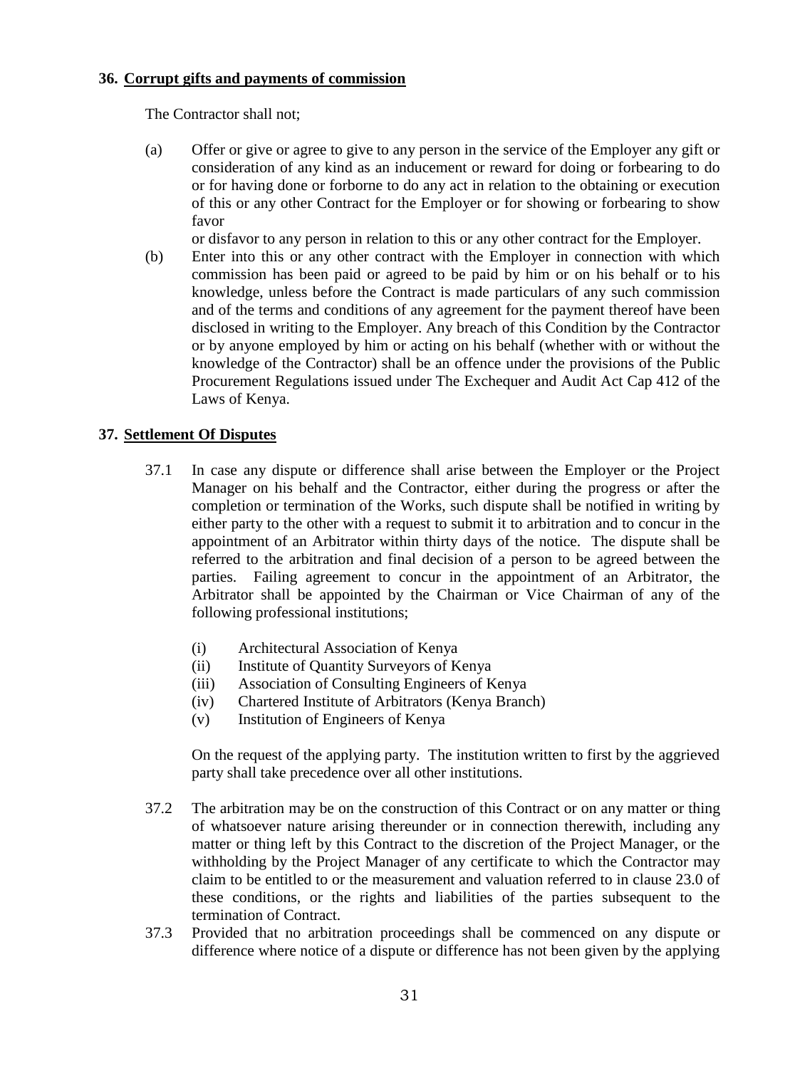## 36. Corrupt gifts and payments of commission

The Contractor shall not;

(a) Offer or give or agree to give to any person in the service of the Employer any gift or consideration of any kind as an inducement or reward for doing or forbearing to do or for having done or forborne to do any act in relation to the obtaining or execution of this or any other Contract for the Employer or for showing or forbearing to show favor or disfavor to any person in relation to this or any other contract for the Employer.

(b) Enter into this or any other contract with the Employer in connection with which commission has been paid or agreed to be paid by him or on his behalf or to his knowledge, unless before the Contract is made particulars of any such commission and of the terms and conditions of any agreement for the payment thereof have been disclosed in writing to the Employer. Any breach of this Condition by the Contractor or by anyone employed by him or acting on his behalf (whether with or without the knowledge of the Contractor) shall be an offence under the provisions of the Public Procurement Regulations issued under The Exchequer and Audit Act Cap 412 of the Laws of Kenya.

## 37. Settlement Of Disputes

37.1 In case any dispute or difference shall arise between the Employer or the Project Manager on his behalf and the Contractor, either during the progress or after the completion or termination of the Works, such dispute shall be notified in writing by either party to the other with a request to submit it to arbitration and to concur in the appointment of an Arbitrator within thirty days of the notice. The dispute shall be referred to the arbitration and final decision of a person to be agreed between the parties. Failing agreement to concur in the appointment of an Arbitrator, the Arbitrator shall be appointed by the Chairman or Vice Chairman of any of the following professional institutions;

(i) Architectural Association of Kenya
(ii) Institute of Quantity Surveyors of Kenya
(iii) Association of Consulting Engineers of Kenya
(iv) Chartered Institute of Arbitrators (Kenya Branch)
(v) Institution of Engineers of Kenya

On the request of the applying party. The institution written to first by the aggrieved party shall take precedence over all other institutions.

37.2 The arbitration may be on the construction of this Contract or on any matter or thing of whatsoever nature arising thereunder or in connection therewith, including any matter or thing left by this Contract to the discretion of the Project Manager, or the withholding by the Project Manager of any certificate to which the Contractor may claim to be entitled to or the measurement and valuation referred to in clause 23.0 of these conditions, or the rights and liabilities of the parties subsequent to the termination of Contract.

37.3 Provided that no arbitration proceedings shall be commenced on any dispute or difference where notice of a dispute or difference has not been given by the applying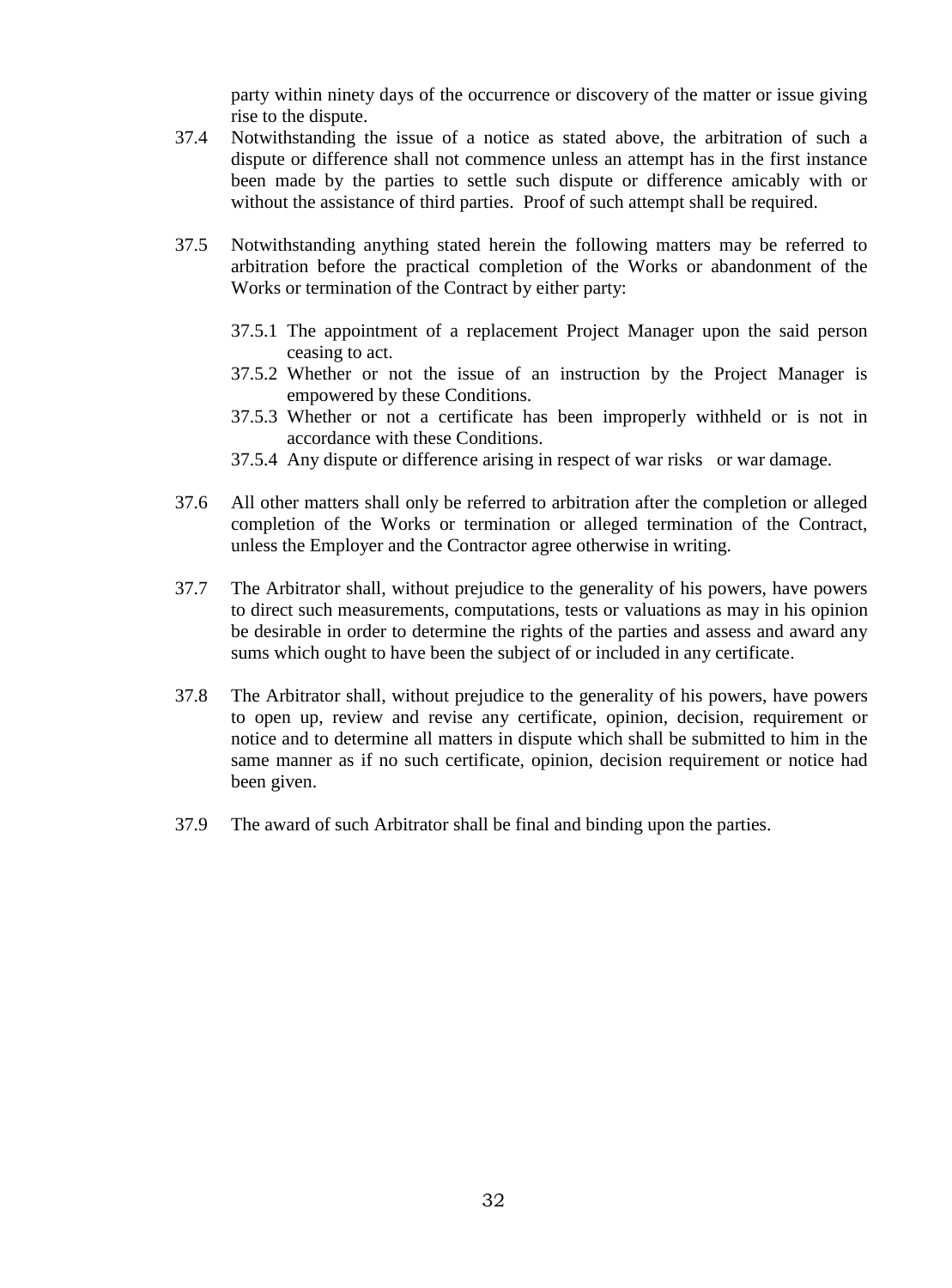party within ninety days of the occurrence or discovery of the matter or issue giving rise to the dispute.

37.4 Notwithstanding the issue of a notice as stated above, the arbitration of such a dispute or difference shall not commence unless an attempt has in the first instance been made by the parties to settle such dispute or difference amicably with or without the assistance of third parties. Proof of such attempt shall be required.

37.5 Notwithstanding anything stated herein the following matters may be referred to arbitration before the practical completion of the Works or abandonment of the Works or termination of the Contract by either party:

- 37.5.1 The appointment of a replacement Project Manager upon the said person ceasing to act.
- 37.5.2 Whether or not the issue of an instruction by the Project Manager is empowered by these Conditions.
- 37.5.3 Whether or not a certificate has been improperly withheld or is not in accordance with these Conditions.
- 37.5.4 Any dispute or difference arising in respect of war risks or war damage.

37.6 All other matters shall only be referred to arbitration after the completion or alleged completion of the Works or termination or alleged termination of the Contract, unless the Employer and the Contractor agree otherwise in writing.

37.7 The Arbitrator shall, without prejudice to the generality of his powers, have powers to direct such measurements, computations, tests or valuations as may in his opinion be desirable in order to determine the rights of the parties and assess and award any sums which ought to have been the subject of or included in any certificate.

37.8 The Arbitrator shall, without prejudice to the generality of his powers, have powers to open up, review and revise any certificate, opinion, decision, requirement or notice and to determine all matters in dispute which shall be submitted to him in the same manner as if no such certificate, opinion, decision requirement or notice had been given.

37.9 The award of such Arbitrator shall be final and binding upon the parties.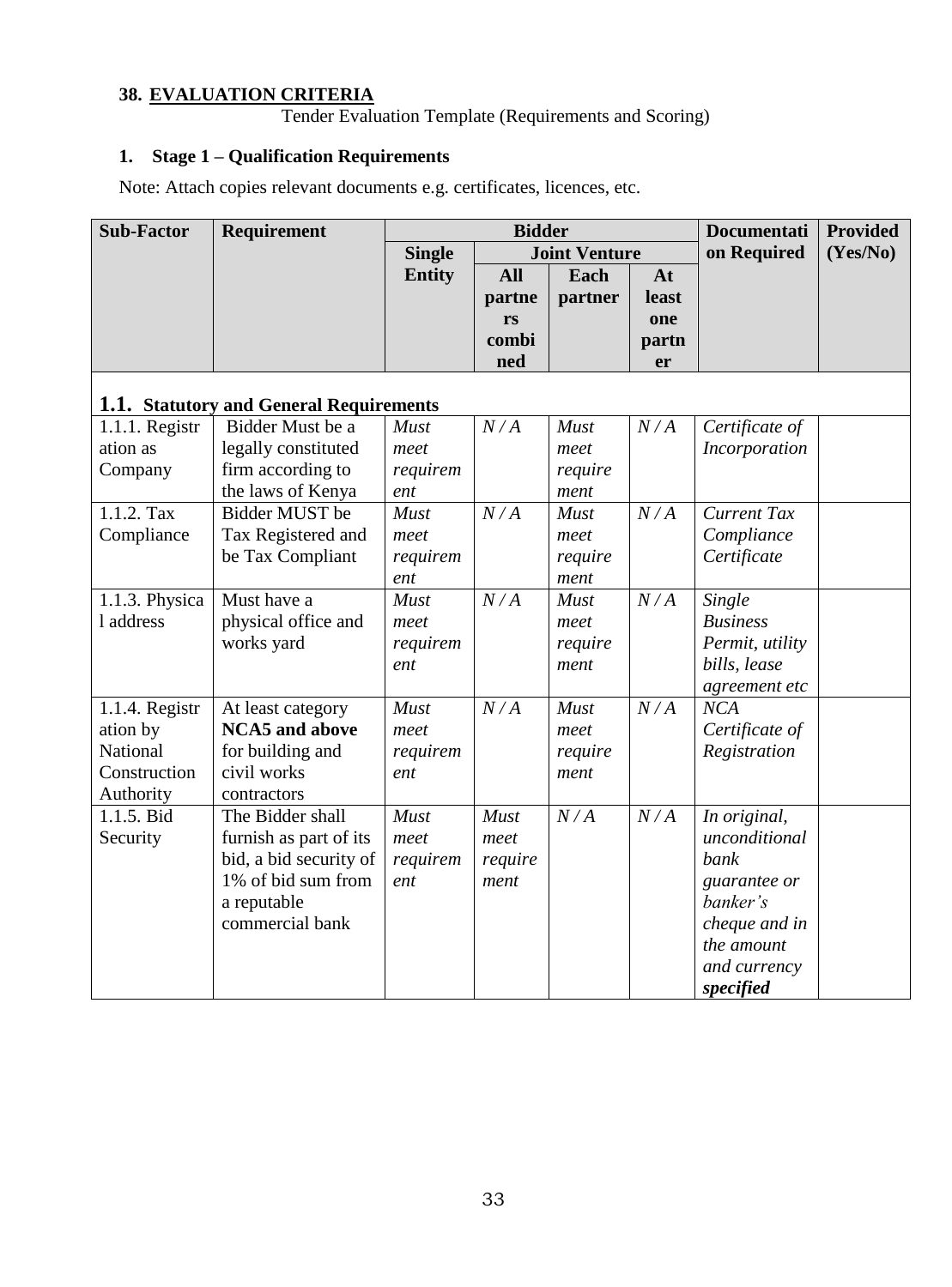## 38. EVALUATION CRITERIA

Tender Evaluation Template (Requirements and Scoring)

### 1. Stage 1 – Qualification Requirements

Note: Attach copies relevant documents e.g. certificates, licences, etc.

| Sub-Factor | Requirement | Bidder | | | | Documentation Required | Provided (Yes/No) |
|---|---|---|---|---|---|---|---|
| | | Single Entity | Joint Venture | | | | |
| | | | All partners combined | Each partner | At least one partner | | |
| **1.1. Statutory and General Requirements** | | | | | | | |
| 1.1.1. Registration as Company | Bidder Must be a legally constituted firm according to the laws of Kenya | *Must meet requirement* | *N / A* | *Must meet requirement* | *N / A* | *Certificate of Incorporation* | |
| 1.1.2. Tax Compliance | Bidder MUST be Tax Registered and be Tax Compliant | *Must meet requirement* | *N / A* | *Must meet requirement* | *N / A* | *Current Tax Compliance Certificate* | |
| 1.1.3. Physical address | Must have a physical office and works yard | *Must meet requirement* | *N / A* | *Must meet requirement* | *N / A* | *Single Business Permit, utility bills, lease agreement etc* | |
| 1.1.4. Registration by National Construction Authority | At least category **NCA5 and above** for building and civil works contractors | *Must meet requirement* | *N / A* | *Must meet requirement* | *N / A* | *NCA Certificate of Registration* | |
| 1.1.5. Bid Security | The Bidder shall furnish as part of its bid, a bid security of 1% of bid sum from a reputable commercial bank | *Must meet requirement* | *Must meet requirement* | *N / A* | *N / A* | *In original, unconditional bank guarantee or banker's cheque and in the amount and currency **specified*** | |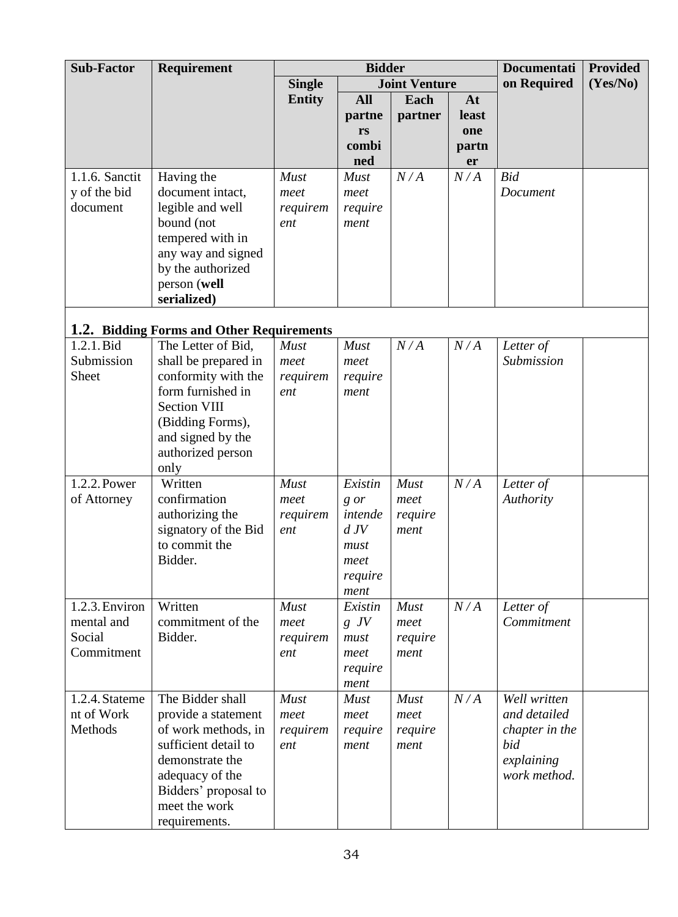| Sub-Factor | Requirement | Bidder | | | | Documentation Required | Provided (Yes/No) |
|---|---|---|---|---|---|---|---|
| | | Single Entity | Joint Venture | | | | |
| | | | All partners combined | Each partner | At least one partner | | |
| 1.1.6. Sanctity of the bid document | Having the document intact, legible and well bound (not tempered with in any way and signed by the authorized person (**well serialized)** | *Must meet requirement* | *Must meet requirement* | *N / A* | *N / A* | *Bid Document* | |
| **1.2. Bidding Forms and Other Requirements** | | | | | | | |
| 1.2.1. Bid Submission Sheet | The Letter of Bid, shall be prepared in conformity with the form furnished in Section VIII (Bidding Forms), and signed by the authorized person only | *Must meet requirement* | *Must meet requirement* | *N / A* | *N / A* | *Letter of Submission* | |
| 1.2.2. Power of Attorney | Written confirmation authorizing the signatory of the Bid to commit the Bidder. | *Must meet requirement* | *Existing or intended JV must meet requirement* | *Must meet requirement* | *N / A* | *Letter of Authority* | |
| 1.2.3. Environmental and Social Commitment | Written commitment of the Bidder. | *Must meet requirement* | *Existing JV must meet requirement* | *Must meet requirement* | *N / A* | *Letter of Commitment* | |
| 1.2.4. Statement of Work Methods | The Bidder shall provide a statement of work methods, in sufficient detail to demonstrate the adequacy of the Bidders' proposal to meet the work requirements. | *Must meet requirement* | *Must meet requirement* | *Must meet requirement* | *N / A* | *Well written and detailed chapter in the bid explaining work method.* | |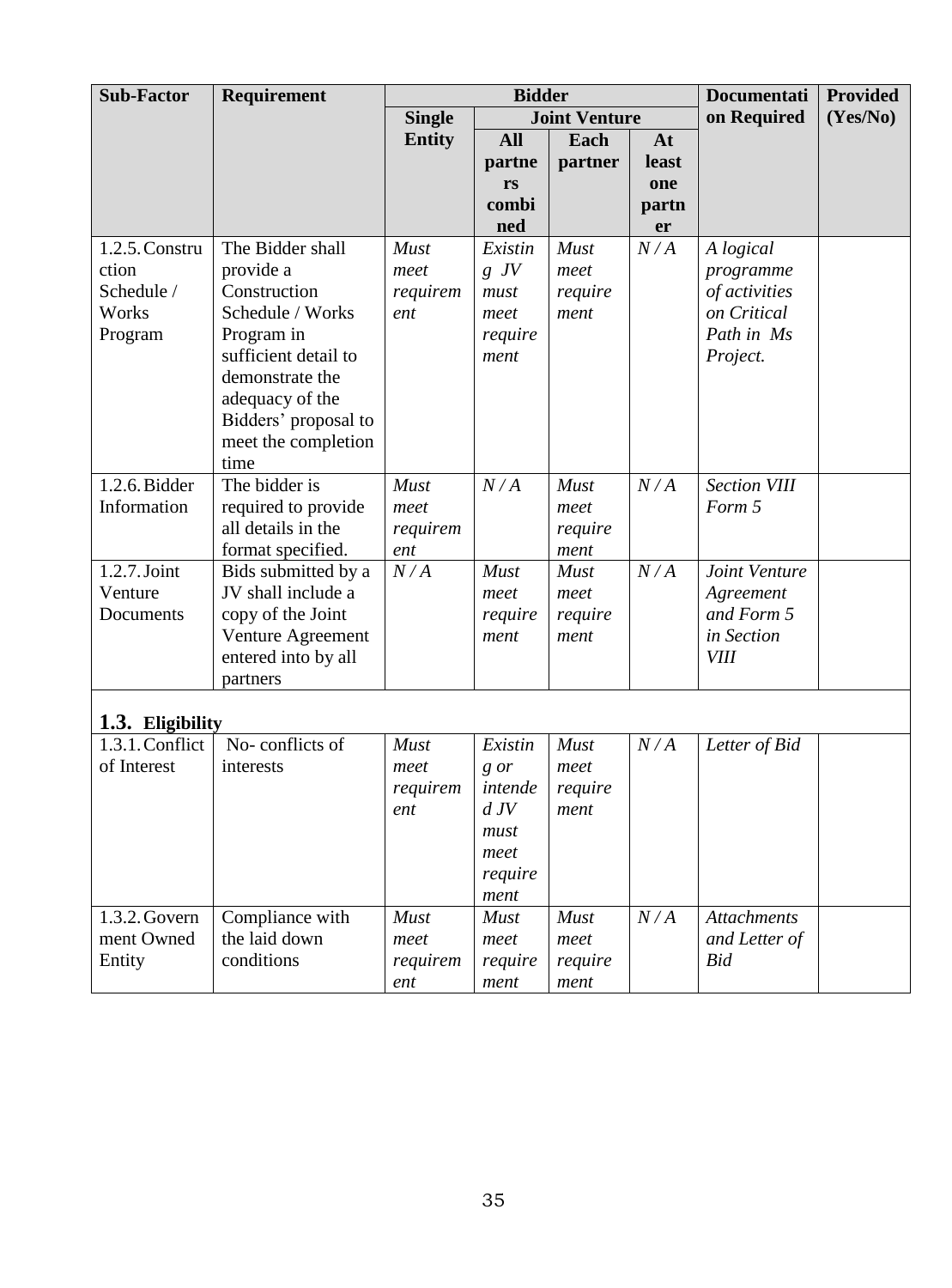| Sub-Factor | Requirement | Bidder | | | | Documentation Required | Provided (Yes/No) |
|---|---|---|---|---|---|---|---|
| | | Single Entity | Joint Venture | | | | |
| | | | All partners combined | Each partner | At least one partner | | |
| 1.2.5. Construction Schedule / Works Program | The Bidder shall provide a Construction Schedule / Works Program in sufficient detail to demonstrate the adequacy of the Bidders' proposal to meet the completion time | *Must meet requirement* | *Existing JV must meet requirement* | *Must meet requirement* | *N / A* | *A logical programme of activities on Critical Path in Ms Project.* | |
| 1.2.6. Bidder Information | The bidder is required to provide all details in the format specified. | *Must meet requirement* | *N / A* | *Must meet requirement* | *N / A* | *Section VIII Form 5* | |
| 1.2.7. Joint Venture Documents | Bids submitted by a JV shall include a copy of the Joint Venture Agreement entered into by all partners | *N / A* | *Must meet requirement* | *Must meet requirement* | *N / A* | *Joint Venture Agreement and Form 5 in Section VIII* | |
| **1.3. Eligibility** | | | | | | | |
| 1.3.1. Conflict of Interest | No- conflicts of interests | *Must meet requirement* | *Existing or intended JV must meet requirement* | *Must meet requirement* | *N / A* | *Letter of Bid* | |
| 1.3.2. Government Owned Entity | Compliance with the laid down conditions | *Must meet requirement* | *Must meet requirement* | *Must meet requirement* | *N / A* | *Attachments and Letter of Bid* | |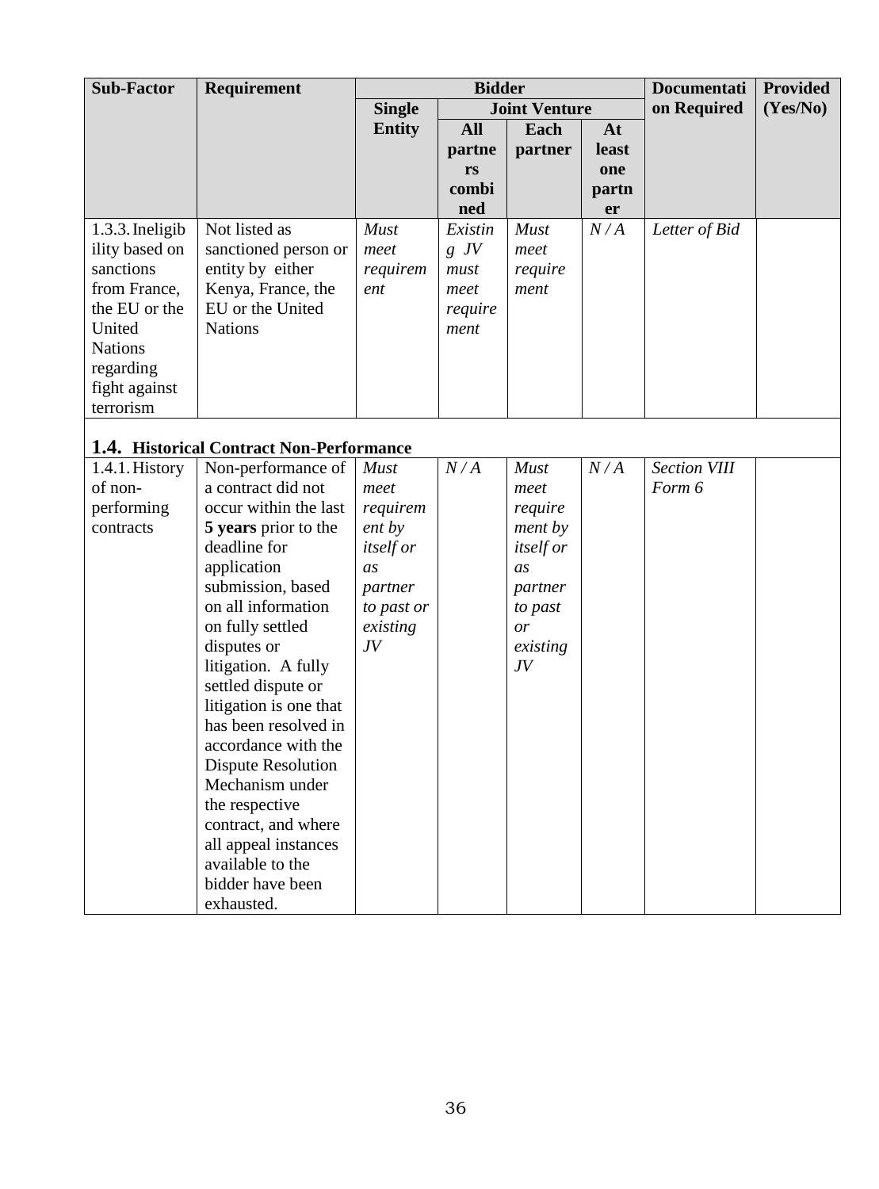| Sub-Factor | Requirement | Bidder | | | | Documentation Required | Provided (Yes/No) |
|---|---|---|---|---|---|---|---|
| | | Single Entity | Joint Venture | | | | |
| | | | All partners combined | Each partner | At least one partner | | |
| 1.3.3. Ineligibility based on sanctions from France, the EU or the United Nations regarding fight against terrorism | Not listed as sanctioned person or entity by either Kenya, France, the EU or the United Nations | *Must meet requirement* | *Existing JV must meet requirement* | *Must meet requirement* | *N / A* | *Letter of Bid* | |
| **1.4. Historical Contract Non-Performance** | | | | | | | |
| 1.4.1. History of non-performing contracts | Non-performance of a contract did not occur within the last **5 years** prior to the deadline for application submission, based on all information on fully settled disputes or litigation. A fully settled dispute or litigation is one that has been resolved in accordance with the Dispute Resolution Mechanism under the respective contract, and where all appeal instances available to the bidder have been exhausted. | *Must meet requirement by itself or as partner to past or existing JV* | *N / A* | *Must meet requirement by itself or as partner to past or existing JV* | *N / A* | *Section VIII Form 6* | |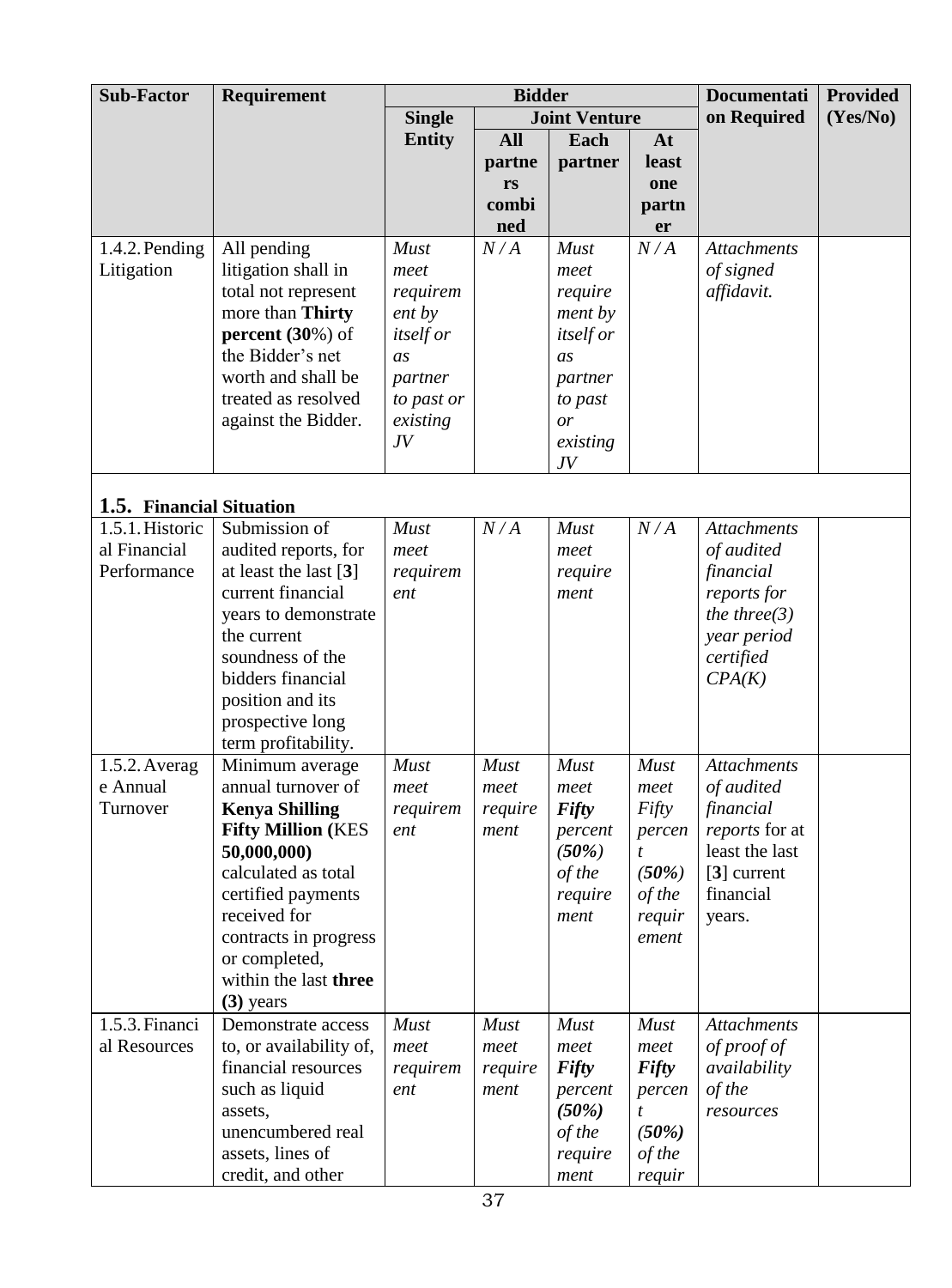| Sub-Factor | Requirement | Bidder | | | | Documentation Required | Provided (Yes/No) |
|---|---|---|---|---|---|---|---|
| | | Single Entity | Joint Venture | | | | |
| | | | All partners combined | Each partner | At least one partner | | |
| 1.4.2. Pending Litigation | All pending litigation shall in total not represent more than **Thirty percent (30**%) of the Bidder's net worth and shall be treated as resolved against the Bidder. | *Must meet requirement by itself or as partner to past or existing JV* | *N / A* | *Must meet requirement by itself or as partner to past or existing JV* | *N / A* | *Attachments of signed affidavit.* | |
| **1.5. Financial Situation** | | | | | | | |
| 1.5.1. Historical Financial Performance | Submission of audited reports, for at least the last [**3**] current financial years to demonstrate the current soundness of the bidders financial position and its prospective long term profitability. | *Must meet requirement* | *N / A* | *Must meet requirement* | *N / A* | *Attachments of audited financial reports for the three(3) year period certified CPA(K)* | |
| 1.5.2. Average Annual Turnover | Minimum average annual turnover of **Kenya Shilling Fifty Million (**KES **50,000,000)** calculated as total certified payments received for contracts in progress or completed, within the last **three (3)** years | *Must meet requirement* | *Must meet requirement* | *Must meet **Fifty** percent **(50%)** of the requirement* | *Must meet Fifty percent **(50%)** of the requirement* | *Attachments of audited financial reports* for at least the last [**3**] current financial years. | |
| 1.5.3. Financial Resources | Demonstrate access to, or availability of, financial resources such as liquid assets, unencumbered real assets, lines of credit, and other | *Must meet requirement* | *Must meet requirement* | *Must meet **Fifty** percent **(50%)** of the requirement* | *Must meet **Fifty** percent **(50%)** of the requir* | *Attachments of proof of availability of the resources* | |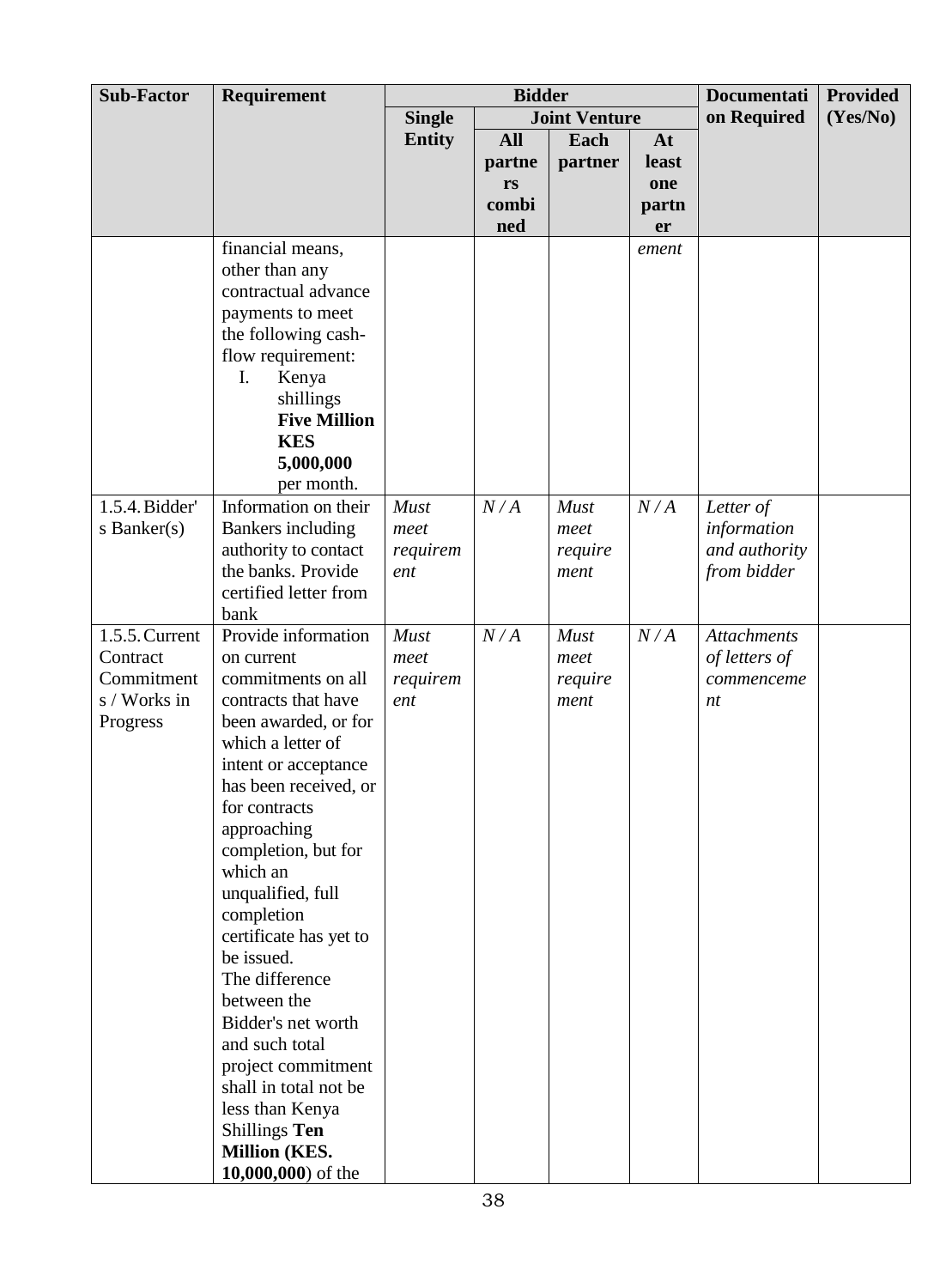| Sub-Factor | Requirement | Bidder | | | | Documentation Required | Provided (Yes/No) |
|---|---|---|---|---|---|---|---|
| | | Single Entity | Joint Venture | | | | |
| | | | All partners combined | Each partner | At least one partner | | |
| | financial means, other than any contractual advance payments to meet the following cash-flow requirement:<br>I. Kenya shillings **Five Million KES 5,000,000** per month. | | | | *ement* | | |
| 1.5.4. Bidder's Banker(s) | Information on their Bankers including authority to contact the banks. Provide certified letter from bank | *Must meet requirement* | *N / A* | *Must meet requirement* | *N / A* | *Letter of information and authority from bidder* | |
| 1.5.5. Current Contract Commitments / Works in Progress | Provide information on current commitments on all contracts that have been awarded, or for which a letter of intent or acceptance has been received, or for contracts approaching completion, but for which an unqualified, full completion certificate has yet to be issued.<br>The difference between the Bidder's net worth and such total project commitment shall in total not be less than Kenya Shillings **Ten Million (KES. 10,000,000**) of the | *Must meet requirement* | *N / A* | *Must meet requirement* | *N / A* | *Attachments of letters of commencement* | |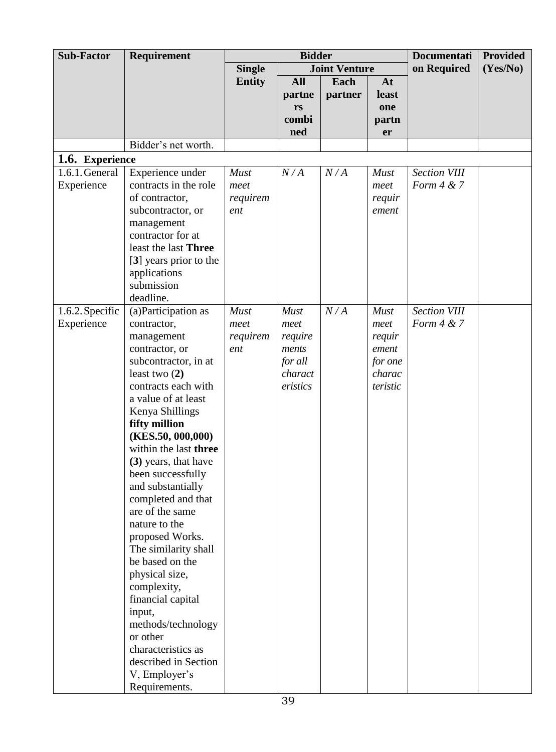| Sub-Factor | Requirement | Bidder | | | | Documentation Required | Provided (Yes/No) |
|---|---|---|---|---|---|---|---|
| | | Single Entity | Joint Venture | | | | |
| | | | All partners combined | Each partner | At least one partner | | |
| | Bidder's net worth. | | | | | | |
| **1.6. Experience** | | | | | | | |
| 1.6.1. General Experience | Experience under contracts in the role of contractor, subcontractor, or management contractor for at least the last **Three** [**3**] years prior to the applications submission deadline. | *Must meet requirement* | *N / A* | *N / A* | *Must meet requirement* | *Section VIII Form 4 & 7* | |
| 1.6.2. Specific Experience | (a)Participation as contractor, management contractor, or subcontractor, in at least two (**2**) contracts each with a value of at least Kenya Shillings **fifty million (KES.50, 000,000)** within the last **three (3)** years, that have been successfully and substantially completed and that are of the same nature to the proposed Works. The similarity shall be based on the physical size, complexity, financial capital input, methods/technology or other characteristics as described in Section V, Employer's Requirements. | *Must meet requirement* | *Must meet requirements for all characteristics* | *N / A* | *Must meet requirement for one characteristic* | *Section VIII Form 4 & 7* | |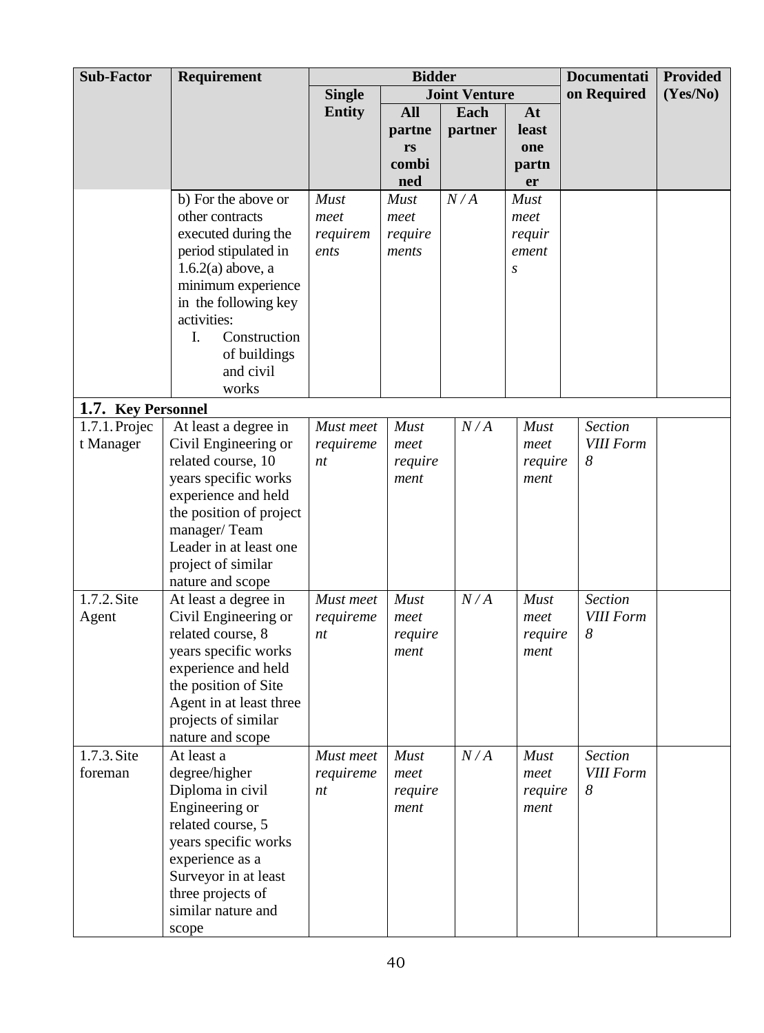| Sub-Factor | Requirement | Bidder | | | | Documentation Required | Provided (Yes/No) |
|---|---|---|---|---|---|---|---|
| | | Single Entity | Joint Venture | | | | |
| | | | All partners combined | Each partner | At least one partner | | |
| | b) For the above or other contracts executed during the period stipulated in 1.6.2(a) above, a minimum experience in the following key activities:<br>I. Construction of buildings and civil works | *Must meet requirements* | *Must meet requirements* | *N / A* | *Must meet requirements* | | |
| **1.7. Key Personnel** | | | | | | | |
| 1.7.1. Project Manager | At least a degree in Civil Engineering or related course, 10 years specific works experience and held the position of project manager/ Team Leader in at least one project of similar nature and scope | *Must meet requirement* | *Must meet requirement* | *N / A* | *Must meet requirement* | *Section VIII Form 8* | |
| 1.7.2. Site Agent | At least a degree in Civil Engineering or related course, 8 years specific works experience and held the position of Site Agent in at least three projects of similar nature and scope | *Must meet requirement* | *Must meet requirement* | *N / A* | *Must meet requirement* | *Section VIII Form 8* | |
| 1.7.3. Site foreman | At least a degree/higher Diploma in civil Engineering or related course, 5 years specific works experience as a Surveyor in at least three projects of similar nature and scope | *Must meet requirement* | *Must meet requirement* | *N / A* | *Must meet requirement* | *Section VIII Form 8* | |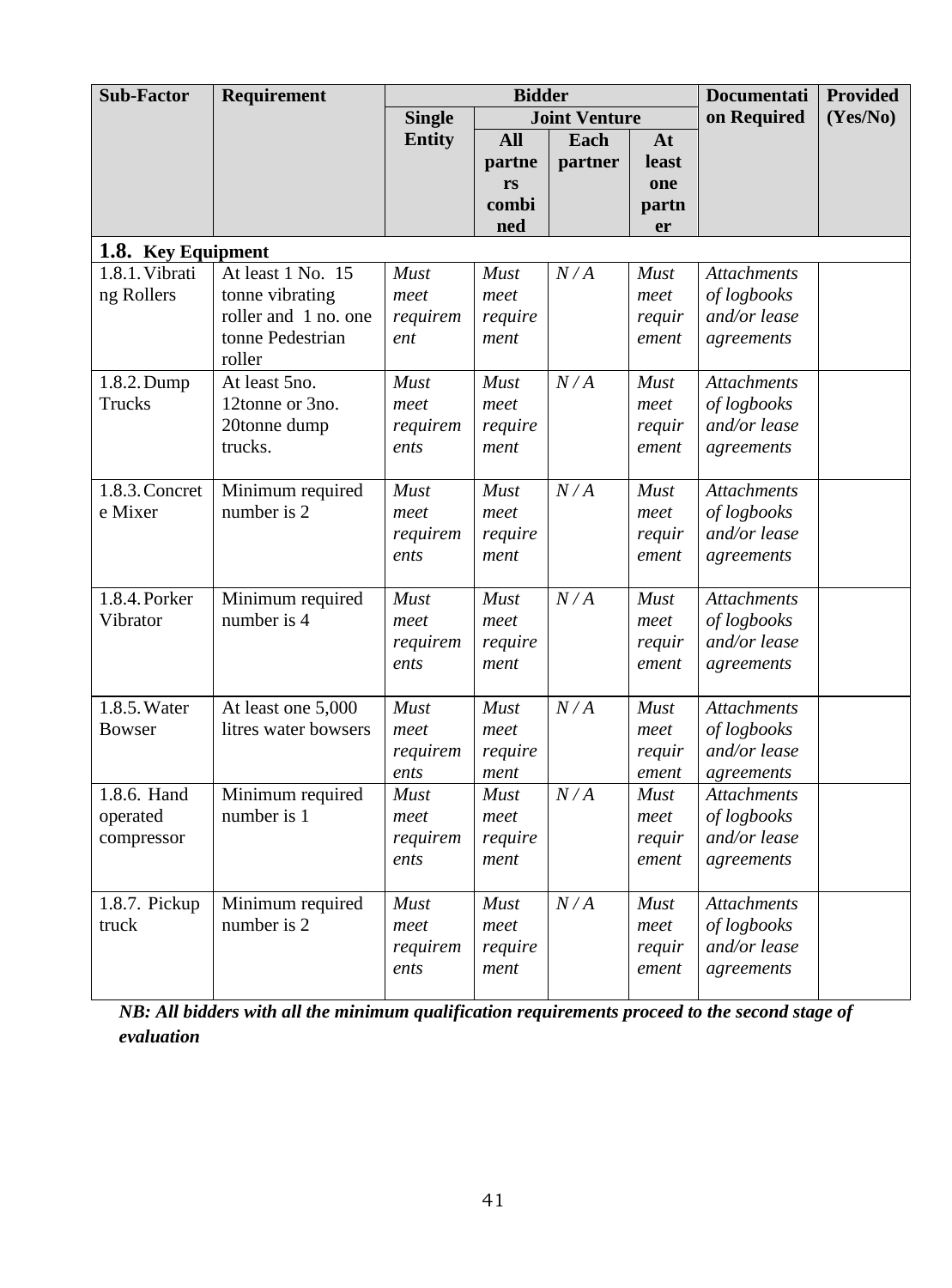| Sub-Factor | Requirement | Bidder | | | | Documentation Required | Provided (Yes/No) |
|---|---|---|---|---|---|---|---|
| | | Single Entity | Joint Venture | | | | |
| | | | All partners combined | Each partner | At least one partner | | |
| **1.8. Key Equipment** | | | | | | | |
| 1.8.1. Vibrating Rollers | At least 1 No. 15 tonne vibrating roller and 1 no. one tonne Pedestrian roller | *Must meet requirement* | *Must meet requirement* | *N / A* | *Must meet requirement* | *Attachments of logbooks and/or lease agreements* | |
| 1.8.2. Dump Trucks | At least 5no. 12tonne or 3no. 20tonne dump trucks. | *Must meet requirements* | *Must meet requirement* | *N / A* | *Must meet requirement* | *Attachments of logbooks and/or lease agreements* | |
| 1.8.3. Concrete Mixer | Minimum required number is 2 | *Must meet requirements* | *Must meet requirement* | *N / A* | *Must meet requirement* | *Attachments of logbooks and/or lease agreements* | |
| 1.8.4. Porker Vibrator | Minimum required number is 4 | *Must meet requirements* | *Must meet requirement* | *N / A* | *Must meet requirement* | *Attachments of logbooks and/or lease agreements* | |
| 1.8.5. Water Bowser | At least one 5,000 litres water bowsers | *Must meet requirements* | *Must meet requirement* | *N / A* | *Must meet requirement* | *Attachments of logbooks and/or lease agreements* | |
| 1.8.6. Hand operated compressor | Minimum required number is 1 | *Must meet requirements* | *Must meet requirement* | *N / A* | *Must meet requirement* | *Attachments of logbooks and/or lease agreements* | |
| 1.8.7. Pickup truck | Minimum required number is 2 | *Must meet requirements* | *Must meet requirement* | *N / A* | *Must meet requirement* | *Attachments of logbooks and/or lease agreements* | |

***NB: All bidders with all the minimum qualification requirements proceed to the second stage of evaluation***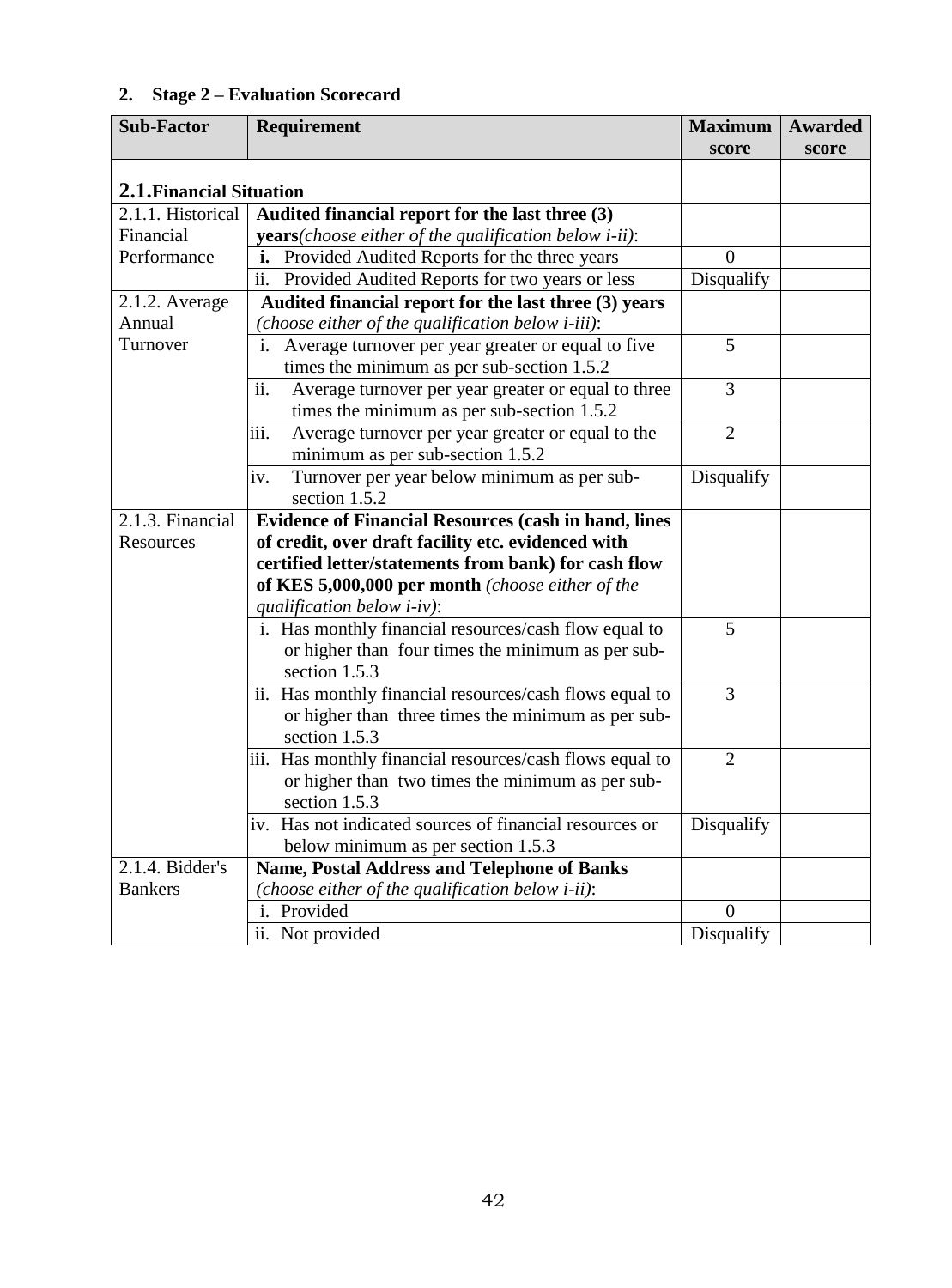## 2. Stage 2 – Evaluation Scorecard

| Sub-Factor | Requirement | Maximum score | Awarded score |
|---|---|---|---|
| **2.1. Financial Situation** | | | |
| 2.1.1. Historical Financial Performance | **Audited financial report for the last three (3) years** *(choose either of the qualification below i-ii)*: | | |
| | **i.** Provided Audited Reports for the three years | 0 | |
| | ii. Provided Audited Reports for two years or less | Disqualify | |
| 2.1.2. Average Annual Turnover | **Audited financial report for the last three (3) years** *(choose either of the qualification below i-iii)*: | | |
| | i. Average turnover per year greater or equal to five times the minimum as per sub-section 1.5.2 | 5 | |
| | ii. Average turnover per year greater or equal to three times the minimum as per sub-section 1.5.2 | 3 | |
| | iii. Average turnover per year greater or equal to the minimum as per sub-section 1.5.2 | 2 | |
| | iv. Turnover per year below minimum as per sub-section 1.5.2 | Disqualify | |
| 2.1.3. Financial Resources | **Evidence of Financial Resources (cash in hand, lines of credit, over draft facility etc. evidenced with certified letter/statements from bank) for cash flow of KES 5,000,000 per month** *(choose either of the qualification below i-iv)*: | | |
| | i. Has monthly financial resources/cash flow equal to or higher than four times the minimum as per sub-section 1.5.3 | 5 | |
| | ii. Has monthly financial resources/cash flows equal to or higher than three times the minimum as per sub-section 1.5.3 | 3 | |
| | iii. Has monthly financial resources/cash flows equal to or higher than two times the minimum as per sub-section 1.5.3 | 2 | |
| | iv. Has not indicated sources of financial resources or below minimum as per section 1.5.3 | Disqualify | |
| 2.1.4. Bidder's Bankers | **Name, Postal Address and Telephone of Banks** *(choose either of the qualification below i-ii)*: | | |
| | i. Provided | 0 | |
| | ii. Not provided | Disqualify | |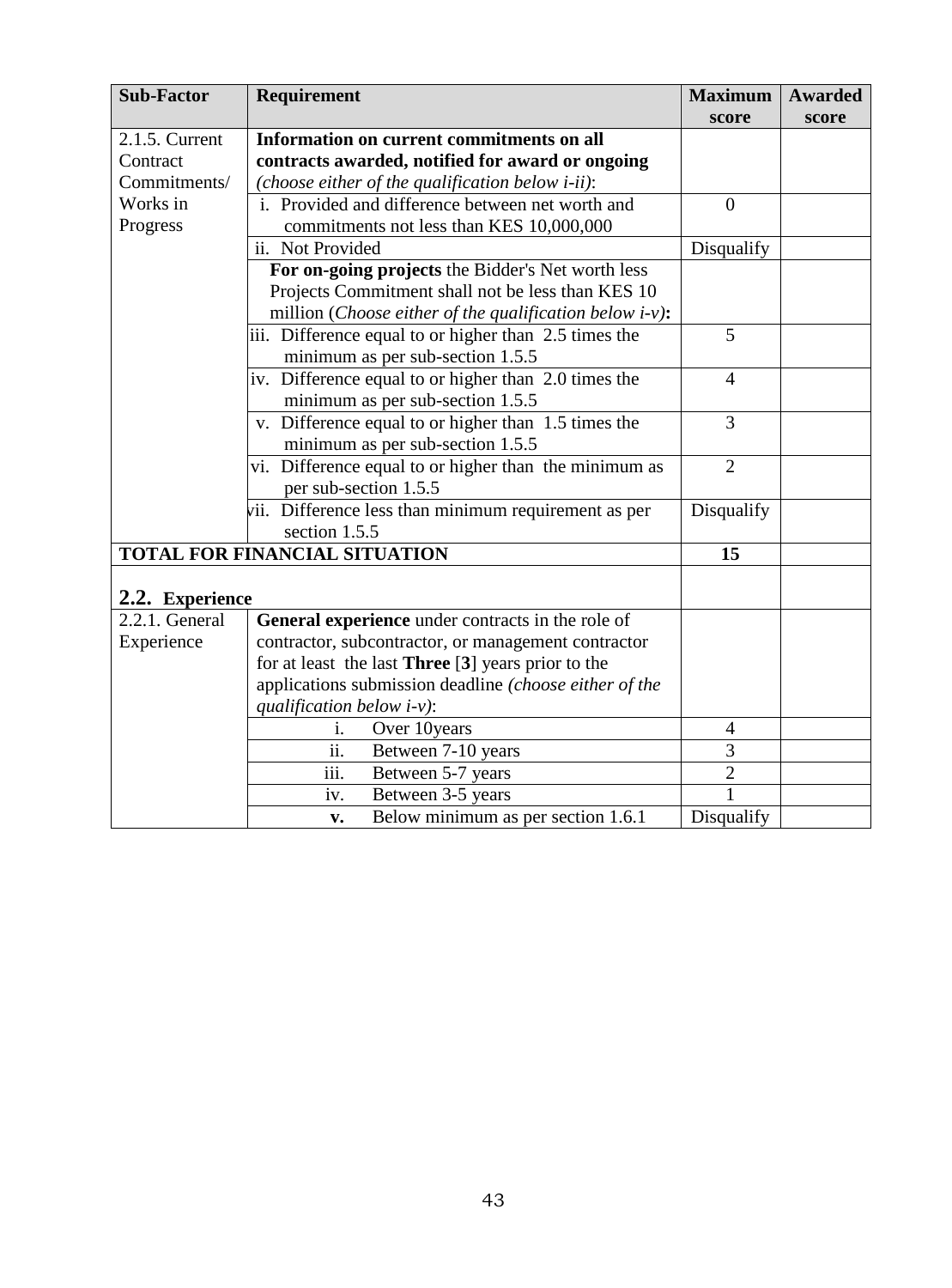| Sub-Factor | Requirement | Maximum score | Awarded score |
|---|---|---|---|
| 2.1.5. Current Contract Commitments/ Works in Progress | **Information on current commitments on all contracts awarded, notified for award or ongoing** *(choose either of the qualification below i-ii)*: | | |
| | i. Provided and difference between net worth and commitments not less than KES 10,000,000 | 0 | |
| | ii. Not Provided | Disqualify | |
| | **For on-going projects** the Bidder's Net worth less Projects Commitment shall not be less than KES 10 million (*Choose either of the qualification below i-v)***:** | | |
| | iii. Difference equal to or higher than 2.5 times the minimum as per sub-section 1.5.5 | 5 | |
| | iv. Difference equal to or higher than 2.0 times the minimum as per sub-section 1.5.5 | 4 | |
| | v. Difference equal to or higher than 1.5 times the minimum as per sub-section 1.5.5 | 3 | |
| | vi. Difference equal to or higher than the minimum as per sub-section 1.5.5 | 2 | |
| | vii. Difference less than minimum requirement as per section 1.5.5 | Disqualify | |
| **TOTAL FOR FINANCIAL SITUATION** | | **15** | |
| **2.2. Experience** | | | |
| 2.2.1. General Experience | **General experience** under contracts in the role of contractor, subcontractor, or management contractor for at least the last **Three** [**3**] years prior to the applications submission deadline *(choose either of the qualification below i-v)*: | | |
| | i. Over 10years | 4 | |
| | ii. Between 7-10 years | 3 | |
| | iii. Between 5-7 years | 2 | |
| | iv. Between 3-5 years | 1 | |
| | **v.** Below minimum as per section 1.6.1 | Disqualify | |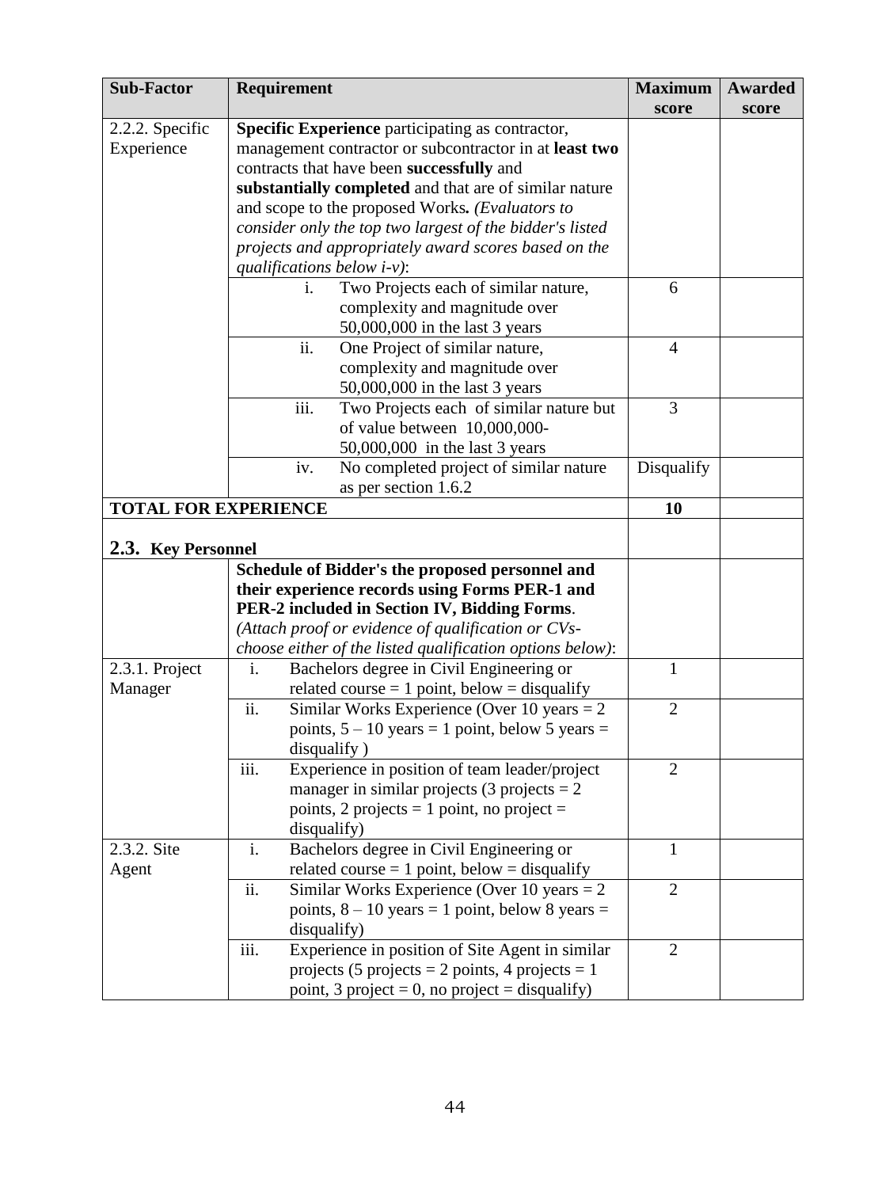| Sub-Factor | Requirement | Maximum score | Awarded score |
|---|---|---|---|
| 2.2.2. Specific Experience | **Specific Experience** participating as contractor, management contractor or subcontractor in at **least two** contracts that have been **successfully** and **substantially completed** and that are of similar nature and scope to the proposed Works**.** *(Evaluators to consider only the top two largest of the bidder's listed projects and appropriately award scores based on the qualifications below i-v)*: | | |
| | i. Two Projects each of similar nature, complexity and magnitude over 50,000,000 in the last 3 years | 6 | |
| | ii. One Project of similar nature, complexity and magnitude over 50,000,000 in the last 3 years | 4 | |
| | iii. Two Projects each of similar nature but of value between 10,000,000-50,000,000 in the last 3 years | 3 | |
| | iv. No completed project of similar nature as per section 1.6.2 | Disqualify | |
| **TOTAL FOR EXPERIENCE** | | **10** | |
| **2.3. Key Personnel** | | | |
| | **Schedule of Bidder's the proposed personnel and their experience records using Forms PER-1 and PER-2 included in Section IV, Bidding Forms**. *(Attach proof or evidence of qualification or CVs- choose either of the listed qualification options below)*: | | |
| 2.3.1. Project Manager | i. Bachelors degree in Civil Engineering or related course = 1 point, below = disqualify | 1 | |
| | ii. Similar Works Experience (Over 10 years = 2 points, 5 – 10 years = 1 point, below 5 years = disqualify ) | 2 | |
| | iii. Experience in position of team leader/project manager in similar projects (3 projects = 2 points, 2 projects = 1 point, no project = disqualify) | 2 | |
| 2.3.2. Site Agent | i. Bachelors degree in Civil Engineering or related course = 1 point, below = disqualify | 1 | |
| | ii. Similar Works Experience (Over 10 years = 2 points, 8 – 10 years = 1 point, below 8 years = disqualify) | 2 | |
| | iii. Experience in position of Site Agent in similar projects (5 projects = 2 points, 4 projects = 1 point, 3 project = 0, no project = disqualify) | 2 | |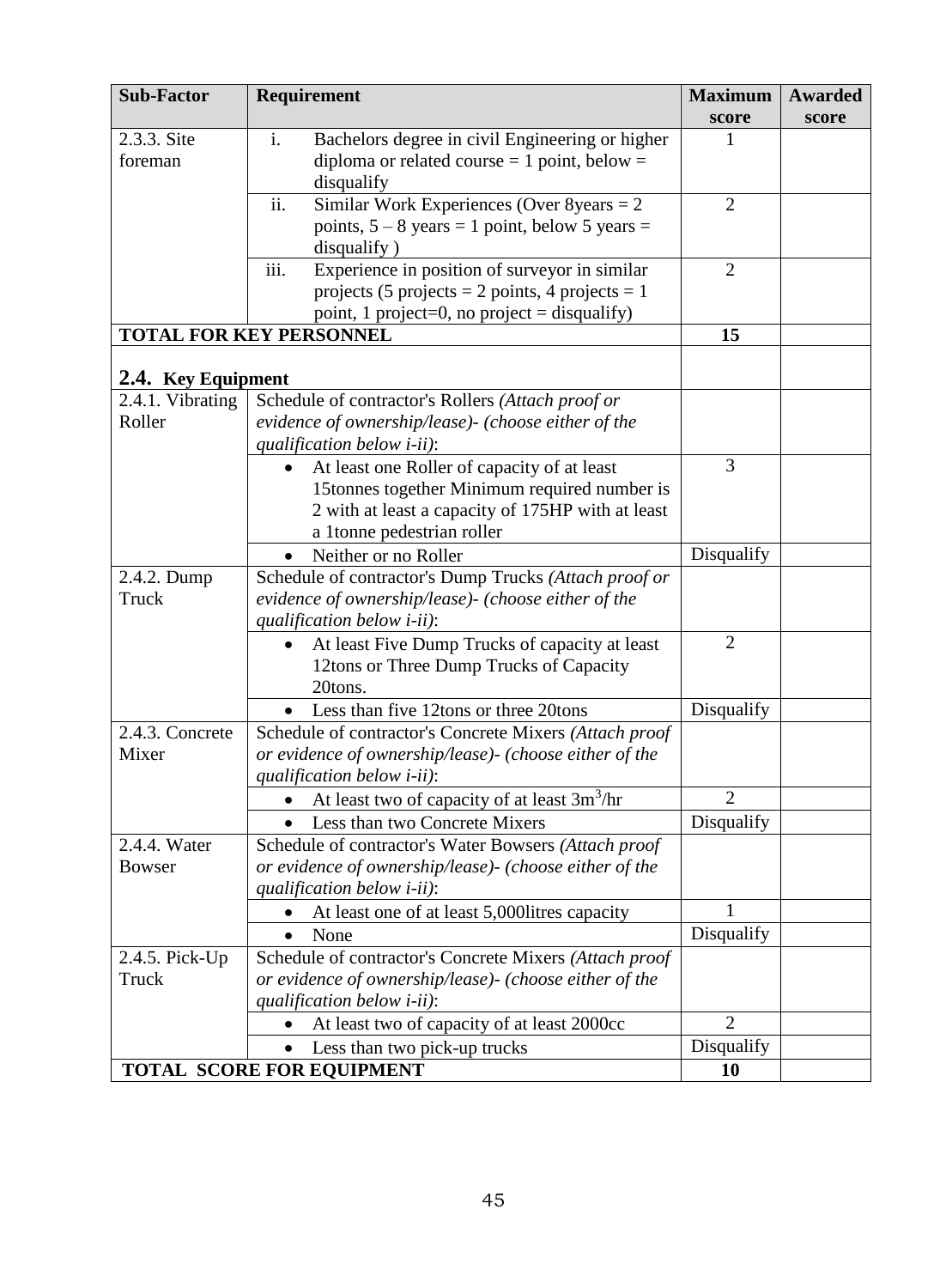| Sub-Factor | Requirement | Maximum score | Awarded score |
|---|---|---|---|
| 2.3.3. Site foreman | i. Bachelors degree in civil Engineering or higher diploma or related course = 1 point, below = disqualify | 1 | |
| | ii. Similar Work Experiences (Over 8years = 2 points, 5 – 8 years = 1 point, below 5 years = disqualify ) | 2 | |
| | iii. Experience in position of surveyor in similar projects (5 projects = 2 points, 4 projects = 1 point, 1 project=0, no project = disqualify) | 2 | |
| **TOTAL FOR KEY PERSONNEL** | | **15** | |
| **2.4. Key Equipment** | | | |
| 2.4.1. Vibrating Roller | Schedule of contractor's Rollers *(Attach proof or evidence of ownership/lease)- (choose either of the qualification below i-ii)*: | | |
| | • At least one Roller of capacity of at least 15tonnes together Minimum required number is 2 with at least a capacity of 175HP with at least a 1tonne pedestrian roller | 3 | |
| | • Neither or no Roller | Disqualify | |
| 2.4.2. Dump Truck | Schedule of contractor's Dump Trucks *(Attach proof or evidence of ownership/lease)- (choose either of the qualification below i-ii)*: | | |
| | • At least Five Dump Trucks of capacity at least 12tons or Three Dump Trucks of Capacity 20tons. | 2 | |
| | • Less than five 12tons or three 20tons | Disqualify | |
| 2.4.3. Concrete Mixer | Schedule of contractor's Concrete Mixers *(Attach proof or evidence of ownership/lease)- (choose either of the qualification below i-ii)*: | | |
| | • At least two of capacity of at least $3m^3$/hr | 2 | |
| | • Less than two Concrete Mixers | Disqualify | |
| 2.4.4. Water Bowser | Schedule of contractor's Water Bowsers *(Attach proof or evidence of ownership/lease)- (choose either of the qualification below i-ii)*: | | |
| | • At least one of at least 5,000litres capacity | 1 | |
| | • None | Disqualify | |
| 2.4.5. Pick-Up Truck | Schedule of contractor's Concrete Mixers *(Attach proof or evidence of ownership/lease)- (choose either of the qualification below i-ii)*: | | |
| | • At least two of capacity of at least 2000cc | 2 | |
| | • Less than two pick-up trucks | Disqualify | |
| **TOTAL SCORE FOR EQUIPMENT** | | **10** | |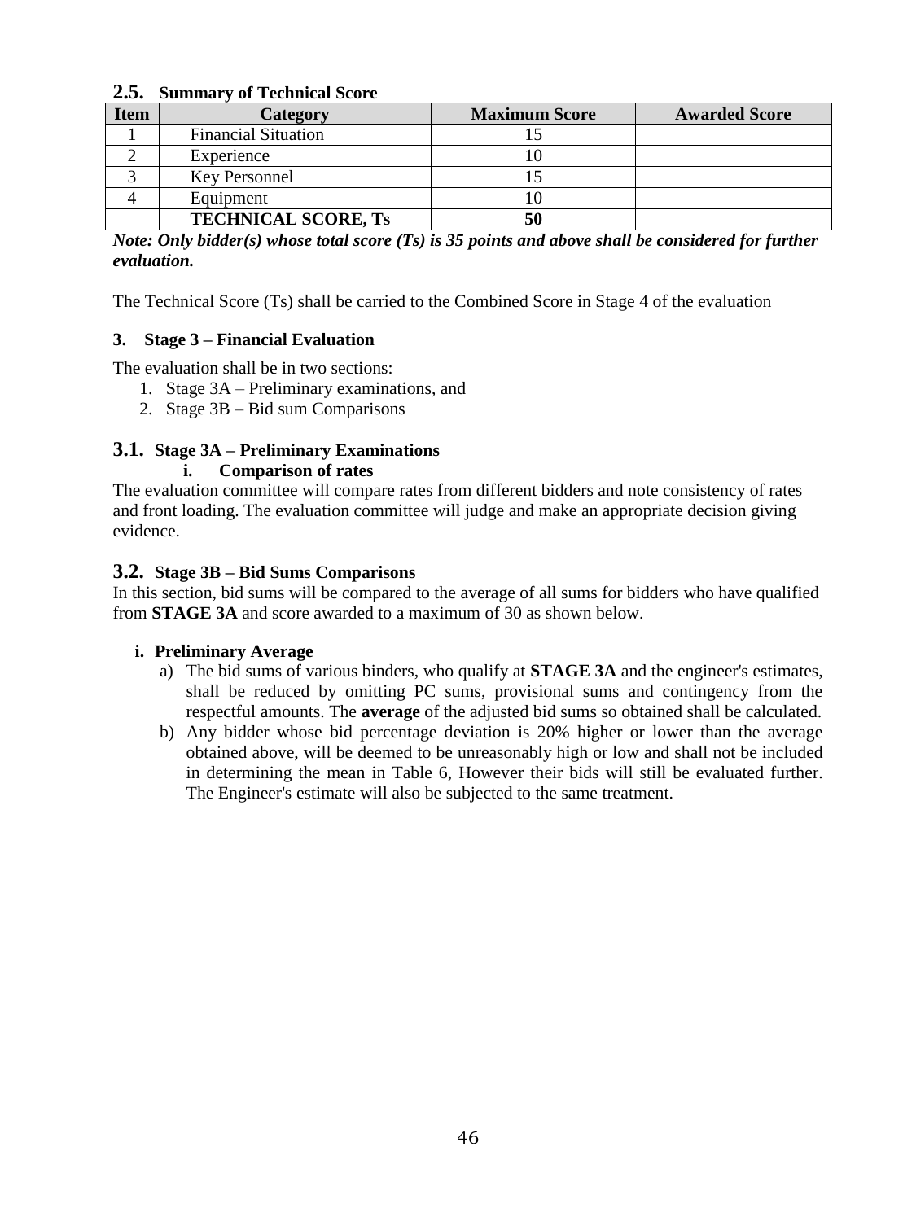### 2.5. Summary of Technical Score

| Item | Category | Maximum Score | Awarded Score |
|---|---|---|---|
| 1 | Financial Situation | 15 | |
| 2 | Experience | 10 | |
| 3 | Key Personnel | 15 | |
| 4 | Equipment | 10 | |
| | **TECHNICAL SCORE, Ts** | **50** | |

***Note: Only bidder(s) whose total score (Ts) is 35 points and above shall be considered for further evaluation.***

The Technical Score (Ts) shall be carried to the Combined Score in Stage 4 of the evaluation

### 3. Stage 3 – Financial Evaluation

The evaluation shall be in two sections:

1. Stage 3A – Preliminary examinations, and
2. Stage 3B – Bid sum Comparisons

### 3.1. Stage 3A – Preliminary Examinations

**i. Comparison of rates**

The evaluation committee will compare rates from different bidders and note consistency of rates and front loading. The evaluation committee will judge and make an appropriate decision giving evidence.

### 3.2. Stage 3B – Bid Sums Comparisons

In this section, bid sums will be compared to the average of all sums for bidders who have qualified from **STAGE 3A** and score awarded to a maximum of 30 as shown below.

**i. Preliminary Average**

a) The bid sums of various binders, who qualify at **STAGE 3A** and the engineer's estimates, shall be reduced by omitting PC sums, provisional sums and contingency from the respectful amounts. The **average** of the adjusted bid sums so obtained shall be calculated.

b) Any bidder whose bid percentage deviation is 20% higher or lower than the average obtained above, will be deemed to be unreasonably high or low and shall not be included in determining the mean in Table 6, However their bids will still be evaluated further. The Engineer's estimate will also be subjected to the same treatment.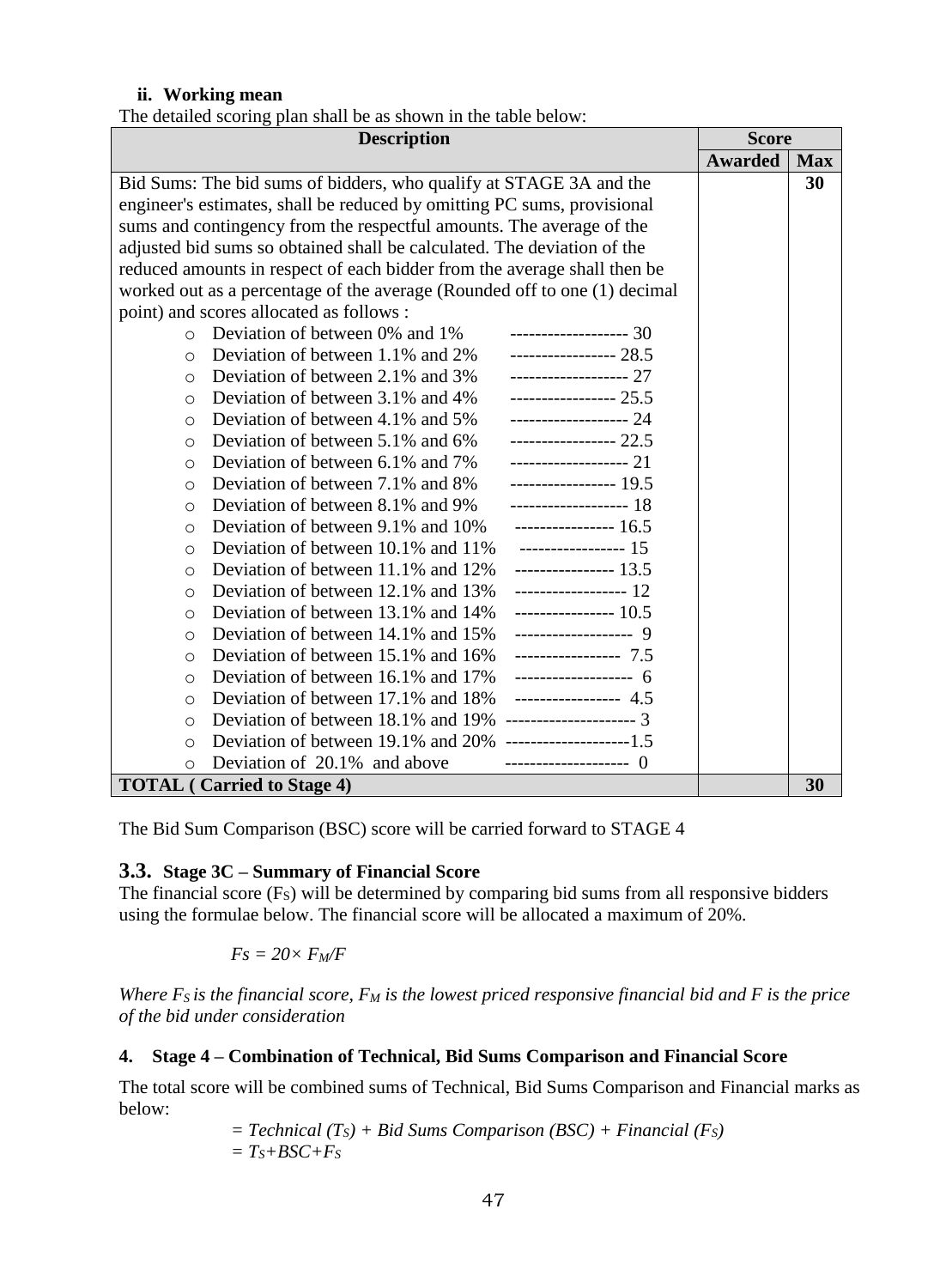#### ii. Working mean

The detailed scoring plan shall be as shown in the table below:

| Description | Score | |
|---|---|---|
| | **Awarded** | **Max** |
| Bid Sums: The bid sums of bidders, who qualify at STAGE 3A and the engineer's estimates, shall be reduced by omitting PC sums, provisional sums and contingency from the respectful amounts. The average of the adjusted bid sums so obtained shall be calculated. The deviation of the reduced amounts in respect of each bidder from the average shall then be worked out as a percentage of the average (Rounded off to one (1) decimal point) and scores allocated as follows :<br>○ Deviation of between 0% and 1% ------------------- 30<br>○ Deviation of between 1.1% and 2% ----------------- 28.5<br>○ Deviation of between 2.1% and 3% ------------------- 27<br>○ Deviation of between 3.1% and 4% ----------------- 25.5<br>○ Deviation of between 4.1% and 5% ------------------- 24<br>○ Deviation of between 5.1% and 6% ----------------- 22.5<br>○ Deviation of between 6.1% and 7% ------------------- 21<br>○ Deviation of between 7.1% and 8% ----------------- 19.5<br>○ Deviation of between 8.1% and 9% ------------------- 18<br>○ Deviation of between 9.1% and 10% ---------------- 16.5<br>○ Deviation of between 10.1% and 11% ----------------- 15<br>○ Deviation of between 11.1% and 12% ---------------- 13.5<br>○ Deviation of between 12.1% and 13% ------------------ 12<br>○ Deviation of between 13.1% and 14% ---------------- 10.5<br>○ Deviation of between 14.1% and 15% ------------------- 9<br>○ Deviation of between 15.1% and 16% ----------------- 7.5<br>○ Deviation of between 16.1% and 17% ------------------- 6<br>○ Deviation of between 17.1% and 18% ----------------- 4.5<br>○ Deviation of between 18.1% and 19% --------------------- 3<br>○ Deviation of between 19.1% and 20% --------------------1.5<br>○ Deviation of 20.1% and above -------------------- 0 | | **30** |
| **TOTAL ( Carried to Stage 4)** | | **30** |

The Bid Sum Comparison (BSC) score will be carried forward to STAGE 4

### 3.3. Stage 3C – Summary of Financial Score

The financial score ($F_S$) will be determined by comparing bid sums from all responsive bidders using the formulae below. The financial score will be allocated a maximum of 20%.

$$Fs = 20\times F_M/F$$

*Where $F_S$ is the financial score, $F_M$ is the lowest priced responsive financial bid and F is the price of the bid under consideration*

### 4. Stage 4 – Combination of Technical, Bid Sums Comparison and Financial Score

The total score will be combined sums of Technical, Bid Sums Comparison and Financial marks as below:

$$= \text{Technical } (T_S) + \text{Bid Sums Comparison } (BSC) + \text{Financial } (F_S)$$

$$= T_S+BSC+F_S$$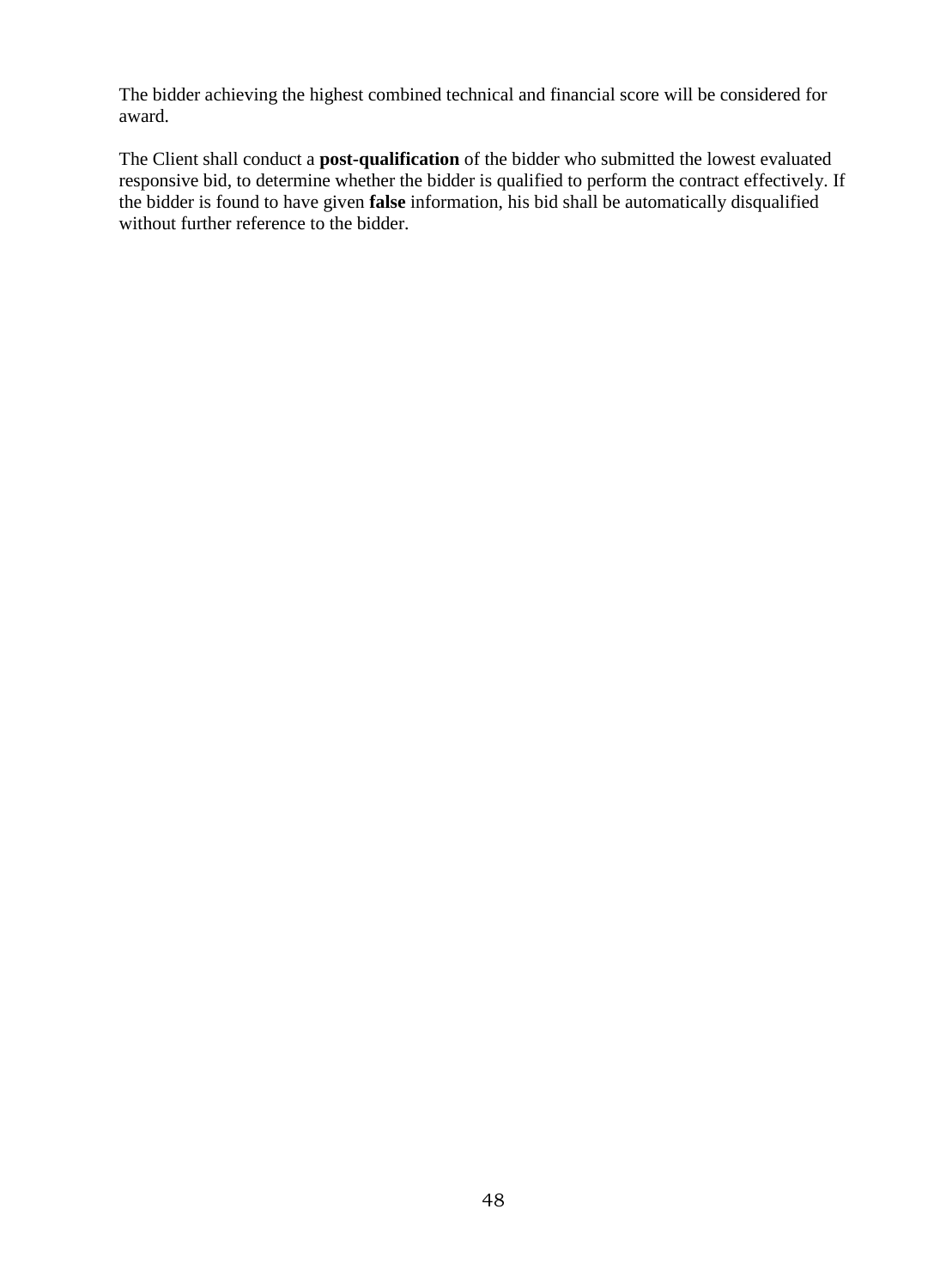The bidder achieving the highest combined technical and financial score will be considered for award.

The Client shall conduct a **post-qualification** of the bidder who submitted the lowest evaluated responsive bid, to determine whether the bidder is qualified to perform the contract effectively. If the bidder is found to have given **false** information, his bid shall be automatically disqualified without further reference to the bidder.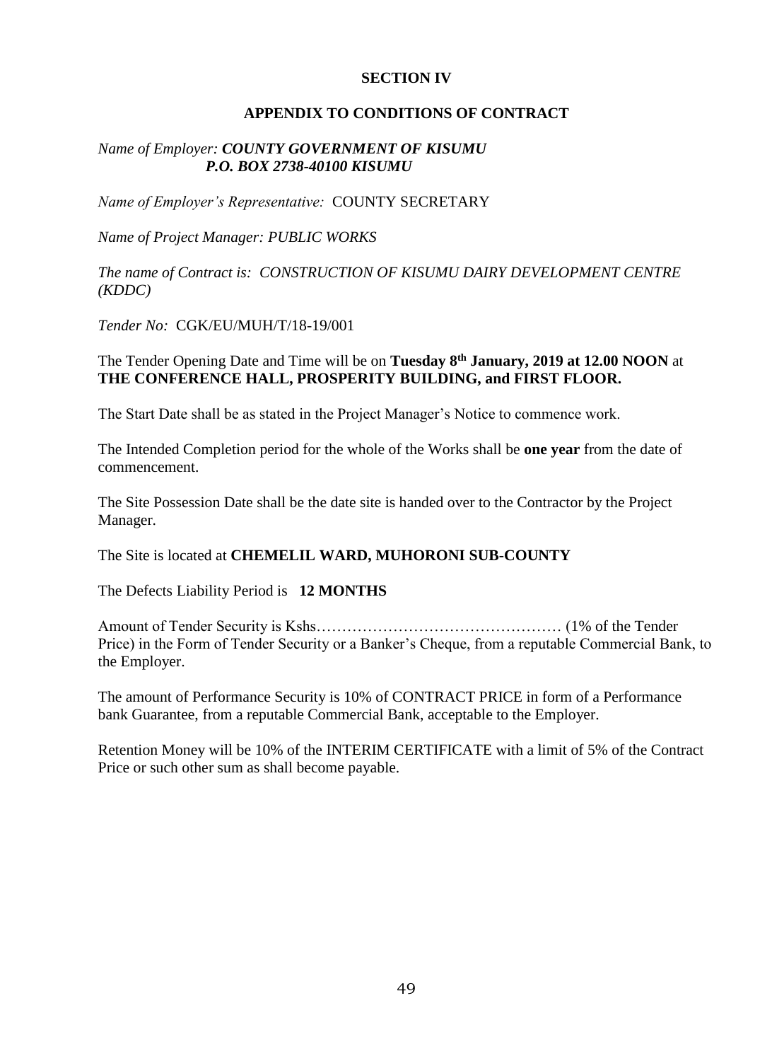## SECTION IV

## APPENDIX TO CONDITIONS OF CONTRACT

*Name of Employer: **COUNTY GOVERNMENT OF KISUMU***
***P.O. BOX 2738-40100 KISUMU***

*Name of Employer's Representative:* COUNTY SECRETARY

*Name of Project Manager: PUBLIC WORKS*

*The name of Contract is: CONSTRUCTION OF KISUMU DAIRY DEVELOPMENT CENTRE (KDDC)*

*Tender No:* CGK/EU/MUH/T/18-19/001

The Tender Opening Date and Time will be on **Tuesday 8th January, 2019 at 12.00 NOON** at **THE CONFERENCE HALL, PROSPERITY BUILDING, and FIRST FLOOR.**

The Start Date shall be as stated in the Project Manager's Notice to commence work.

The Intended Completion period for the whole of the Works shall be **one year** from the date of commencement.

The Site Possession Date shall be the date site is handed over to the Contractor by the Project Manager.

The Site is located at **CHEMELIL WARD, MUHORONI SUB-COUNTY**

The Defects Liability Period is **12 MONTHS**

Amount of Tender Security is Kshs………………………………………… (1% of the Tender Price) in the Form of Tender Security or a Banker's Cheque, from a reputable Commercial Bank, to the Employer.

The amount of Performance Security is 10% of CONTRACT PRICE in form of a Performance bank Guarantee, from a reputable Commercial Bank, acceptable to the Employer.

Retention Money will be 10% of the INTERIM CERTIFICATE with a limit of 5% of the Contract Price or such other sum as shall become payable.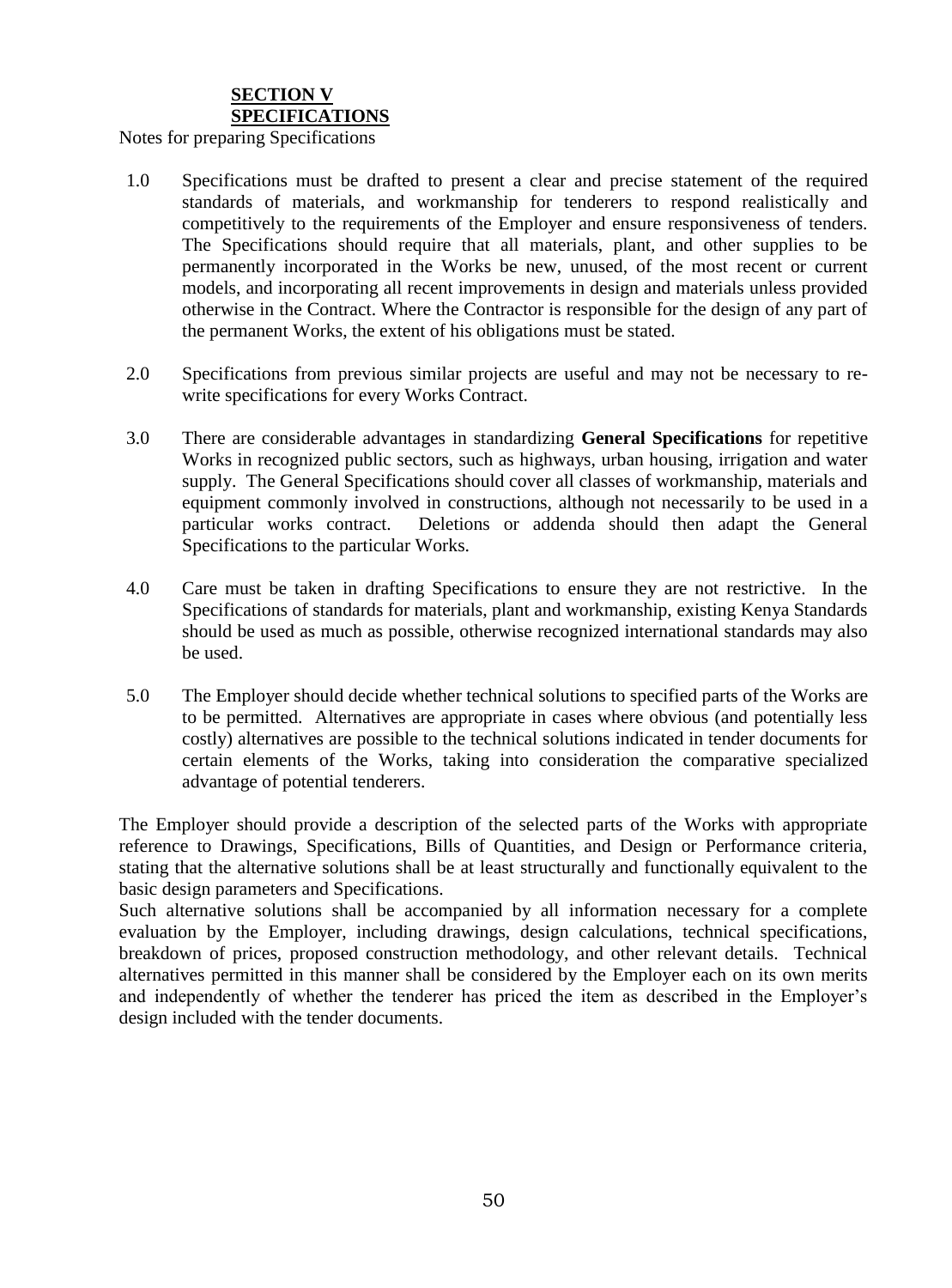# SECTION V
# SPECIFICATIONS

Notes for preparing Specifications

1.0 Specifications must be drafted to present a clear and precise statement of the required standards of materials, and workmanship for tenderers to respond realistically and competitively to the requirements of the Employer and ensure responsiveness of tenders. The Specifications should require that all materials, plant, and other supplies to be permanently incorporated in the Works be new, unused, of the most recent or current models, and incorporating all recent improvements in design and materials unless provided otherwise in the Contract. Where the Contractor is responsible for the design of any part of the permanent Works, the extent of his obligations must be stated.

2.0 Specifications from previous similar projects are useful and may not be necessary to re-write specifications for every Works Contract.

3.0 There are considerable advantages in standardizing **General Specifications** for repetitive Works in recognized public sectors, such as highways, urban housing, irrigation and water supply. The General Specifications should cover all classes of workmanship, materials and equipment commonly involved in constructions, although not necessarily to be used in a particular works contract. Deletions or addenda should then adapt the General Specifications to the particular Works.

4.0 Care must be taken in drafting Specifications to ensure they are not restrictive. In the Specifications of standards for materials, plant and workmanship, existing Kenya Standards should be used as much as possible, otherwise recognized international standards may also be used.

5.0 The Employer should decide whether technical solutions to specified parts of the Works are to be permitted. Alternatives are appropriate in cases where obvious (and potentially less costly) alternatives are possible to the technical solutions indicated in tender documents for certain elements of the Works, taking into consideration the comparative specialized advantage of potential tenderers.

The Employer should provide a description of the selected parts of the Works with appropriate reference to Drawings, Specifications, Bills of Quantities, and Design or Performance criteria, stating that the alternative solutions shall be at least structurally and functionally equivalent to the basic design parameters and Specifications.

Such alternative solutions shall be accompanied by all information necessary for a complete evaluation by the Employer, including drawings, design calculations, technical specifications, breakdown of prices, proposed construction methodology, and other relevant details. Technical alternatives permitted in this manner shall be considered by the Employer each on its own merits and independently of whether the tenderer has priced the item as described in the Employer's design included with the tender documents.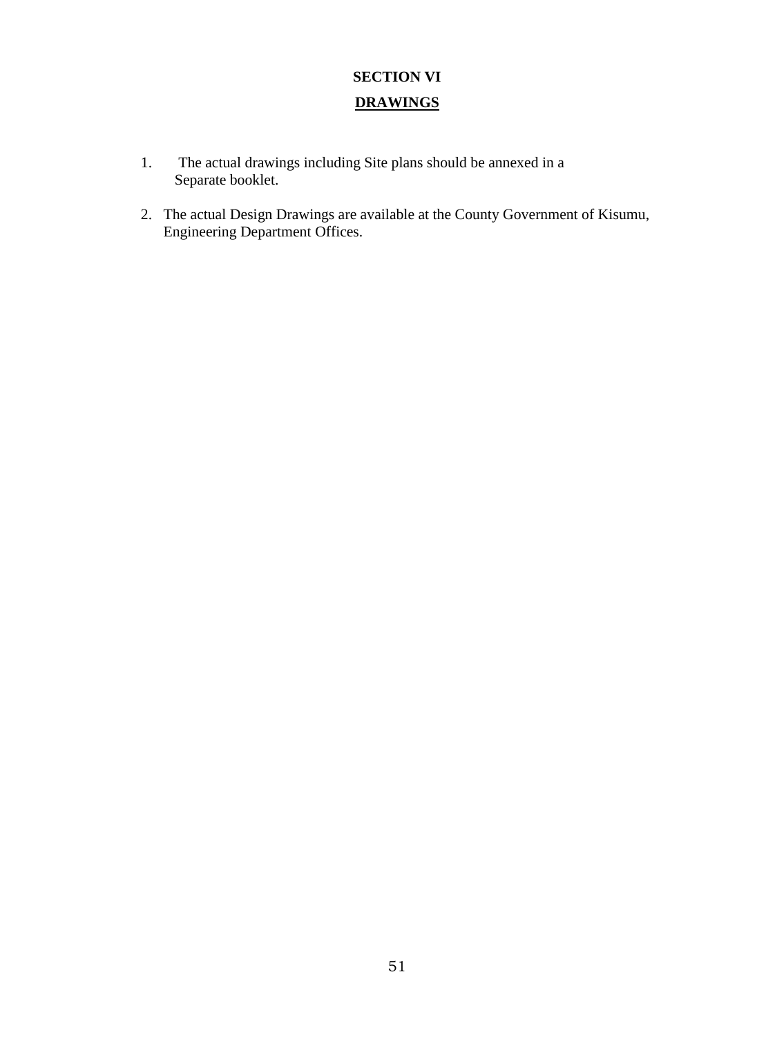# SECTION VI

## DRAWINGS

1. The actual drawings including Site plans should be annexed in a Separate booklet.

2. The actual Design Drawings are available at the County Government of Kisumu, Engineering Department Offices.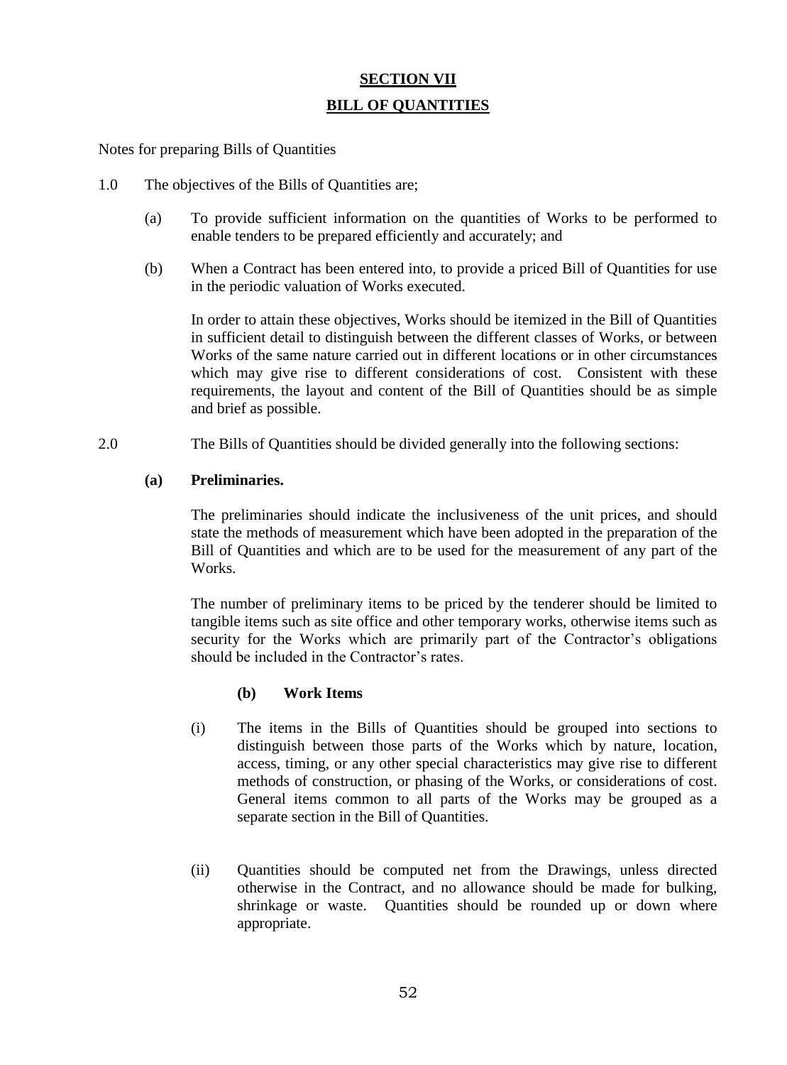# SECTION VII

## BILL OF QUANTITIES

Notes for preparing Bills of Quantities

1.0 The objectives of the Bills of Quantities are;

(a) To provide sufficient information on the quantities of Works to be performed to enable tenders to be prepared efficiently and accurately; and

(b) When a Contract has been entered into, to provide a priced Bill of Quantities for use in the periodic valuation of Works executed.

In order to attain these objectives, Works should be itemized in the Bill of Quantities in sufficient detail to distinguish between the different classes of Works, or between Works of the same nature carried out in different locations or in other circumstances which may give rise to different considerations of cost. Consistent with these requirements, the layout and content of the Bill of Quantities should be as simple and brief as possible.

2.0 The Bills of Quantities should be divided generally into the following sections:

**(a) Preliminaries.**

The preliminaries should indicate the inclusiveness of the unit prices, and should state the methods of measurement which have been adopted in the preparation of the Bill of Quantities and which are to be used for the measurement of any part of the Works.

The number of preliminary items to be priced by the tenderer should be limited to tangible items such as site office and other temporary works, otherwise items such as security for the Works which are primarily part of the Contractor's obligations should be included in the Contractor's rates.

**(b) Work Items**

(i) The items in the Bills of Quantities should be grouped into sections to distinguish between those parts of the Works which by nature, location, access, timing, or any other special characteristics may give rise to different methods of construction, or phasing of the Works, or considerations of cost. General items common to all parts of the Works may be grouped as a separate section in the Bill of Quantities.

(ii) Quantities should be computed net from the Drawings, unless directed otherwise in the Contract, and no allowance should be made for bulking, shrinkage or waste. Quantities should be rounded up or down where appropriate.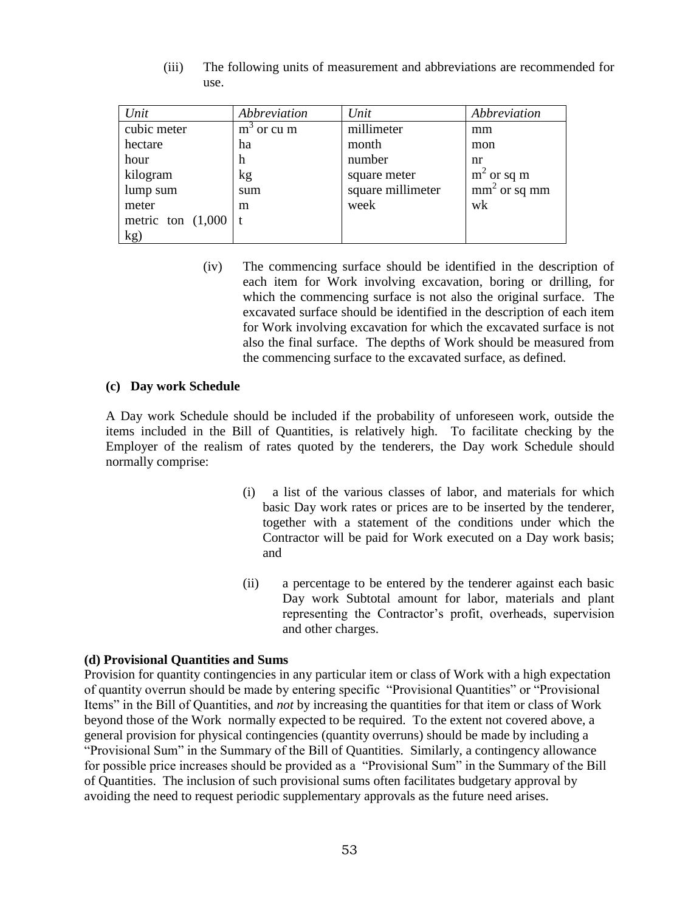(iii) The following units of measurement and abbreviations are recommended for use.

| *Unit* | *Abbreviation* | *Unit* | *Abbreviation* |
|---|---|---|---|
| cubic meter | $m^3$ or cu m | millimeter | mm |
| hectare | ha | month | mon |
| hour | h | number | nr |
| kilogram | kg | square meter | $m^2$ or sq m |
| lump sum | sum | square millimeter | $mm^2$ or sq mm |
| meter | m | week | wk |
| metric ton (1,000 kg) | t | | |

(iv) The commencing surface should be identified in the description of each item for Work involving excavation, boring or drilling, for which the commencing surface is not also the original surface. The excavated surface should be identified in the description of each item for Work involving excavation for which the excavated surface is not also the final surface. The depths of Work should be measured from the commencing surface to the excavated surface, as defined.

**(c) Day work Schedule**

A Day work Schedule should be included if the probability of unforeseen work, outside the items included in the Bill of Quantities, is relatively high. To facilitate checking by the Employer of the realism of rates quoted by the tenderers, the Day work Schedule should normally comprise:

(i) a list of the various classes of labor, and materials for which basic Day work rates or prices are to be inserted by the tenderer, together with a statement of the conditions under which the Contractor will be paid for Work executed on a Day work basis; and

(ii) a percentage to be entered by the tenderer against each basic Day work Subtotal amount for labor, materials and plant representing the Contractor's profit, overheads, supervision and other charges.

**(d) Provisional Quantities and Sums**

Provision for quantity contingencies in any particular item or class of Work with a high expectation of quantity overrun should be made by entering specific "Provisional Quantities" or "Provisional Items" in the Bill of Quantities, and *not* by increasing the quantities for that item or class of Work beyond those of the Work normally expected to be required. To the extent not covered above, a general provision for physical contingencies (quantity overruns) should be made by including a "Provisional Sum" in the Summary of the Bill of Quantities. Similarly, a contingency allowance for possible price increases should be provided as a "Provisional Sum" in the Summary of the Bill of Quantities. The inclusion of such provisional sums often facilitates budgetary approval by avoiding the need to request periodic supplementary approvals as the future need arises.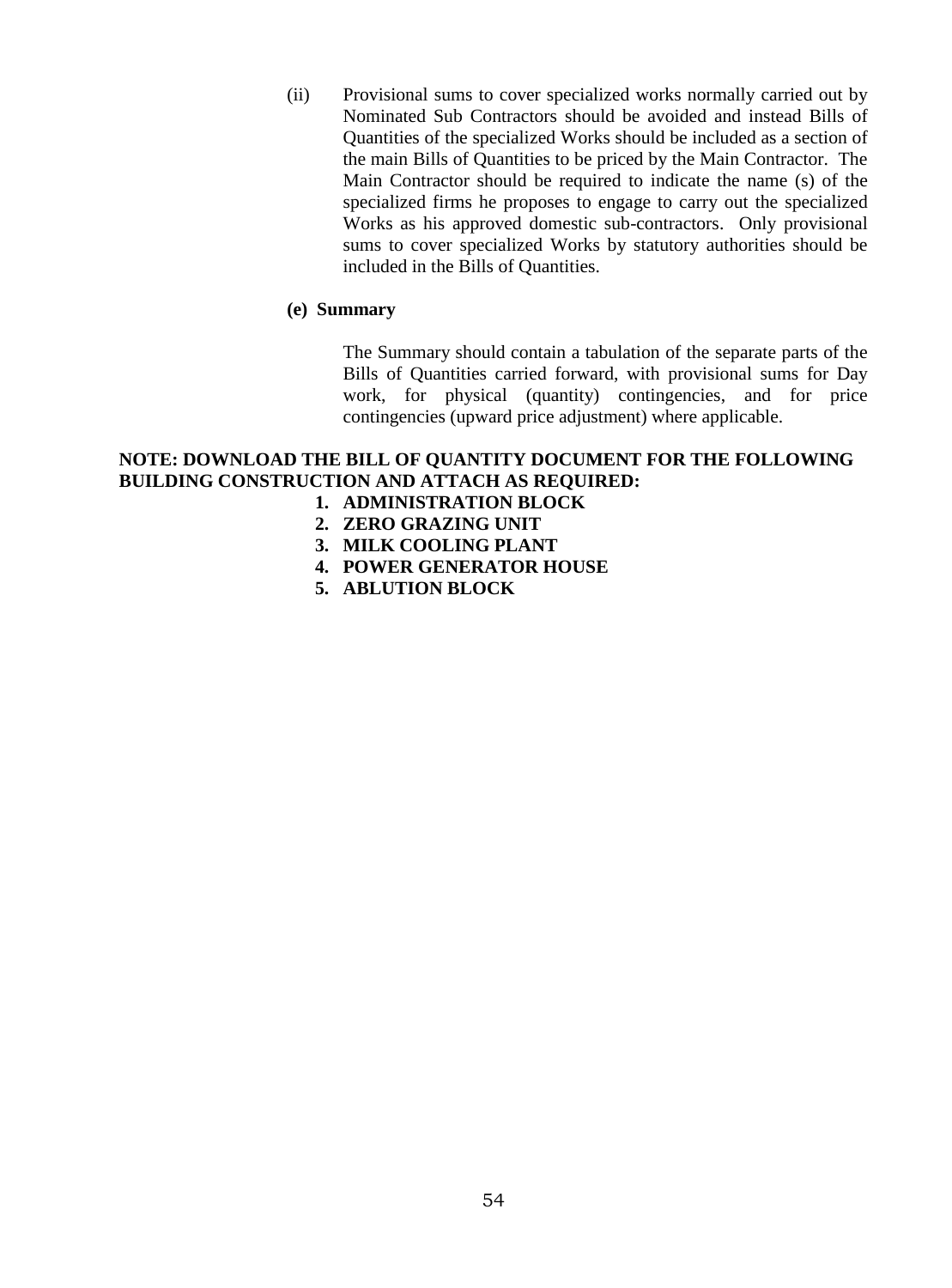(ii) Provisional sums to cover specialized works normally carried out by Nominated Sub Contractors should be avoided and instead Bills of Quantities of the specialized Works should be included as a section of the main Bills of Quantities to be priced by the Main Contractor. The Main Contractor should be required to indicate the name (s) of the specialized firms he proposes to engage to carry out the specialized Works as his approved domestic sub-contractors. Only provisional sums to cover specialized Works by statutory authorities should be included in the Bills of Quantities.

**(e) Summary**

The Summary should contain a tabulation of the separate parts of the Bills of Quantities carried forward, with provisional sums for Day work, for physical (quantity) contingencies, and for price contingencies (upward price adjustment) where applicable.

**NOTE: DOWNLOAD THE BILL OF QUANTITY DOCUMENT FOR THE FOLLOWING BUILDING CONSTRUCTION AND ATTACH AS REQUIRED:**

1. **ADMINISTRATION BLOCK**
2. **ZERO GRAZING UNIT**
3. **MILK COOLING PLANT**
4. **POWER GENERATOR HOUSE**
5. **ABLUTION BLOCK**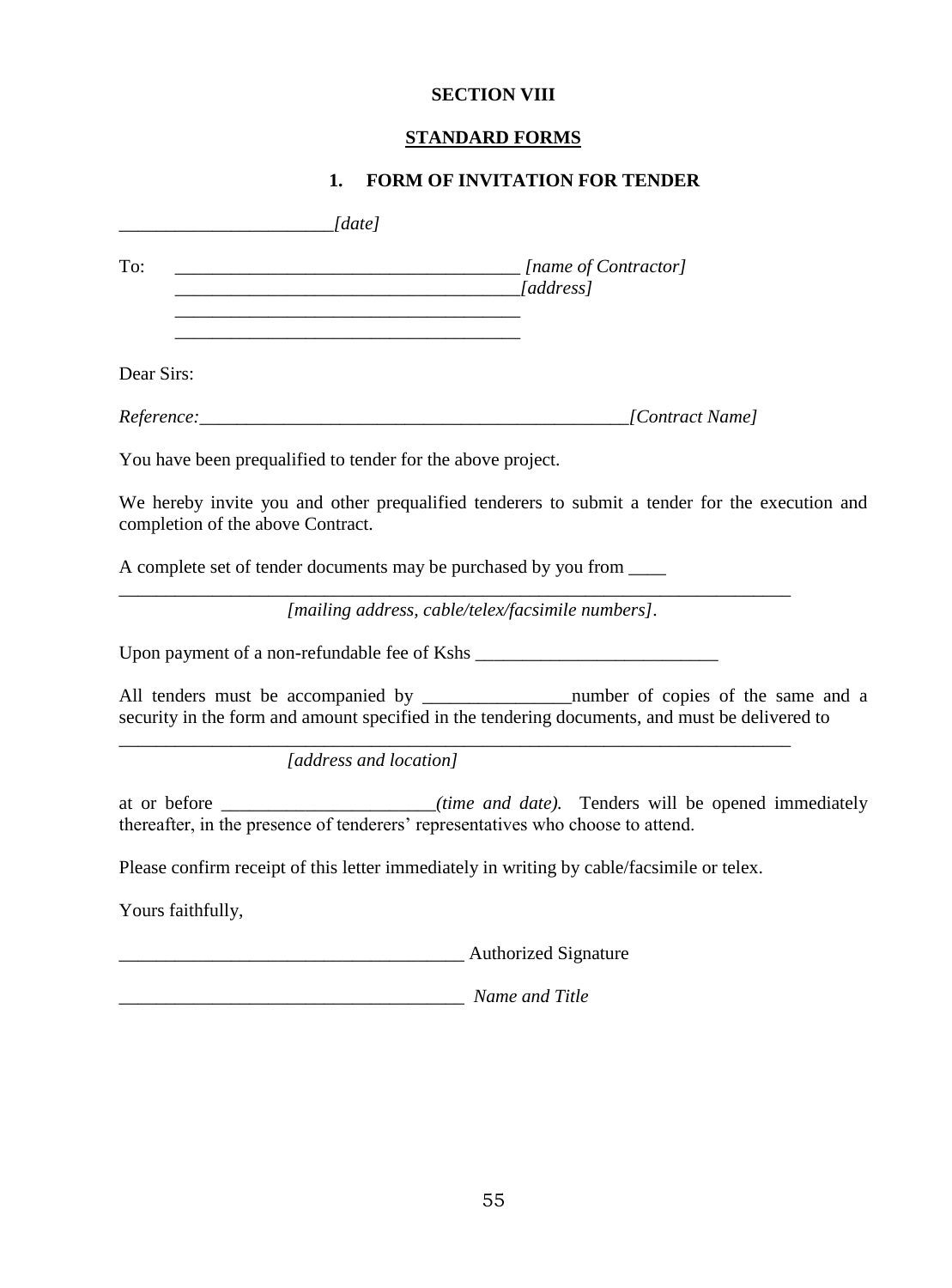**SECTION VIII**

**STANDARD FORMS**

**1. FORM OF INVITATION FOR TENDER**

______________________*[date]*

To: ____________________________________ *[name of Contractor]*
____________________________________*[address]*
____________________________________
____________________________________

Dear Sirs:

*Reference:*_____________________________________________*[Contract Name]*

You have been prequalified to tender for the above project.

We hereby invite you and other prequalified tenderers to submit a tender for the execution and completion of the above Contract.

A complete set of tender documents may be purchased by you from ____
_______________________________________________________________________
*[mailing address, cable/telex/facsimile numbers]*.

Upon payment of a non-refundable fee of Kshs __________________________

All tenders must be accompanied by ________________number of copies of the same and a security in the form and amount specified in the tendering documents, and must be delivered to
_______________________________________________________________________
*[address and location]*

at or before ______________________*(time and date).* Tenders will be opened immediately thereafter, in the presence of tenderers' representatives who choose to attend.

Please confirm receipt of this letter immediately in writing by cable/facsimile or telex.

Yours faithfully,

____________________________________ Authorized Signature

____________________________________ *Name and Title*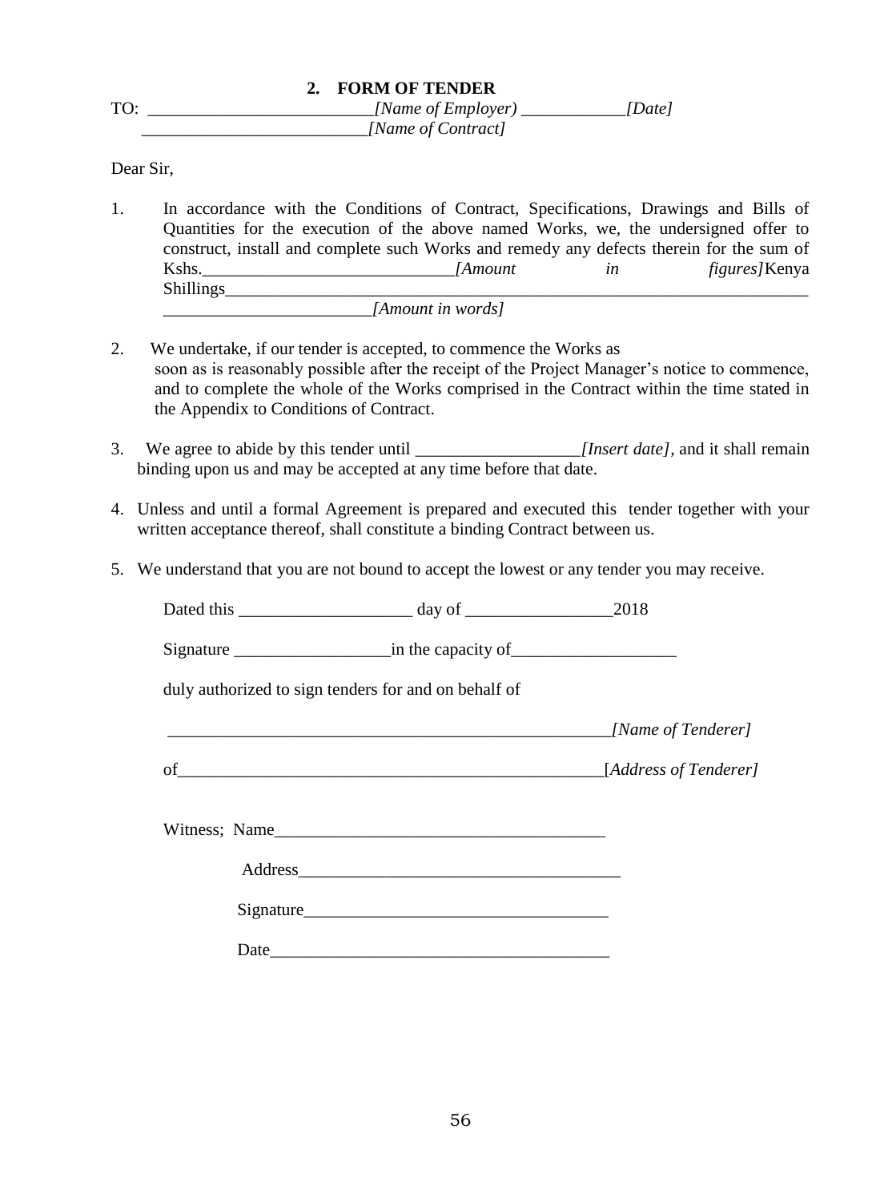## 2. FORM OF TENDER

TO: _________________________*[Name of Employer)* ____________*[Date]*
_________________________*[Name of Contract]*

Dear Sir,

1. In accordance with the Conditions of Contract, Specifications, Drawings and Bills of Quantities for the execution of the above named Works, we, the undersigned offer to construct, install and complete such Works and remedy any defects therein for the sum of Kshs.____________________________*[Amount in figures]*Kenya Shillings______________________________________________________________________ _______________________*[Amount in words]*

2. We undertake, if our tender is accepted, to commence the Works as soon as is reasonably possible after the receipt of the Project Manager's notice to commence, and to complete the whole of the Works comprised in the Contract within the time stated in the Appendix to Conditions of Contract.

3. We agree to abide by this tender until __________________*[Insert date]*, and it shall remain binding upon us and may be accepted at any time before that date.

4. Unless and until a formal Agreement is prepared and executed this tender together with your written acceptance thereof, shall constitute a binding Contract between us.

5. We understand that you are not bound to accept the lowest or any tender you may receive.

Dated this ____________________ day of _________________2018

Signature __________________in the capacity of___________________

duly authorized to sign tenders for and on behalf of

_____________________________________________________*[Name of Tenderer]*

of__________________________________________________[*Address of Tenderer]*

Witness; Name______________________________________

Address_____________________________________

Signature__________________________________

Date_______________________________________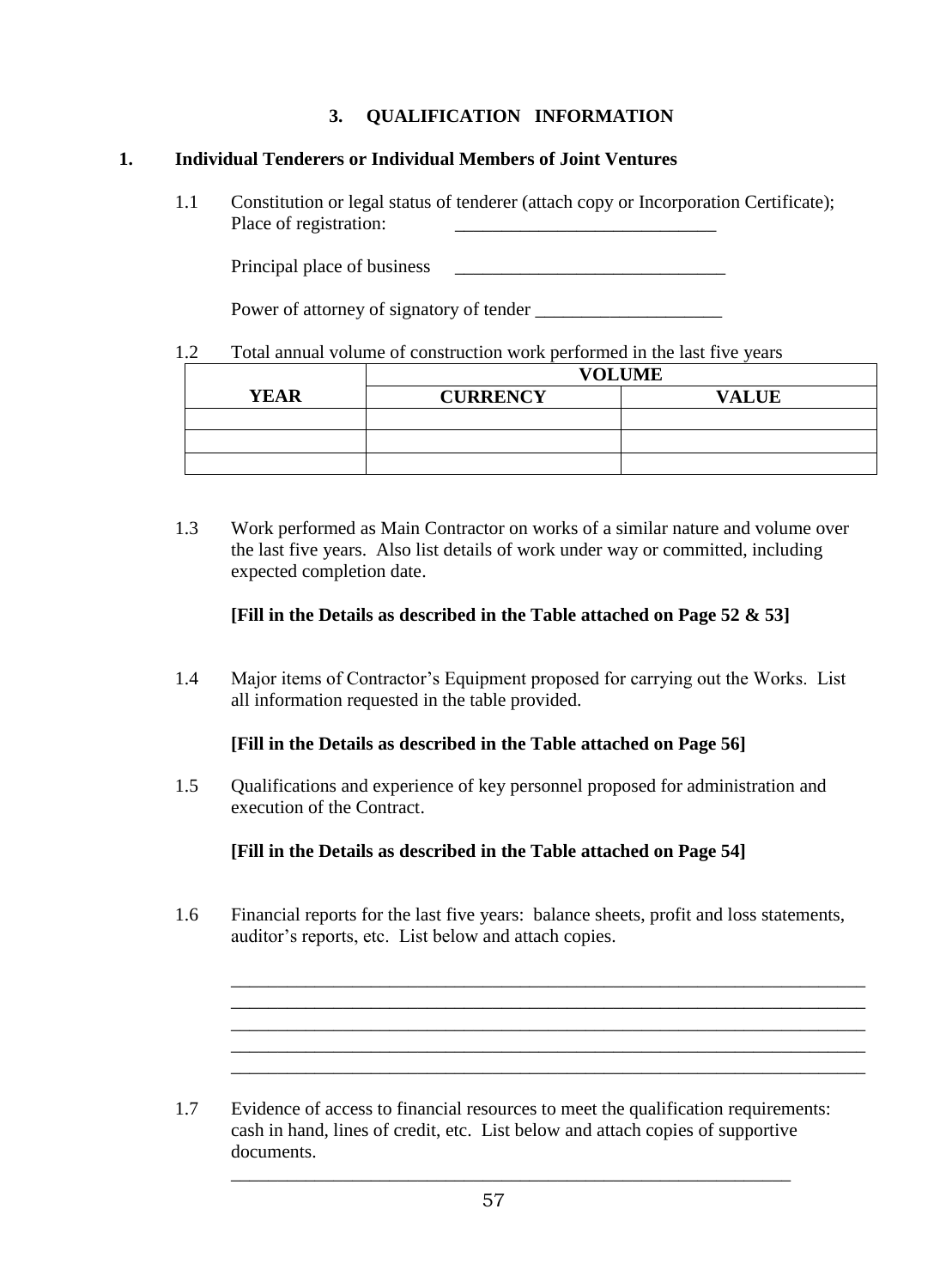## 3. QUALIFICATION INFORMATION

### 1. Individual Tenderers or Individual Members of Joint Ventures

1.1 Constitution or legal status of tenderer (attach copy or Incorporation Certificate);
Place of registration: ____________________________

Principal place of business ____________________________

Power of attorney of signatory of tender ____________________

1.2 Total annual volume of construction work performed in the last five years

| YEAR | VOLUME | |
|---|---|---|
| | CURRENCY | VALUE |
| | | |
| | | |
| | | |

1.3 Work performed as Main Contractor on works of a similar nature and volume over the last five years. Also list details of work under way or committed, including expected completion date.

**[Fill in the Details as described in the Table attached on Page 52 & 53]**

1.4 Major items of Contractor's Equipment proposed for carrying out the Works. List all information requested in the table provided.

**[Fill in the Details as described in the Table attached on Page 56]**

1.5 Qualifications and experience of key personnel proposed for administration and execution of the Contract.

**[Fill in the Details as described in the Table attached on Page 54]**

1.6 Financial reports for the last five years: balance sheets, profit and loss statements, auditor's reports, etc. List below and attach copies.

_______________________________________________________________________
_______________________________________________________________________
_______________________________________________________________________
_______________________________________________________________________
_______________________________________________________________________

1.7 Evidence of access to financial resources to meet the qualification requirements: cash in hand, lines of credit, etc. List below and attach copies of supportive documents.

_______________________________________________________________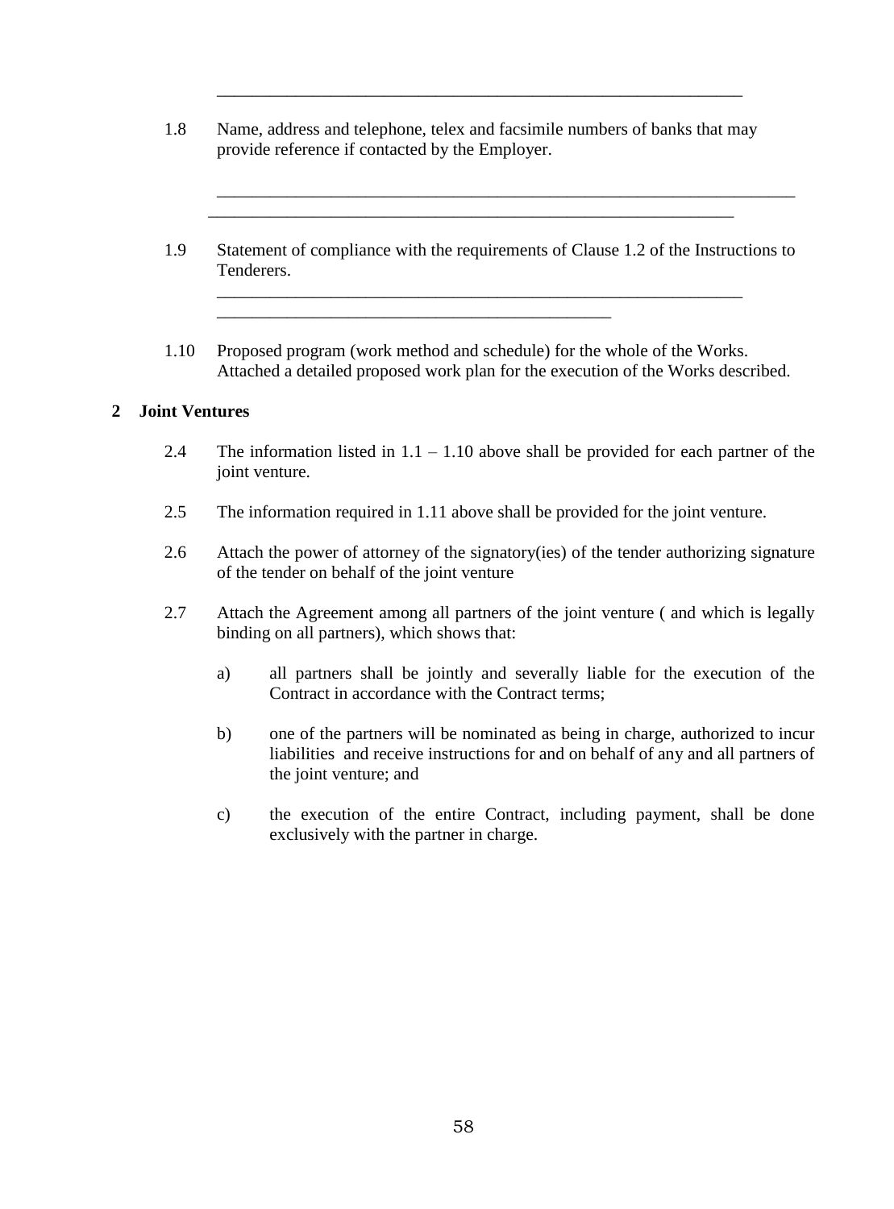\_\_\_\_\_\_\_\_\_\_\_\_\_\_\_\_\_\_\_\_\_\_\_\_\_\_\_\_\_\_\_\_\_\_\_\_\_\_\_\_\_\_\_\_\_\_\_\_\_\_\_\_\_\_\_\_\_\_

1.8 Name, address and telephone, telex and facsimile numbers of banks that may provide reference if contacted by the Employer.

\_\_\_\_\_\_\_\_\_\_\_\_\_\_\_\_\_\_\_\_\_\_\_\_\_\_\_\_\_\_\_\_\_\_\_\_\_\_\_\_\_\_\_\_\_\_\_\_\_\_\_\_\_\_\_\_\_\_\_\_\_\_
\_\_\_\_\_\_\_\_\_\_\_\_\_\_\_\_\_\_\_\_\_\_\_\_\_\_\_\_\_\_\_\_\_\_\_\_\_\_\_\_\_\_\_\_\_\_\_\_\_\_\_\_\_\_\_\_\_\_

1.9 Statement of compliance with the requirements of Clause 1.2 of the Instructions to Tenderers.

\_\_\_\_\_\_\_\_\_\_\_\_\_\_\_\_\_\_\_\_\_\_\_\_\_\_\_\_\_\_\_\_\_\_\_\_\_\_\_\_\_\_\_\_\_\_\_\_\_\_\_\_\_\_\_\_\_\_
\_\_\_\_\_\_\_\_\_\_\_\_\_\_\_\_\_\_\_\_\_\_\_\_\_\_\_\_\_\_\_\_\_\_\_\_\_\_\_\_\_\_

1.10 Proposed program (work method and schedule) for the whole of the Works. Attached a detailed proposed work plan for the execution of the Works described.

## 2 Joint Ventures

2.4 The information listed in 1.1 – 1.10 above shall be provided for each partner of the joint venture.

2.5 The information required in 1.11 above shall be provided for the joint venture.

2.6 Attach the power of attorney of the signatory(ies) of the tender authorizing signature of the tender on behalf of the joint venture

2.7 Attach the Agreement among all partners of the joint venture ( and which is legally binding on all partners), which shows that:

a) all partners shall be jointly and severally liable for the execution of the Contract in accordance with the Contract terms;

b) one of the partners will be nominated as being in charge, authorized to incur liabilities and receive instructions for and on behalf of any and all partners of the joint venture; and

c) the execution of the entire Contract, including payment, shall be done exclusively with the partner in charge.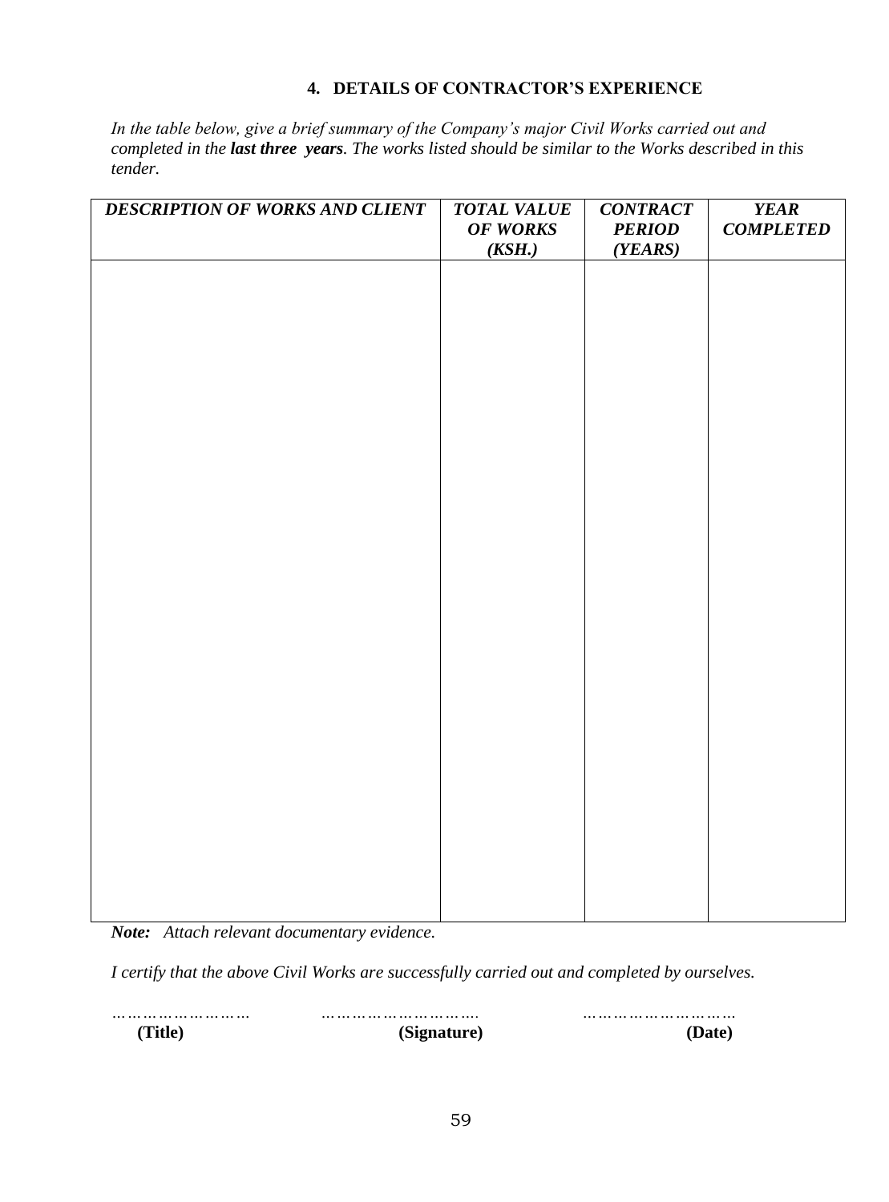### 4. DETAILS OF CONTRACTOR'S EXPERIENCE

*In the table below, give a brief summary of the Company's major Civil Works carried out and completed in the* ***last three years****. The works listed should be similar to the Works described in this tender.*

| ***DESCRIPTION OF WORKS AND CLIENT*** | ***TOTAL VALUE OF WORKS (KSH.)*** | ***CONTRACT PERIOD (YEARS)*** | ***YEAR COMPLETED*** |
|---|---|---|---|
| | | | |

***Note:*** *Attach relevant documentary evidence.*

*I certify that the above Civil Works are successfully carried out and completed by ourselves.*

| ……………………… | ………………………. | ……………………… |
|---|---|---|
| **(Title)** | **(Signature)** | **(Date)** |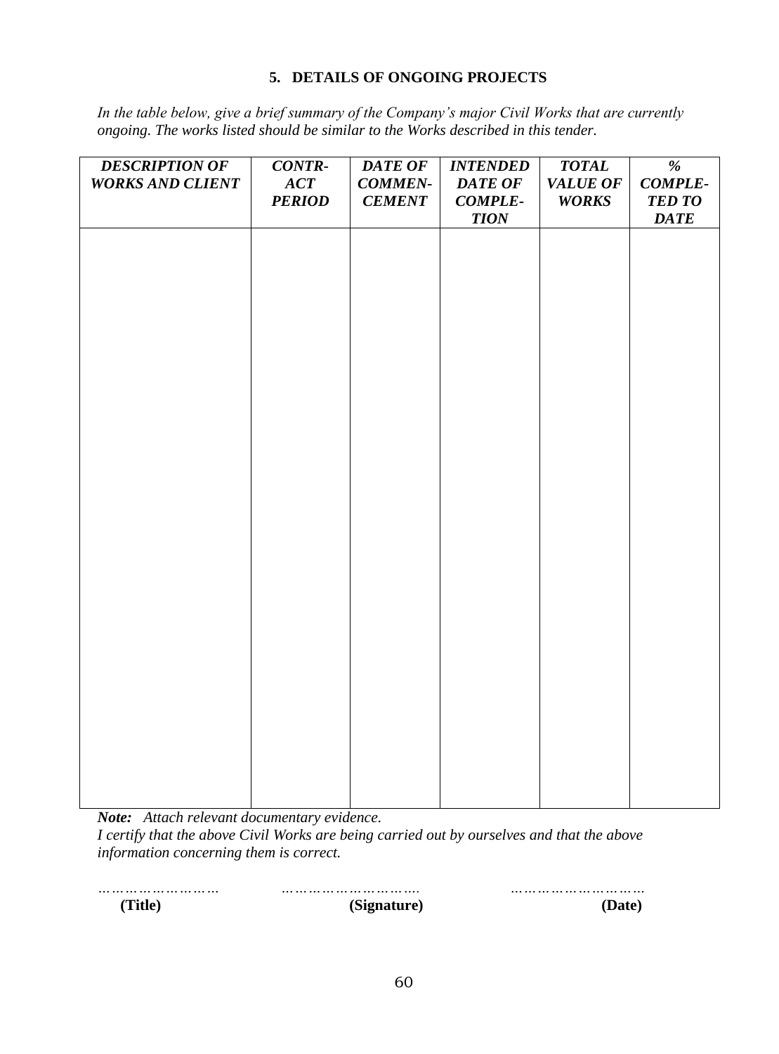## 5. DETAILS OF ONGOING PROJECTS

*In the table below, give a brief summary of the Company's major Civil Works that are currently ongoing. The works listed should be similar to the Works described in this tender.*

| ***DESCRIPTION OF WORKS AND CLIENT*** | ***CONTR-ACT PERIOD*** | ***DATE OF COMMEN-CEMENT*** | ***INTENDED DATE OF COMPLE-TION*** | ***TOTAL VALUE OF WORKS*** | ***% COMPLE-TED TO DATE*** |
|---|---|---|---|---|---|
| | | | | | |

***Note:*** *Attach relevant documentary evidence.*
*I certify that the above Civil Works are being carried out by ourselves and that the above information concerning them is correct.*

……………………… ………………………. ………………………
**(Title)** **(Signature)** **(Date)**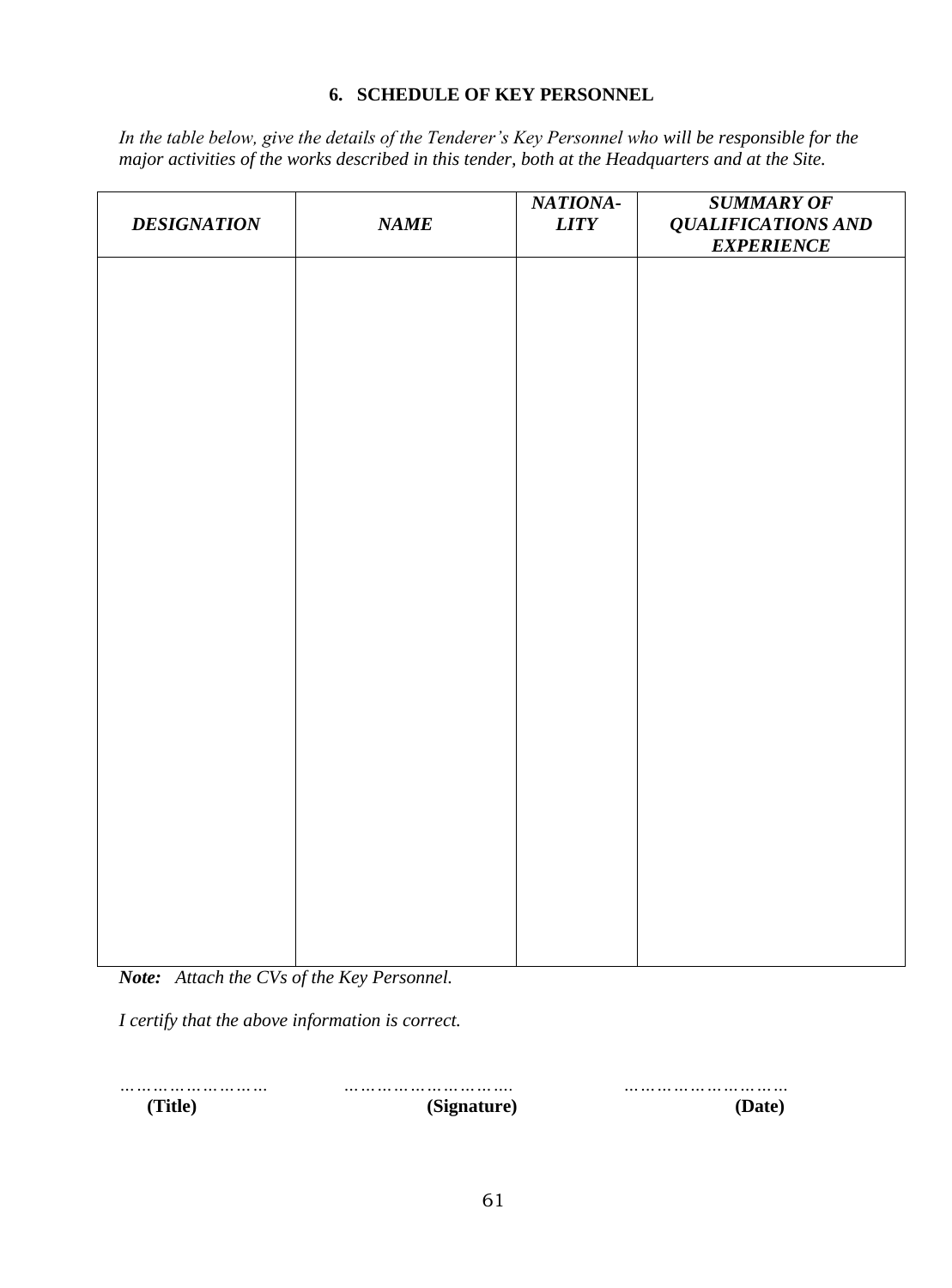## 6. SCHEDULE OF KEY PERSONNEL

*In the table below, give the details of the Tenderer's Key Personnel who will be responsible for the major activities of the works described in this tender, both at the Headquarters and at the Site.*

| ***DESIGNATION*** | ***NAME*** | ***NATIONA-LITY*** | ***SUMMARY OF QUALIFICATIONS AND EXPERIENCE*** |
|---|---|---|---|
| | | | |

***Note:*** *Attach the CVs of the Key Personnel.*

*I certify that the above information is correct.*

……………………… ……………………….. ………………………..
**(Title)** **(Signature)** **(Date)**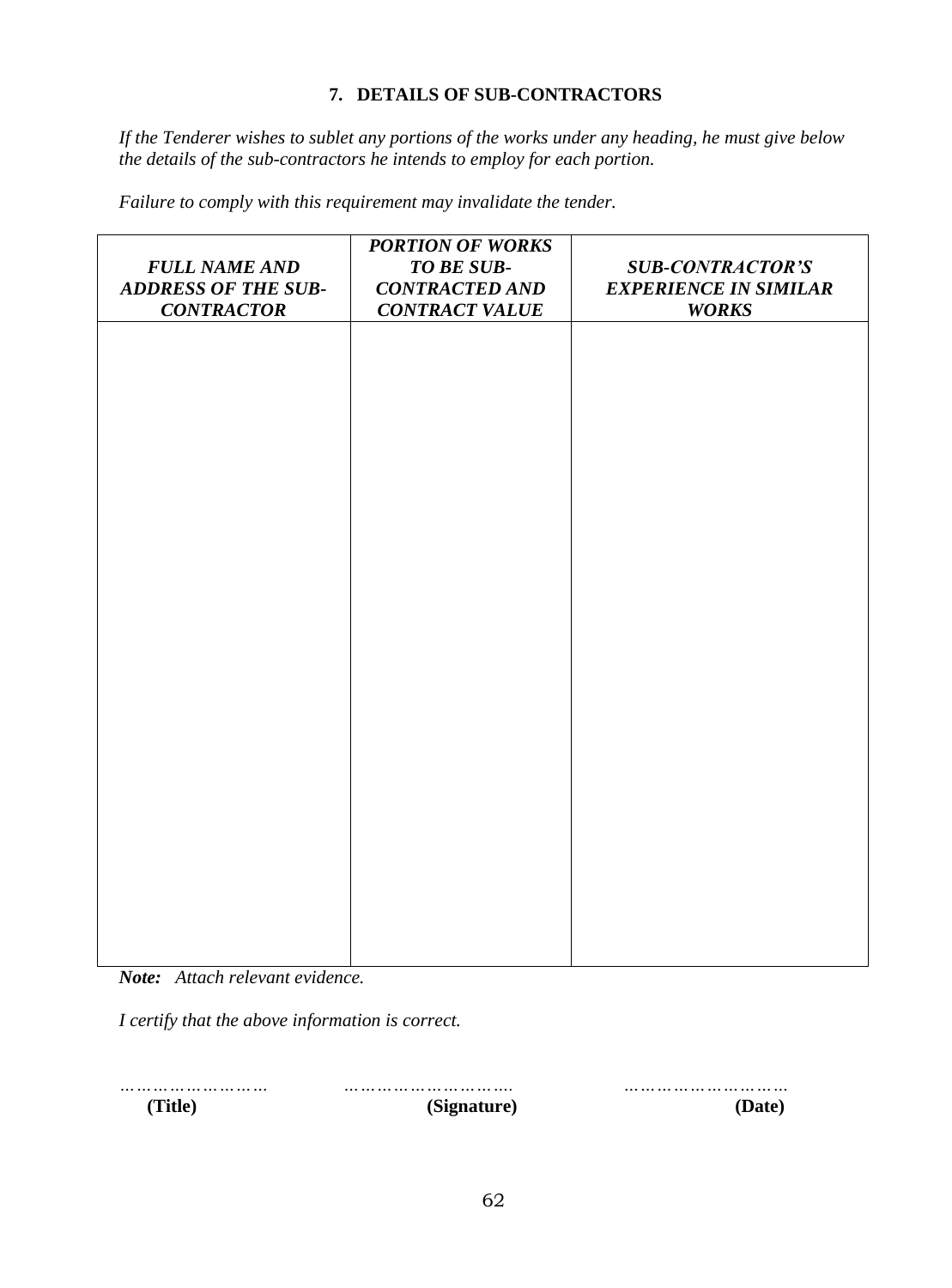## 7. DETAILS OF SUB-CONTRACTORS

*If the Tenderer wishes to sublet any portions of the works under any heading, he must give below the details of the sub-contractors he intends to employ for each portion.*

*Failure to comply with this requirement may invalidate the tender.*

| ***FULL NAME AND ADDRESS OF THE SUB-CONTRACTOR*** | ***PORTION OF WORKS TO BE SUB-CONTRACTED AND CONTRACT VALUE*** | ***SUB-CONTRACTOR'S EXPERIENCE IN SIMILAR WORKS*** |
|---|---|---|
| | | |

***Note:*** *Attach relevant evidence.*

*I certify that the above information is correct.*

……………………… ………………………. ………………………

**(Title)** **(Signature)** **(Date)**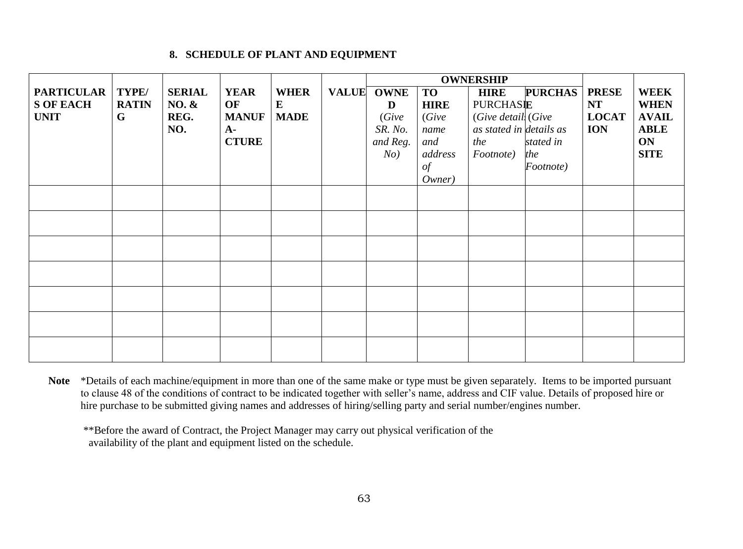## 8. SCHEDULE OF PLANT AND EQUIPMENT

| PARTICULARS OF EACH UNIT | TYPE/ RATING | SERIAL NO. & REG. NO. | YEAR OF MANUFA-CTURE | WHERE MADE | VALUE | OWNERSHIP | | | | PRESENT LOCATION | WEEK WHEN AVAILABLE ON SITE |
|---|---|---|---|---|---|---|---|---|---|---|---|
| | | | | | | **OWNED** (*Give SR. No. and Reg. No)* | **TO HIRE** (*Give name and address of Owner)* | **HIRE** PURCHASE (*Give details as stated in the Footnote)* | **PURCHASE** (*Give details as stated in the Footnote)* | | |
| | | | | | | | | | | | |
| | | | | | | | | | | | |
| | | | | | | | | | | | |
| | | | | | | | | | | | |
| | | | | | | | | | | | |
| | | | | | | | | | | | |
| | | | | | | | | | | | |

**Note** *Details of each machine/equipment in more than one of the same make or type must be given separately. Items to be imported pursuant to clause 48 of the conditions of contract to be indicated together with seller's name, address and CIF value. Details of proposed hire or hire purchase to be submitted giving names and addresses of hiring/selling party and serial number/engines number.

**Before the award of Contract, the Project Manager may carry out physical verification of the availability of the plant and equipment listed on the schedule.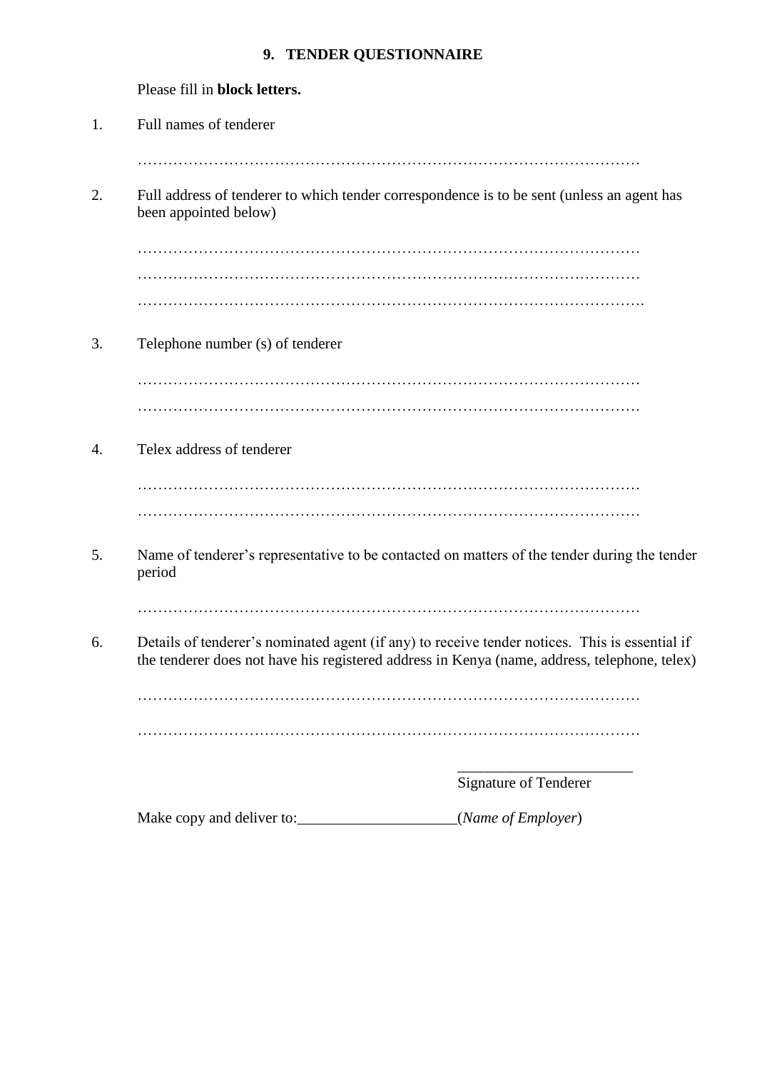## 9. TENDER QUESTIONNAIRE

Please fill in **block letters.**

1. Full names of tenderer

   ……………………………………………………………………………………

2. Full address of tenderer to which tender correspondence is to be sent (unless an agent has been appointed below)

   ……………………………………………………………………………………
   ……………………………………………………………………………………
   …………………………………………………………………………………….

3. Telephone number (s) of tenderer

   ……………………………………………………………………………………
   ……………………………………………………………………………………

4. Telex address of tenderer

   ……………………………………………………………………………………
   ……………………………………………………………………………………

5. Name of tenderer's representative to be contacted on matters of the tender during the tender period

   ……………………………………………………………………………………

6. Details of tenderer's nominated agent (if any) to receive tender notices. This is essential if the tenderer does not have his registered address in Kenya (name, address, telephone, telex)

   ……………………………………………………………………………………

   ……………………………………………………………………………………

_______________________
Signature of Tenderer

Make copy and deliver to:____________________(*Name of Employer*)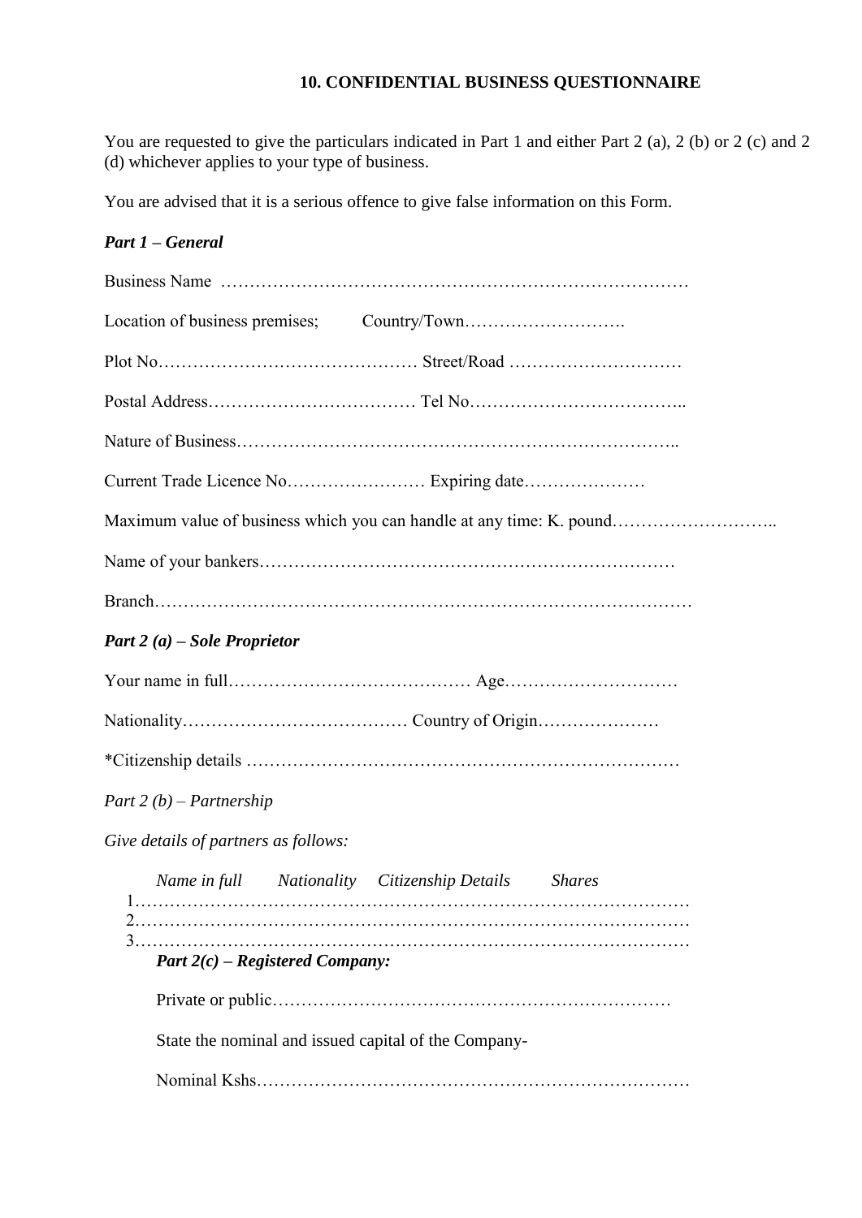## 10. CONFIDENTIAL BUSINESS QUESTIONNAIRE

You are requested to give the particulars indicated in Part 1 and either Part 2 (a), 2 (b) or 2 (c) and 2 (d) whichever applies to your type of business.

You are advised that it is a serious offence to give false information on this Form.

***Part 1 – General***

Business Name ………………………………………………………………………

Location of business premises; Country/Town……………………….

Plot No……………………………………… Street/Road …………………………

Postal Address……………………………… Tel No………………………………..

Nature of Business………………………………………………………………..

Current Trade Licence No…………………… Expiring date…………………

Maximum value of business which you can handle at any time: K. pound………………………..

Name of your bankers……………………………………………………………

Branch………………………………………………………………………………

***Part 2 (a) – Sole Proprietor***

Your name in full…………………………………… Age…………………………

Nationality………………………………… Country of Origin…………………

*Citizenship details …………………………………………………………………

*Part 2 (b) – Partnership*

*Give details of partners as follows:*

*Name in full* *Nationality* *Citizenship Details* *Shares*

1………………………………………………………………………………………

2………………………………………………………………………………………

3………………………………………………………………………………………

***Part 2(c) – Registered Company:***

Private or public……………………………………………………………

State the nominal and issued capital of the Company-

Nominal Kshs………………………………………………………………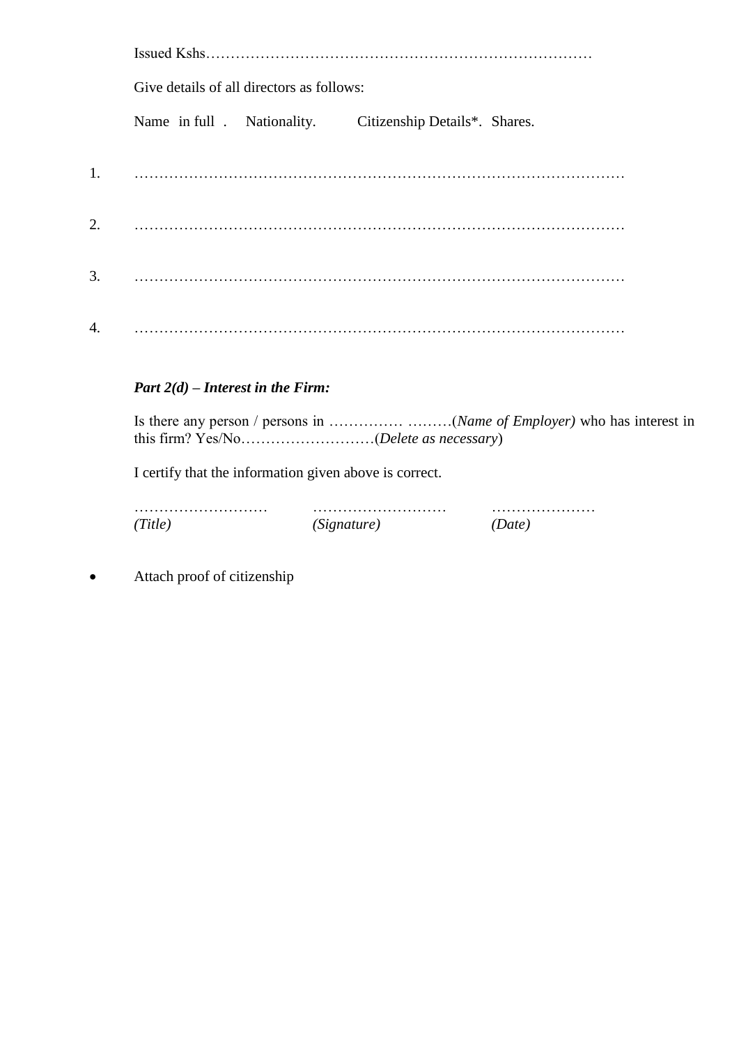Issued Kshs…………………………………………………………………………

Give details of all directors as follows:

Name in full . Nationality. Citizenship Details*. Shares.

1. ………………………………………………………………………………………

2. ………………………………………………………………………………………

3. ………………………………………………………………………………………

4. ………………………………………………………………………………………

***Part 2(d) – Interest in the Firm:***

Is there any person / persons in …………… ………(*Name of Employer)* who has interest in this firm? Yes/No………………………(*Delete as necessary*)

I certify that the information given above is correct.

……………………… ……………………… …………………
*(Title)* *(Signature)* *(Date)*

- Attach proof of citizenship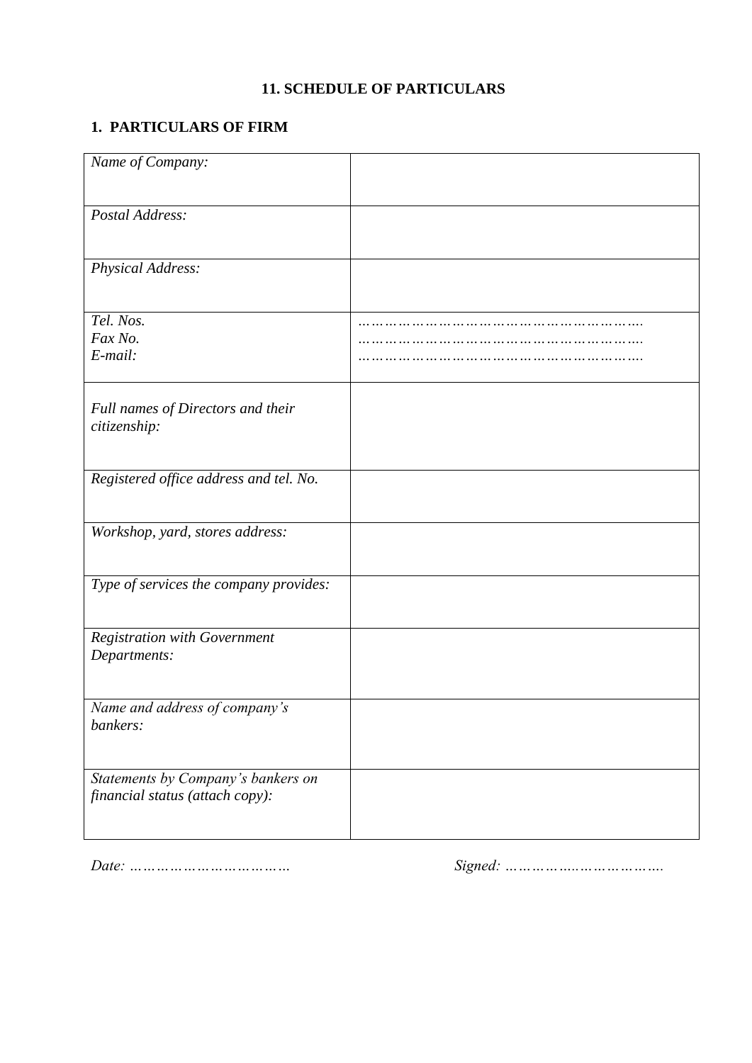# 11. SCHEDULE OF PARTICULARS

## 1. PARTICULARS OF FIRM

| | |
|---|---|
| *Name of Company:* | |
| *Postal Address:* | |
| *Physical Address:* | |
| *Tel. Nos.*<br>*Fax No.*<br>*E-mail:* | ……………………………………………….<br>……………………………………………….<br>………………………………………………. |
| *Full names of Directors and their citizenship:* | |
| *Registered office address and tel. No.* | |
| *Workshop, yard, stores address:* | |
| *Type of services the company provides:* | |
| *Registration with Government Departments:* | |
| *Name and address of company's bankers:* | |
| *Statements by Company's bankers on financial status (attach copy):* | |

*Date: ……………………………*   *Signed: ……………..……………….*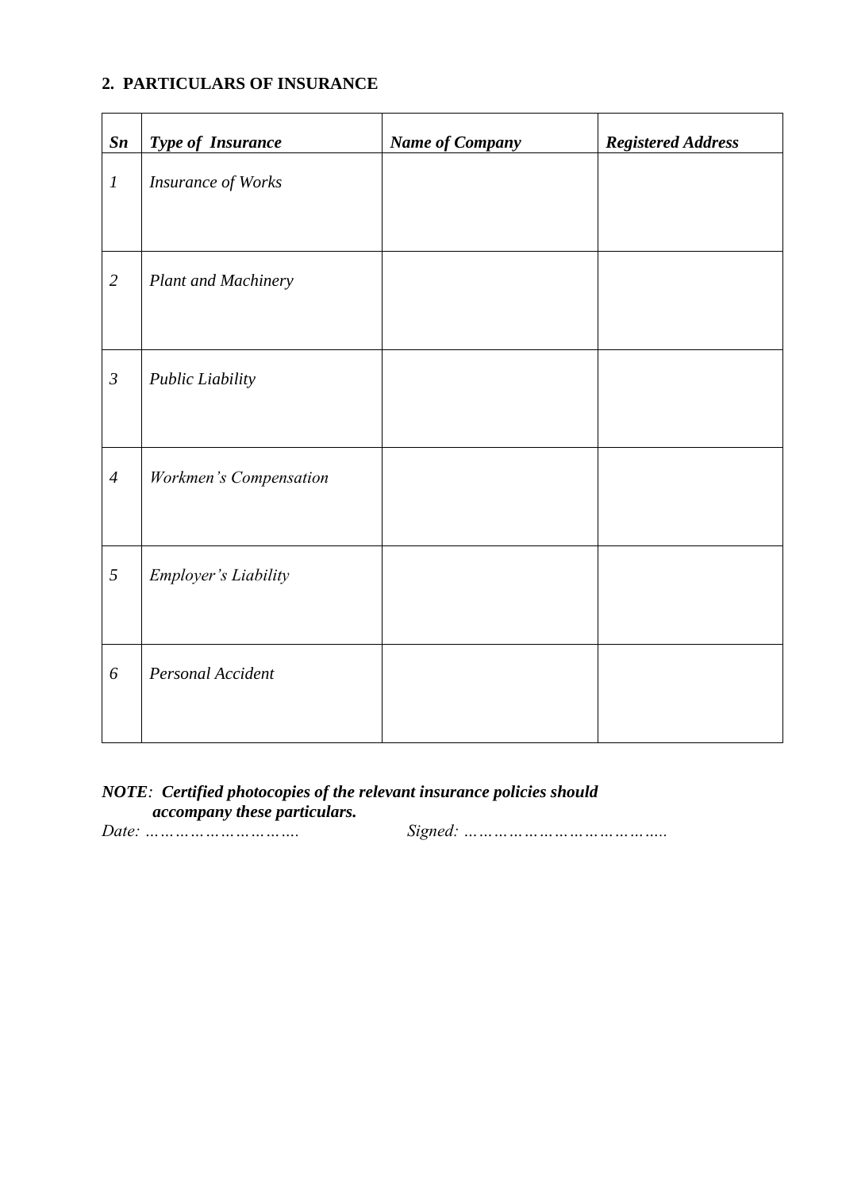## 2. PARTICULARS OF INSURANCE

| ***Sn*** | ***Type of Insurance*** | ***Name of Company*** | ***Registered Address*** |
|---|---|---|---|
| *1* | *Insurance of Works* | | |
| *2* | *Plant and Machinery* | | |
| *3* | *Public Liability* | | |
| *4* | *Workmen's Compensation* | | |
| *5* | *Employer's Liability* | | |
| *6* | *Personal Accident* | | |

***NOTE**: **Certified photocopies of the relevant insurance policies should accompany these particulars.***

*Date: ………………………….* *Signed: …………………………………..*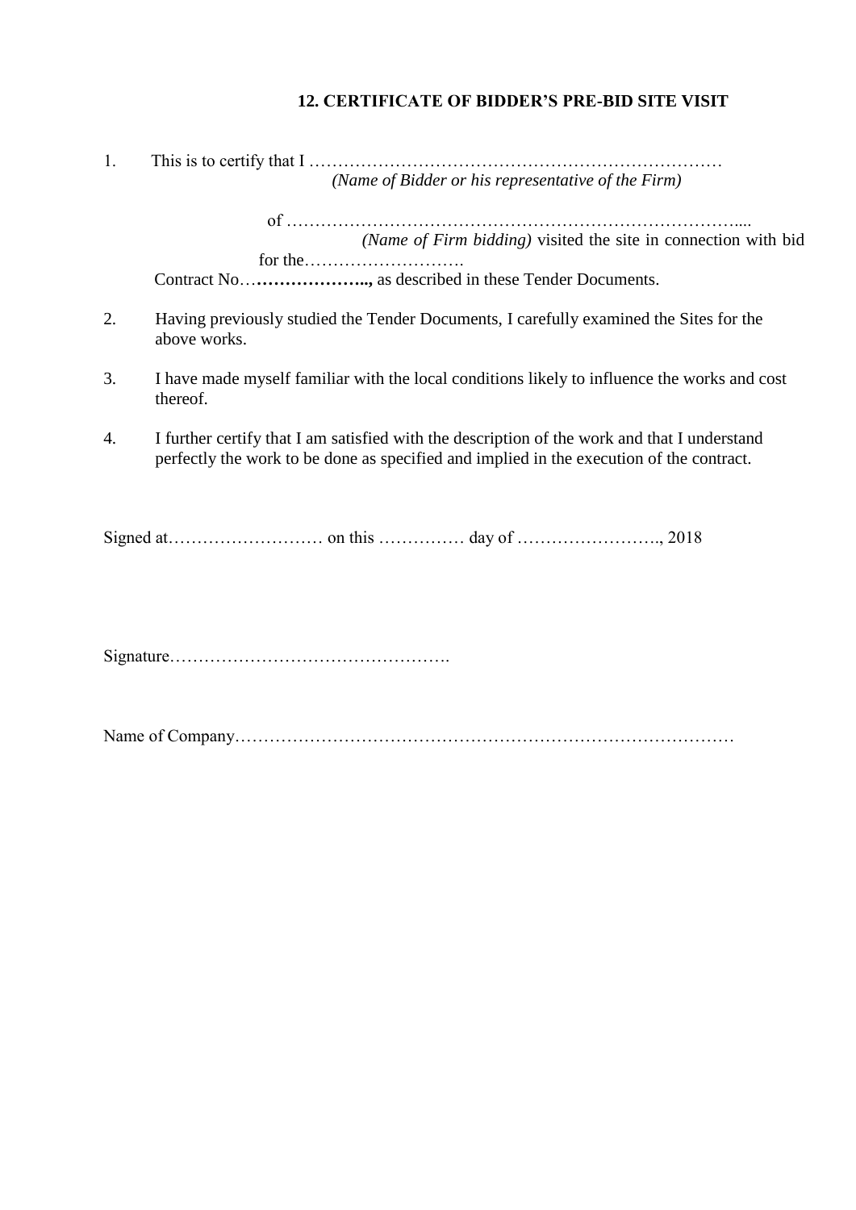## 12. CERTIFICATE OF BIDDER'S PRE-BID SITE VISIT

1. This is to certify that I ………………………………………………………………
   *(Name of Bidder or his representative of the Firm)*

   of ……………………………………………………………………....
   *(Name of Firm bidding)* visited the site in connection with bid for the……………………….
   Contract No…**………………..,** as described in these Tender Documents.

2. Having previously studied the Tender Documents, I carefully examined the Sites for the above works.

3. I have made myself familiar with the local conditions likely to influence the works and cost thereof.

4. I further certify that I am satisfied with the description of the work and that I understand perfectly the work to be done as specified and implied in the execution of the contract.

Signed at……………………… on this …………… day of ……………………., 2018

Signature………………………………………….

Name of Company……………………………………………………………………………